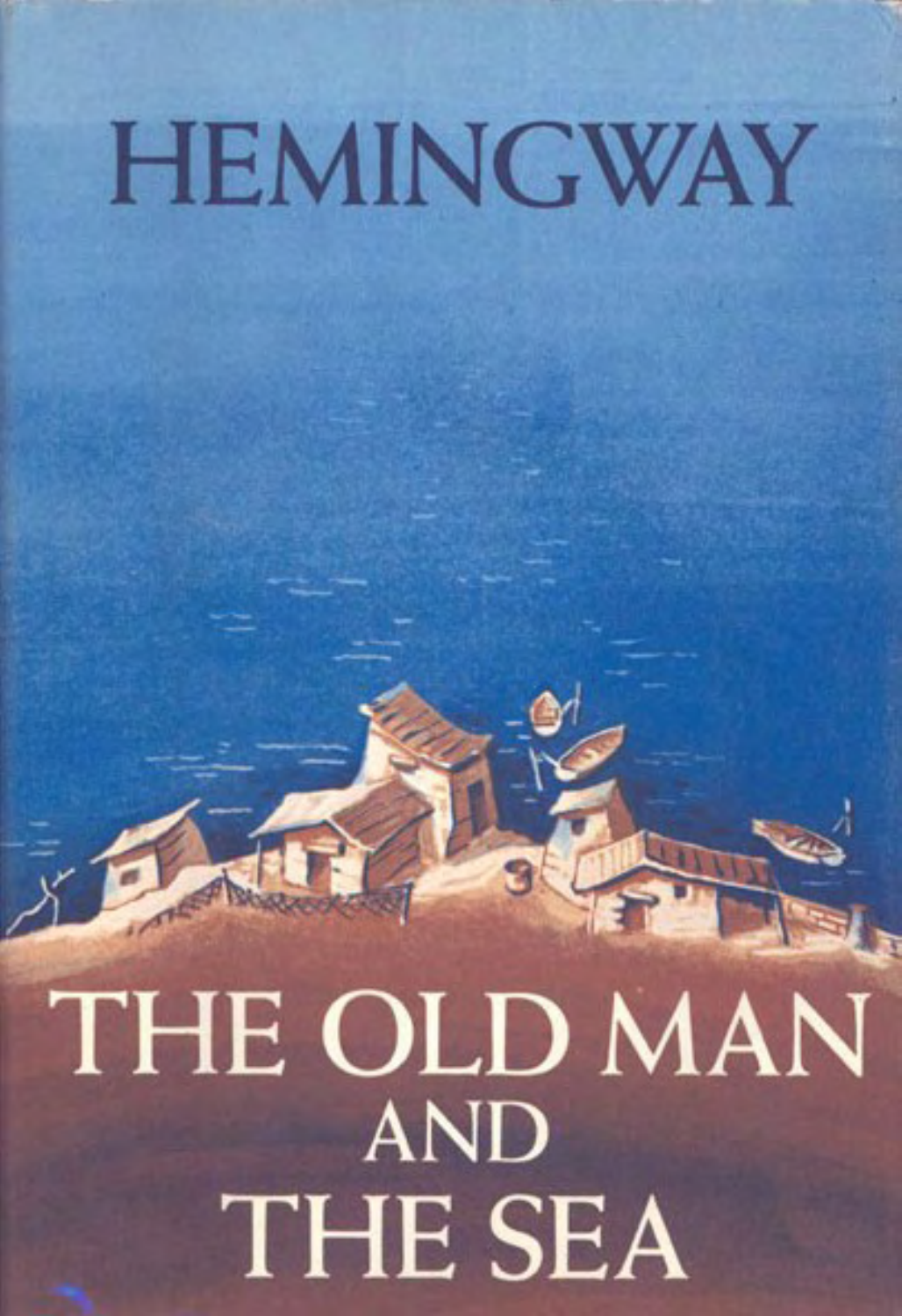# HEMINGWAY

# THE OLD MAN AND THE SEA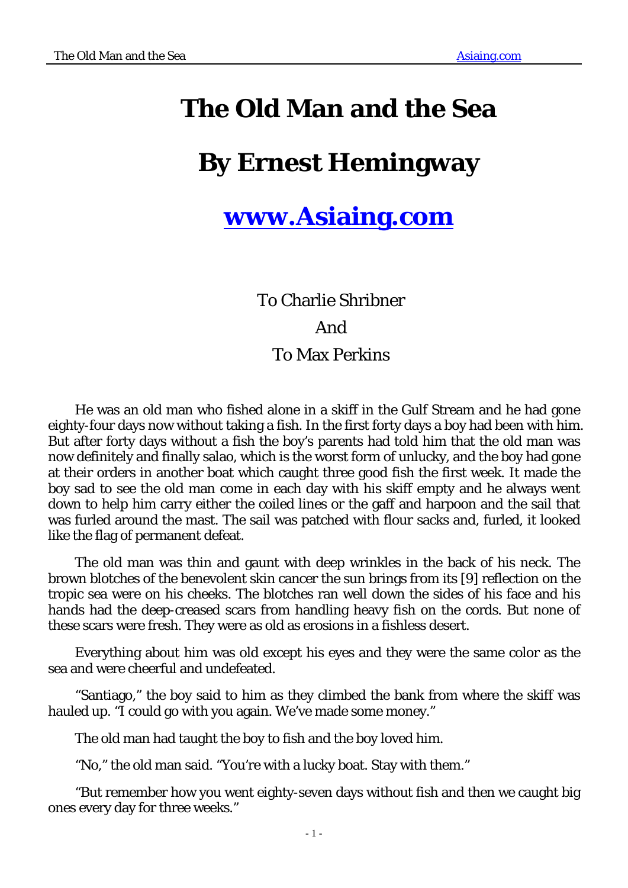# The Old Man and the Sea

# By Ernest Hemingway

## [www.Asiaing.com](http://www.Asiaing.com)

To Charlie Shribner

And

To Max Perkins

He was an old man who fished alone in a skiff in the Gulf Stream and he had gone eighty-four days now without taking a fish. In the first forty days a boy had been with him. But after forty days without a fish the boy's parents had told him that the old man was now definitely and finally salao, which is the worst form of unlucky, and the boy had gone at their orders in another boat which caught three good fish the first week. It made the boy sad to see the old man come in each day with his skiff empty and he always went down to help him carry either the coiled lines or the gaff and harpoon and the sail that was furled around the mast. The sail was patched with flour sacks and, furled, it looked like the flag of permanent defeat.

The old man was thin and gaunt with deep wrinkles in the back of his neck. The brown blotches of the benevolent skin cancer the sun brings from its [9] reflection on the tropic sea were on his cheeks. The blotches ran well down the sides of his face and his hands had the deep-creased scars from handling heavy fish on the cords. But none of these scars were fresh. They were as old as erosions in a fishless desert.

Everything about him was old except his eyes and they were the same color as the sea and were cheerful and undefeated.

"Santiago," the boy said to him as they climbed the bank from where the skiff was hauled up. "I could go with you again. We've made some money."

The old man had taught the boy to fish and the boy loved him.

"No," the old man said. "You're with a lucky boat. Stay with them."

"But remember how you went eighty-seven days without fish and then we caught big ones every day for three weeks."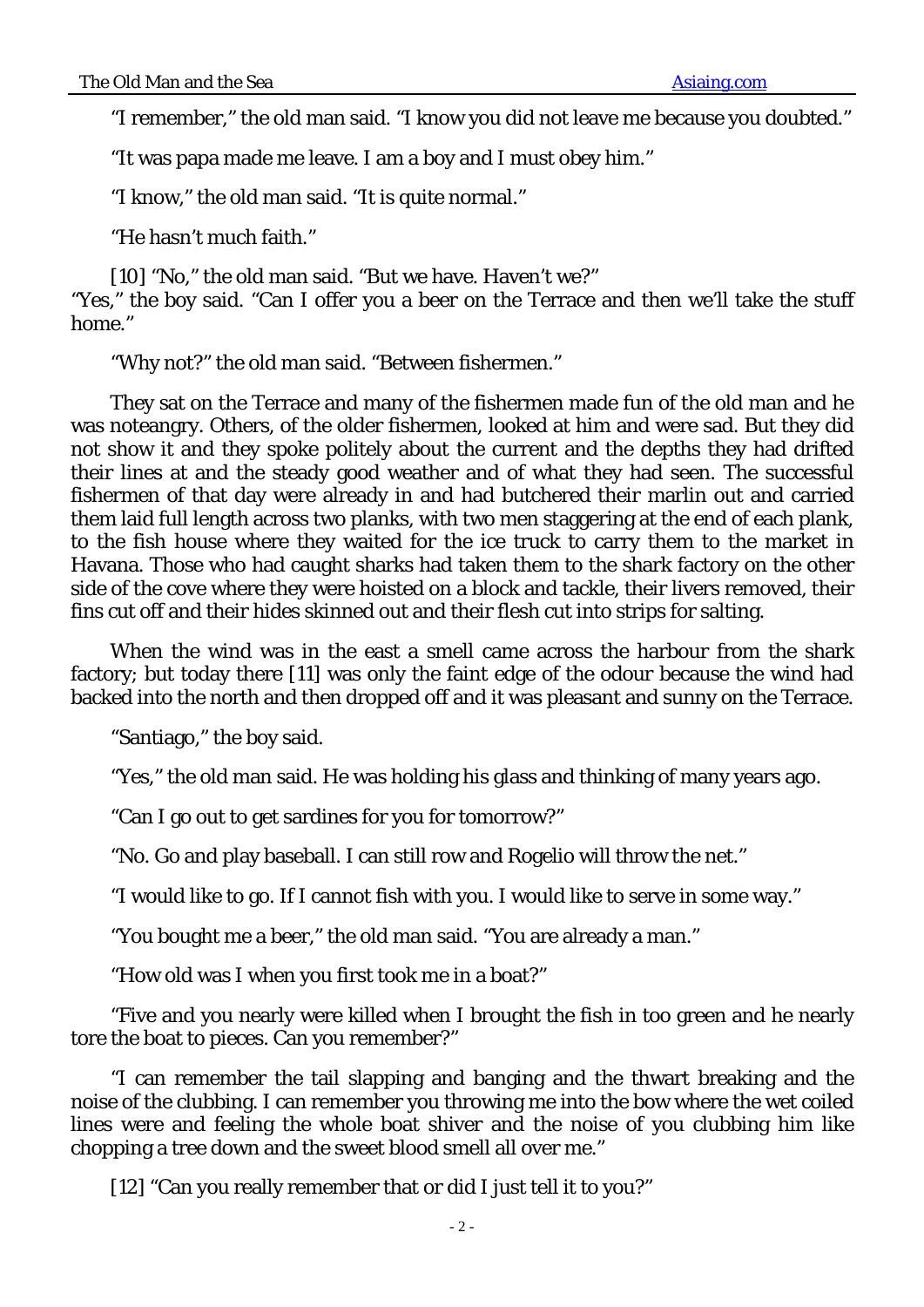"I remember," the old man said. "I know you did not leave me because you doubted."

"It was papa made me leave. I am a boy and I must obey him."

"I know," the old man said. "It is quite normal."

"He hasn't much faith."

[10] "No," the old man said. "But we have. Haven't we?"
"Yes," the boy said. "Can I offer you a beer on the Terrace and then we'll take the stuff home."

"Why not?" the old man said. "Between fishermen."

They sat on the Terrace and many of the fishermen made fun of the old man and he was noteangry. Others, of the older fishermen, looked at him and were sad. But they did not show it and they spoke politely about the current and the depths they had drifted their lines at and the steady good weather and of what they had seen. The successful fishermen of that day were already in and had butchered their marlin out and carried them laid full length across two planks, with two men staggering at the end of each plank, to the fish house where they waited for the ice truck to carry them to the market in Havana. Those who had caught sharks had taken them to the shark factory on the other side of the cove where they were hoisted on a block and tackle, their livers removed, their fins cut off and their hides skinned out and their flesh cut into strips for salting.

When the wind was in the east a smell came across the harbour from the shark factory; but today there [11] was only the faint edge of the odour because the wind had backed into the north and then dropped off and it was pleasant and sunny on the Terrace.

"Santiago," the boy said.

"Yes," the old man said. He was holding his glass and thinking of many years ago.

"Can I go out to get sardines for you for tomorrow?"

"No. Go and play baseball. I can still row and Rogelio will throw the net."

"I would like to go. If I cannot fish with you. I would like to serve in some way."

"You bought me a beer," the old man said. "You are already a man."

"How old was I when you first took me in a boat?"

"Five and you nearly were killed when I brought the fish in too green and he nearly tore the boat to pieces. Can you remember?"

"I can remember the tail slapping and banging and the thwart breaking and the noise of the clubbing. I can remember you throwing me into the bow where the wet coiled lines were and feeling the whole boat shiver and the noise of you clubbing him like chopping a tree down and the sweet blood smell all over me."

[12] "Can you really remember that or did I just tell it to you?"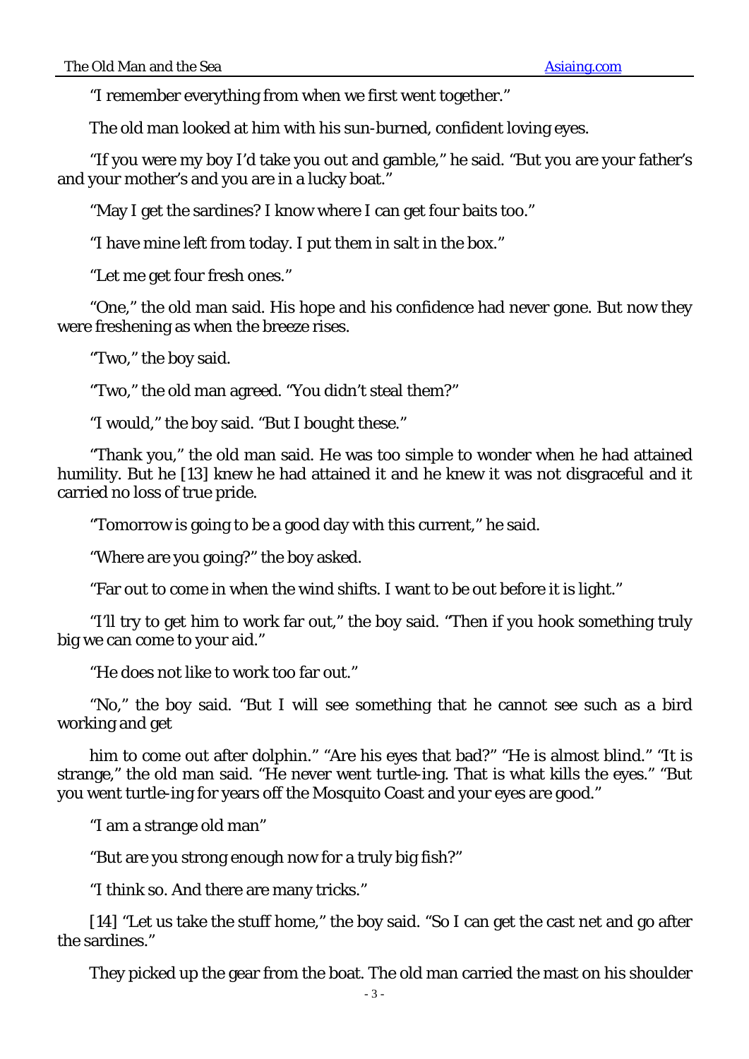"I remember everything from when we first went together."

The old man looked at him with his sun-burned, confident loving eyes.

"If you were my boy I'd take you out and gamble," he said. "But you are your father's and your mother's and you are in a lucky boat."

"May I get the sardines? I know where I can get four baits too."

"I have mine left from today. I put them in salt in the box."

"Let me get four fresh ones."

"One," the old man said. His hope and his confidence had never gone. But now they were freshening as when the breeze rises.

"Two," the boy said.

"Two," the old man agreed. "You didn't steal them?"

"I would," the boy said. "But I bought these."

"Thank you," the old man said. He was too simple to wonder when he had attained humility. But he [13] knew he had attained it and he knew it was not disgraceful and it carried no loss of true pride.

"Tomorrow is going to be a good day with this current," he said.

"Where are you going?" the boy asked.

"Far out to come in when the wind shifts. I want to be out before it is light."

"I'll try to get him to work far out," the boy said. "Then if you hook something truly big we can come to your aid."

"He does not like to work too far out."

"No," the boy said. "But I will see something that he cannot see such as a bird working and get

him to come out after dolphin." "Are his eyes that bad?" "He is almost blind." "It is strange," the old man said. "He never went turtle-ing. That is what kills the eyes." "But you went turtle-ing for years off the Mosquito Coast and your eyes are good."

"I am a strange old man"

"But are you strong enough now for a truly big fish?"

"I think so. And there are many tricks."

[14] "Let us take the stuff home," the boy said. "So I can get the cast net and go after the sardines."

They picked up the gear from the boat. The old man carried the mast on his shoulder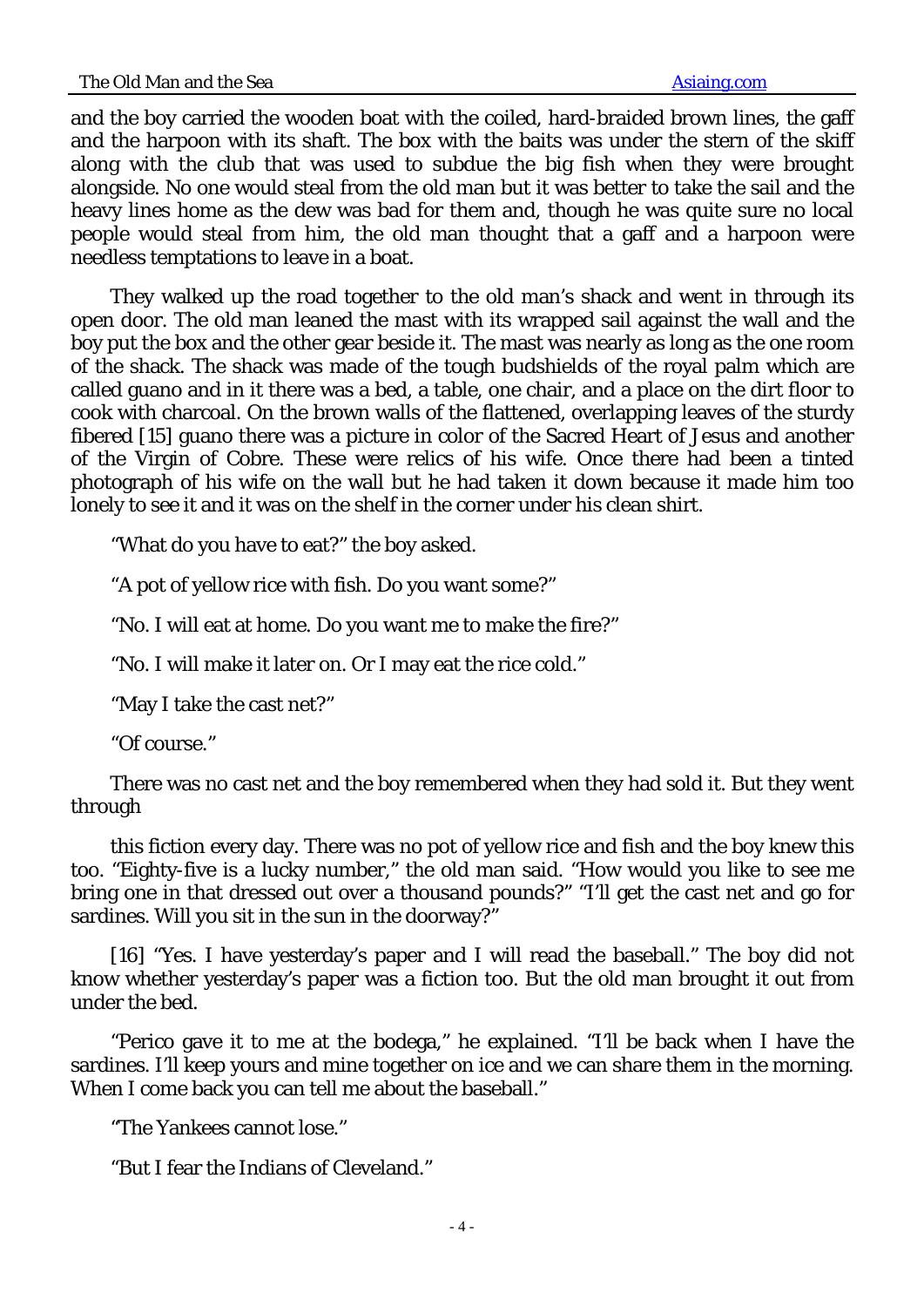and the boy carried the wooden boat with the coiled, hard-braided brown lines, the gaff and the harpoon with its shaft. The box with the baits was under the stern of the skiff along with the club that was used to subdue the big fish when they were brought alongside. No one would steal from the old man but it was better to take the sail and the heavy lines home as the dew was bad for them and, though he was quite sure no local people would steal from him, the old man thought that a gaff and a harpoon were needless temptations to leave in a boat.

They walked up the road together to the old man's shack and went in through its open door. The old man leaned the mast with its wrapped sail against the wall and the boy put the box and the other gear beside it. The mast was nearly as long as the one room of the shack. The shack was made of the tough budshields of the royal palm which are called guano and in it there was a bed, a table, one chair, and a place on the dirt floor to cook with charcoal. On the brown walls of the flattened, overlapping leaves of the sturdy fibered [15] guano there was a picture in color of the Sacred Heart of Jesus and another of the Virgin of Cobre. These were relics of his wife. Once there had been a tinted photograph of his wife on the wall but he had taken it down because it made him too lonely to see it and it was on the shelf in the corner under his clean shirt.

"What do you have to eat?" the boy asked.

"A pot of yellow rice with fish. Do you want some?"

"No. I will eat at home. Do you want me to make the fire?"

"No. I will make it later on. Or I may eat the rice cold."

"May I take the cast net?"

"Of course."

There was no cast net and the boy remembered when they had sold it. But they went through

this fiction every day. There was no pot of yellow rice and fish and the boy knew this too. "Eighty-five is a lucky number," the old man said. "How would you like to see me bring one in that dressed out over a thousand pounds?" "I'll get the cast net and go for sardines. Will you sit in the sun in the doorway?"

[16] "Yes. I have yesterday's paper and I will read the baseball." The boy did not know whether yesterday's paper was a fiction too. But the old man brought it out from under the bed.

"Perico gave it to me at the bodega," he explained. "I'll be back when I have the sardines. I'll keep yours and mine together on ice and we can share them in the morning. When I come back you can tell me about the baseball."

"The Yankees cannot lose."

"But I fear the Indians of Cleveland."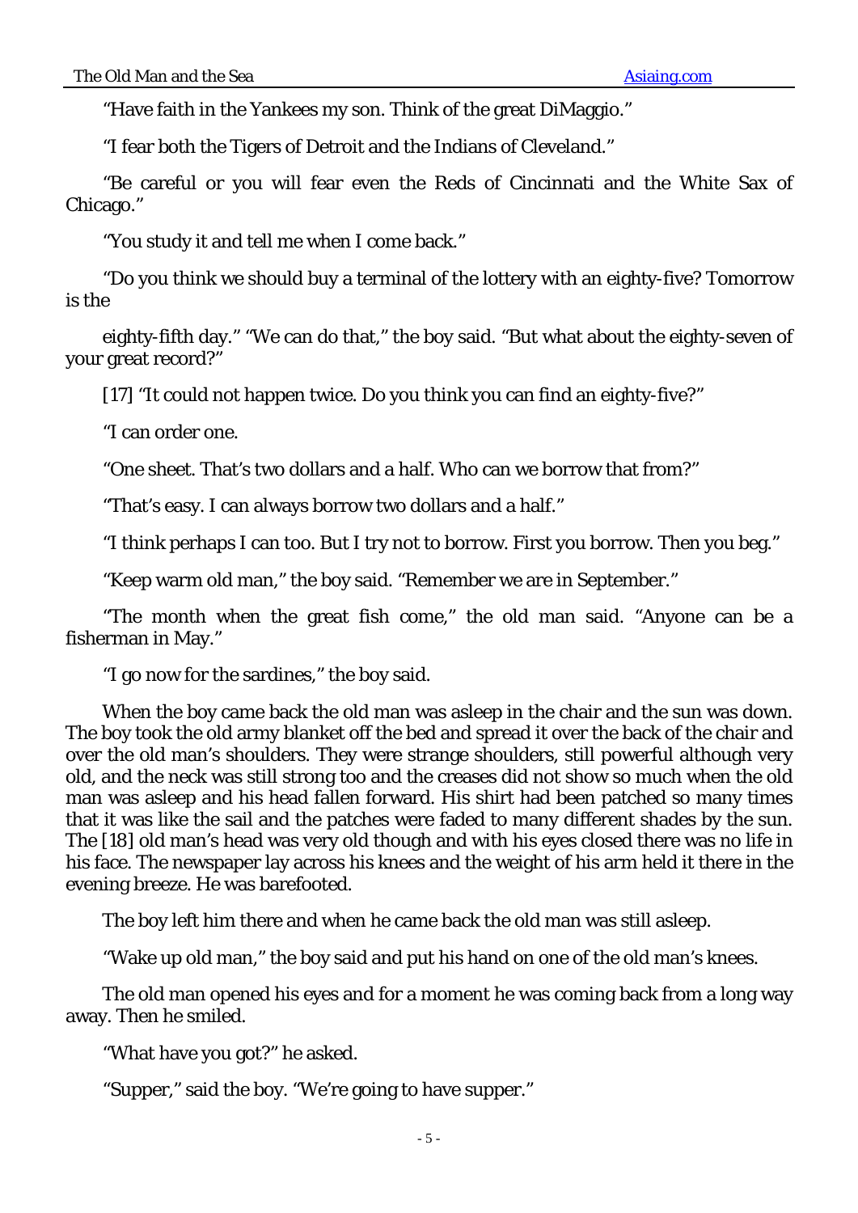"Have faith in the Yankees my son. Think of the great DiMaggio."

"I fear both the Tigers of Detroit and the Indians of Cleveland."

"Be careful or you will fear even the Reds of Cincinnati and the White Sax of Chicago."

"You study it and tell me when I come back."

"Do you think we should buy a terminal of the lottery with an eighty-five? Tomorrow is the

eighty-fifth day." "We can do that," the boy said. "But what about the eighty-seven of your great record?"

[17] "It could not happen twice. Do you think you can find an eighty-five?"

"I can order one.

"One sheet. That's two dollars and a half. Who can we borrow that from?"

"That's easy. I can always borrow two dollars and a half."

"I think perhaps I can too. But I try not to borrow. First you borrow. Then you beg."

"Keep warm old man," the boy said. "Remember we are in September."

"The month when the great fish come," the old man said. "Anyone can be a fisherman in May."

"I go now for the sardines," the boy said.

When the boy came back the old man was asleep in the chair and the sun was down. The boy took the old army blanket off the bed and spread it over the back of the chair and over the old man's shoulders. They were strange shoulders, still powerful although very old, and the neck was still strong too and the creases did not show so much when the old man was asleep and his head fallen forward. His shirt had been patched so many times that it was like the sail and the patches were faded to many different shades by the sun. The [18] old man's head was very old though and with his eyes closed there was no life in his face. The newspaper lay across his knees and the weight of his arm held it there in the evening breeze. He was barefooted.

The boy left him there and when he came back the old man was still asleep.

"Wake up old man," the boy said and put his hand on one of the old man's knees.

The old man opened his eyes and for a moment he was coming back from a long way away. Then he smiled.

"What have you got?" he asked.

"Supper," said the boy. "We're going to have supper."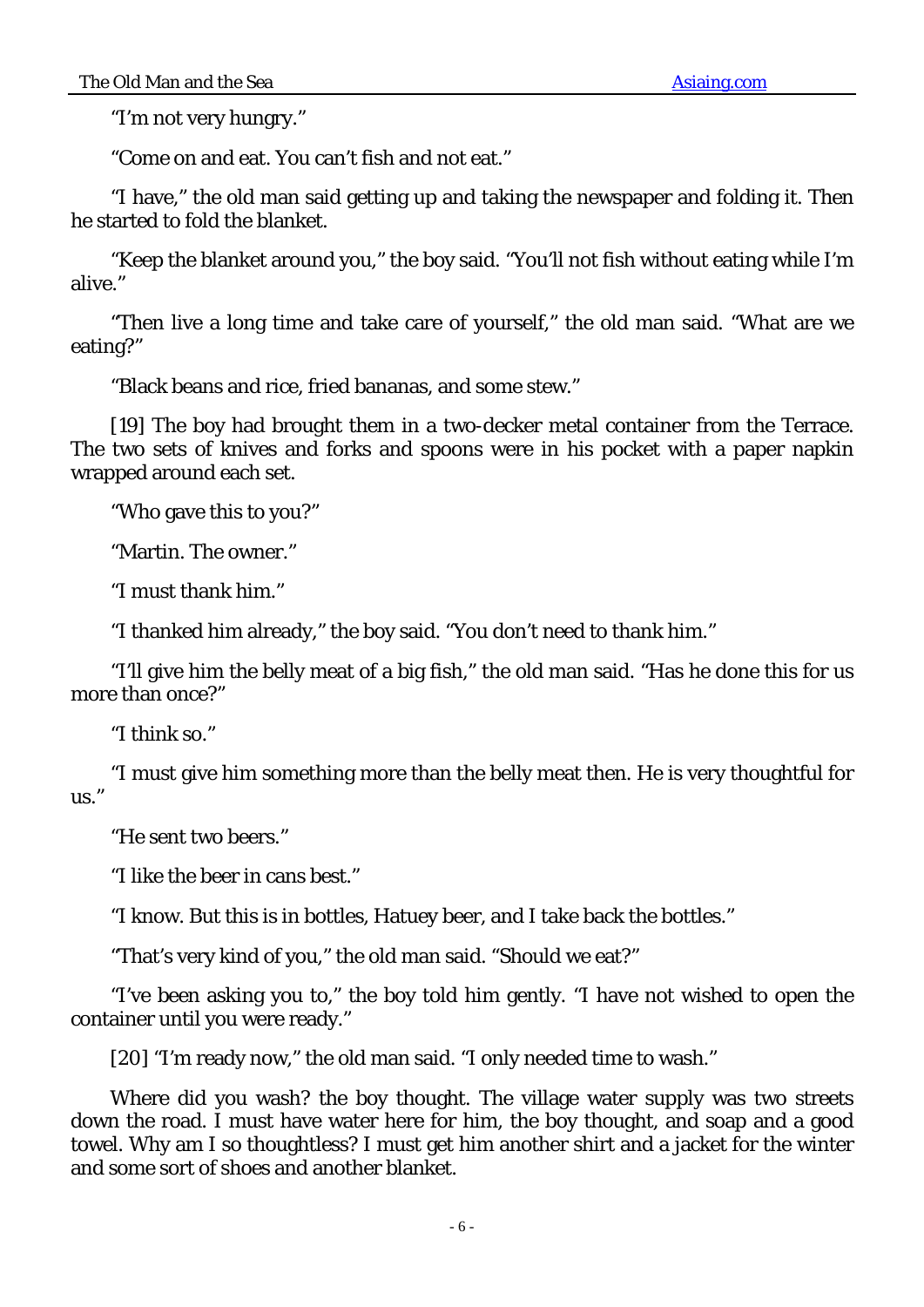"I'm not very hungry."

"Come on and eat. You can't fish and not eat."

"I have," the old man said getting up and taking the newspaper and folding it. Then he started to fold the blanket.

"Keep the blanket around you," the boy said. "You'll not fish without eating while I'm alive."

"Then live a long time and take care of yourself," the old man said. "What are we eating?"

"Black beans and rice, fried bananas, and some stew."

[19] The boy had brought them in a two-decker metal container from the Terrace. The two sets of knives and forks and spoons were in his pocket with a paper napkin wrapped around each set.

"Who gave this to you?"

"Martin. The owner."

"I must thank him."

"I thanked him already," the boy said. "You don't need to thank him."

"I'll give him the belly meat of a big fish," the old man said. "Has he done this for us more than once?"

"I think so."

"I must give him something more than the belly meat then. He is very thoughtful for us."

"He sent two beers."

"I like the beer in cans best."

"I know. But this is in bottles, Hatuey beer, and I take back the bottles."

"That's very kind of you," the old man said. "Should we eat?"

"I've been asking you to," the boy told him gently. "I have not wished to open the container until you were ready."

[20] "I'm ready now," the old man said. "I only needed time to wash."

Where did you wash? the boy thought. The village water supply was two streets down the road. I must have water here for him, the boy thought, and soap and a good towel. Why am I so thoughtless? I must get him another shirt and a jacket for the winter and some sort of shoes and another blanket.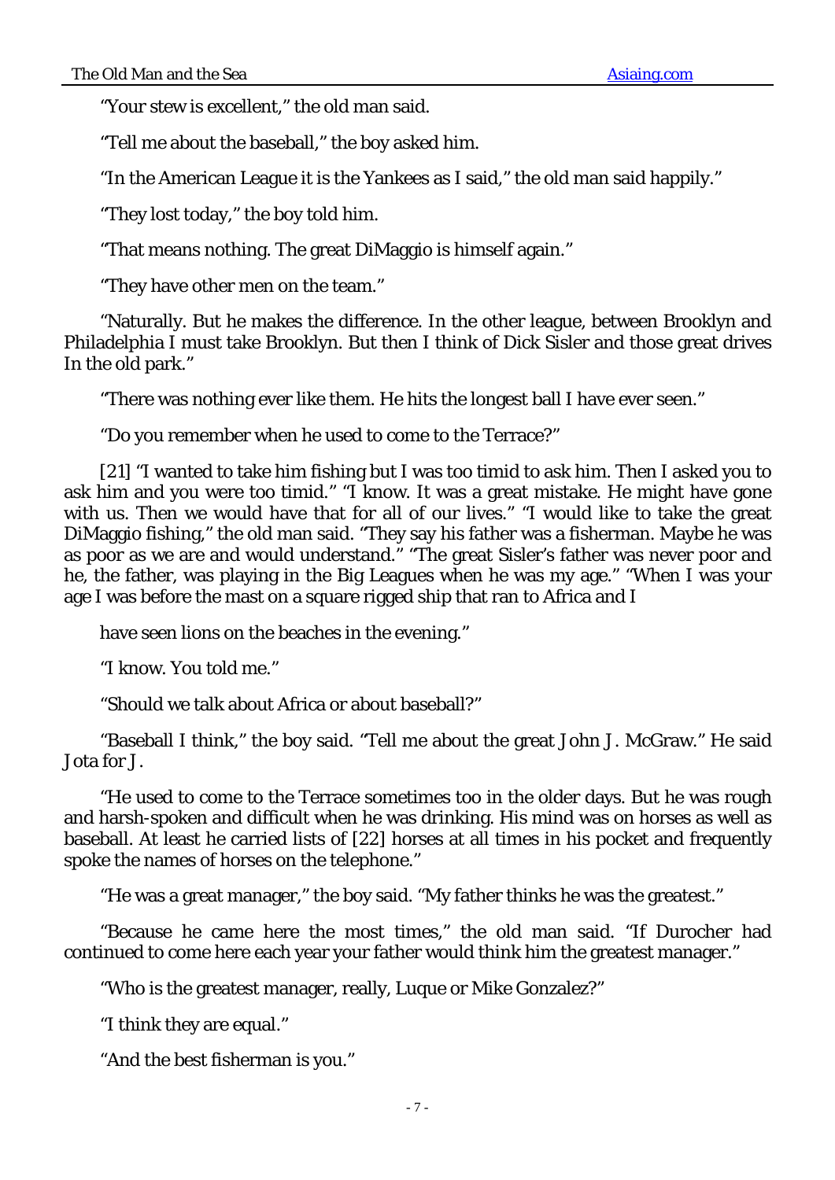"Your stew is excellent," the old man said.

"Tell me about the baseball," the boy asked him.

"In the American League it is the Yankees as I said," the old man said happily."

"They lost today," the boy told him.

"That means nothing. The great DiMaggio is himself again."

"They have other men on the team."

"Naturally. But he makes the difference. In the other league, between Brooklyn and Philadelphia I must take Brooklyn. But then I think of Dick Sisler and those great drives In the old park."

"There was nothing ever like them. He hits the longest ball I have ever seen."

"Do you remember when he used to come to the Terrace?"

[21] "I wanted to take him fishing but I was too timid to ask him. Then I asked you to ask him and you were too timid." "I know. It was a great mistake. He might have gone with us. Then we would have that for all of our lives." "I would like to take the great DiMaggio fishing," the old man said. "They say his father was a fisherman. Maybe he was as poor as we are and would understand." "The great Sisler's father was never poor and he, the father, was playing in the Big Leagues when he was my age." "When I was your age I was before the mast on a square rigged ship that ran to Africa and I

have seen lions on the beaches in the evening."

"I know. You told me."

"Should we talk about Africa or about baseball?"

"Baseball I think," the boy said. "Tell me about the great John J. McGraw." He said Jota for J.

"He used to come to the Terrace sometimes too in the older days. But he was rough and harsh-spoken and difficult when he was drinking. His mind was on horses as well as baseball. At least he carried lists of [22] horses at all times in his pocket and frequently spoke the names of horses on the telephone."

"He was a great manager," the boy said. "My father thinks he was the greatest."

"Because he came here the most times," the old man said. "If Durocher had continued to come here each year your father would think him the greatest manager."

"Who is the greatest manager, really, Luque or Mike Gonzalez?"

"I think they are equal."

"And the best fisherman is you."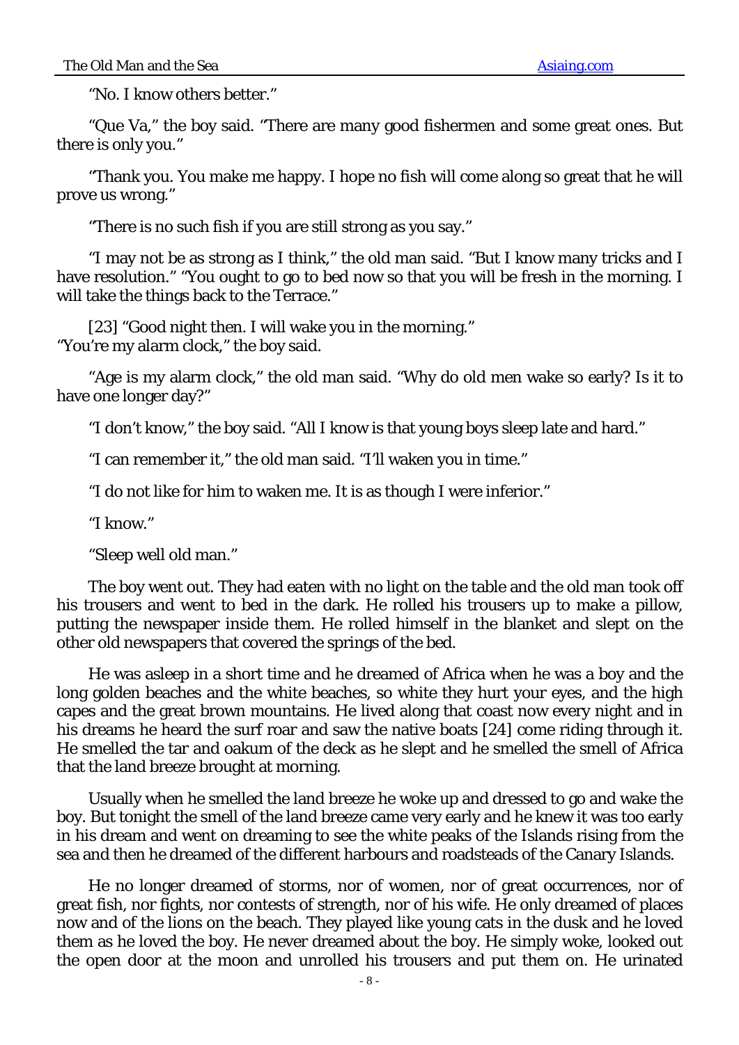"No. I know others better."

"Que Va," the boy said. "There are many good fishermen and some great ones. But there is only you."

"Thank you. You make me happy. I hope no fish will come along so great that he will prove us wrong."

"There is no such fish if you are still strong as you say."

"I may not be as strong as I think," the old man said. "But I know many tricks and I have resolution." "You ought to go to bed now so that you will be fresh in the morning. I will take the things back to the Terrace."

[23] "Good night then. I will wake you in the morning."
"You're my alarm clock," the boy said.

"Age is my alarm clock," the old man said. "Why do old men wake so early? Is it to have one longer day?"

"I don't know," the boy said. "All I know is that young boys sleep late and hard."

"I can remember it," the old man said. "I'll waken you in time."

"I do not like for him to waken me. It is as though I were inferior."

"I know."

"Sleep well old man."

The boy went out. They had eaten with no light on the table and the old man took off his trousers and went to bed in the dark. He rolled his trousers up to make a pillow, putting the newspaper inside them. He rolled himself in the blanket and slept on the other old newspapers that covered the springs of the bed.

He was asleep in a short time and he dreamed of Africa when he was a boy and the long golden beaches and the white beaches, so white they hurt your eyes, and the high capes and the great brown mountains. He lived along that coast now every night and in his dreams he heard the surf roar and saw the native boats [24] come riding through it. He smelled the tar and oakum of the deck as he slept and he smelled the smell of Africa that the land breeze brought at morning.

Usually when he smelled the land breeze he woke up and dressed to go and wake the boy. But tonight the smell of the land breeze came very early and he knew it was too early in his dream and went on dreaming to see the white peaks of the Islands rising from the sea and then he dreamed of the different harbours and roadsteads of the Canary Islands.

He no longer dreamed of storms, nor of women, nor of great occurrences, nor of great fish, nor fights, nor contests of strength, nor of his wife. He only dreamed of places now and of the lions on the beach. They played like young cats in the dusk and he loved them as he loved the boy. He never dreamed about the boy. He simply woke, looked out the open door at the moon and unrolled his trousers and put them on. He urinated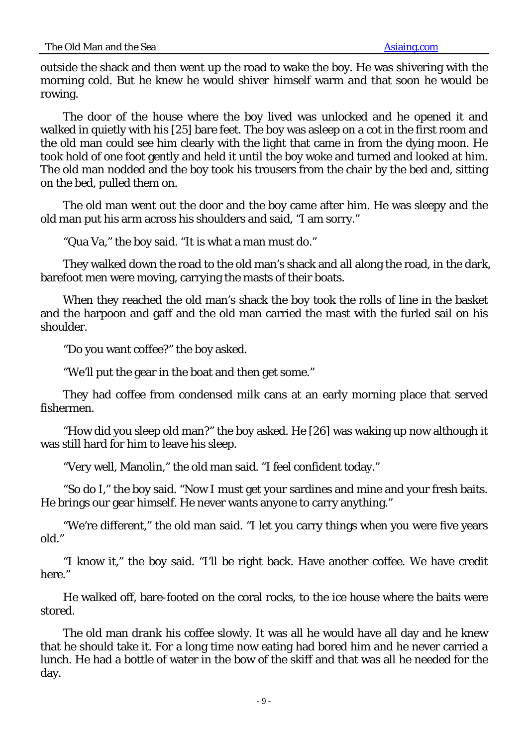outside the shack and then went up the road to wake the boy. He was shivering with the morning cold. But he knew he would shiver himself warm and that soon he would be rowing.

The door of the house where the boy lived was unlocked and he opened it and walked in quietly with his [25] bare feet. The boy was asleep on a cot in the first room and the old man could see him clearly with the light that came in from the dying moon. He took hold of one foot gently and held it until the boy woke and turned and looked at him. The old man nodded and the boy took his trousers from the chair by the bed and, sitting on the bed, pulled them on.

The old man went out the door and the boy came after him. He was sleepy and the old man put his arm across his shoulders and said, "I am sorry."

"Qua Va," the boy said. "It is what a man must do."

They walked down the road to the old man's shack and all along the road, in the dark, barefoot men were moving, carrying the masts of their boats.

When they reached the old man's shack the boy took the rolls of line in the basket and the harpoon and gaff and the old man carried the mast with the furled sail on his shoulder.

"Do you want coffee?" the boy asked.

"We'll put the gear in the boat and then get some."

They had coffee from condensed milk cans at an early morning place that served fishermen.

"How did you sleep old man?" the boy asked. He [26] was waking up now although it was still hard for him to leave his sleep.

"Very well, Manolin," the old man said. "I feel confident today."

"So do I," the boy said. "Now I must get your sardines and mine and your fresh baits. He brings our gear himself. He never wants anyone to carry anything."

"We're different," the old man said. "I let you carry things when you were five years old."

"I know it," the boy said. "I'll be right back. Have another coffee. We have credit here."

He walked off, bare-footed on the coral rocks, to the ice house where the baits were stored.

The old man drank his coffee slowly. It was all he would have all day and he knew that he should take it. For a long time now eating had bored him and he never carried a lunch. He had a bottle of water in the bow of the skiff and that was all he needed for the day.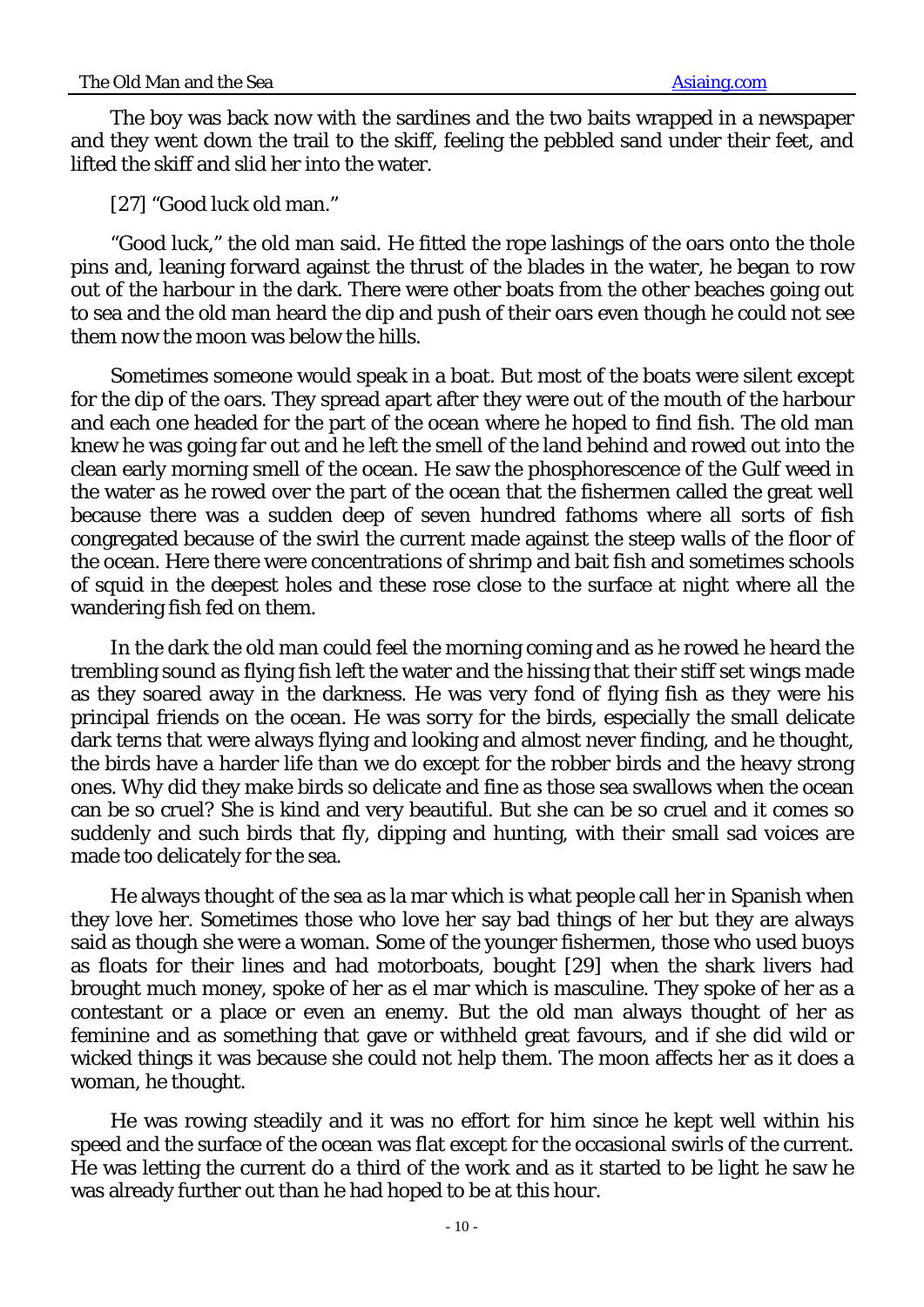The boy was back now with the sardines and the two baits wrapped in a newspaper and they went down the trail to the skiff, feeling the pebbled sand under their feet, and lifted the skiff and slid her into the water.

[27] "Good luck old man."

"Good luck," the old man said. He fitted the rope lashings of the oars onto the thole pins and, leaning forward against the thrust of the blades in the water, he began to row out of the harbour in the dark. There were other boats from the other beaches going out to sea and the old man heard the dip and push of their oars even though he could not see them now the moon was below the hills.

Sometimes someone would speak in a boat. But most of the boats were silent except for the dip of the oars. They spread apart after they were out of the mouth of the harbour and each one headed for the part of the ocean where he hoped to find fish. The old man knew he was going far out and he left the smell of the land behind and rowed out into the clean early morning smell of the ocean. He saw the phosphorescence of the Gulf weed in the water as he rowed over the part of the ocean that the fishermen called the great well because there was a sudden deep of seven hundred fathoms where all sorts of fish congregated because of the swirl the current made against the steep walls of the floor of the ocean. Here there were concentrations of shrimp and bait fish and sometimes schools of squid in the deepest holes and these rose close to the surface at night where all the wandering fish fed on them.

In the dark the old man could feel the morning coming and as he rowed he heard the trembling sound as flying fish left the water and the hissing that their stiff set wings made as they soared away in the darkness. He was very fond of flying fish as they were his principal friends on the ocean. He was sorry for the birds, especially the small delicate dark terns that were always flying and looking and almost never finding, and he thought, the birds have a harder life than we do except for the robber birds and the heavy strong ones. Why did they make birds so delicate and fine as those sea swallows when the ocean can be so cruel? She is kind and very beautiful. But she can be so cruel and it comes so suddenly and such birds that fly, dipping and hunting, with their small sad voices are made too delicately for the sea.

He always thought of the sea as la mar which is what people call her in Spanish when they love her. Sometimes those who love her say bad things of her but they are always said as though she were a woman. Some of the younger fishermen, those who used buoys as floats for their lines and had motorboats, bought [29] when the shark livers had brought much money, spoke of her as el mar which is masculine. They spoke of her as a contestant or a place or even an enemy. But the old man always thought of her as feminine and as something that gave or withheld great favours, and if she did wild or wicked things it was because she could not help them. The moon affects her as it does a woman, he thought.

He was rowing steadily and it was no effort for him since he kept well within his speed and the surface of the ocean was flat except for the occasional swirls of the current. He was letting the current do a third of the work and as it started to be light he saw he was already further out than he had hoped to be at this hour.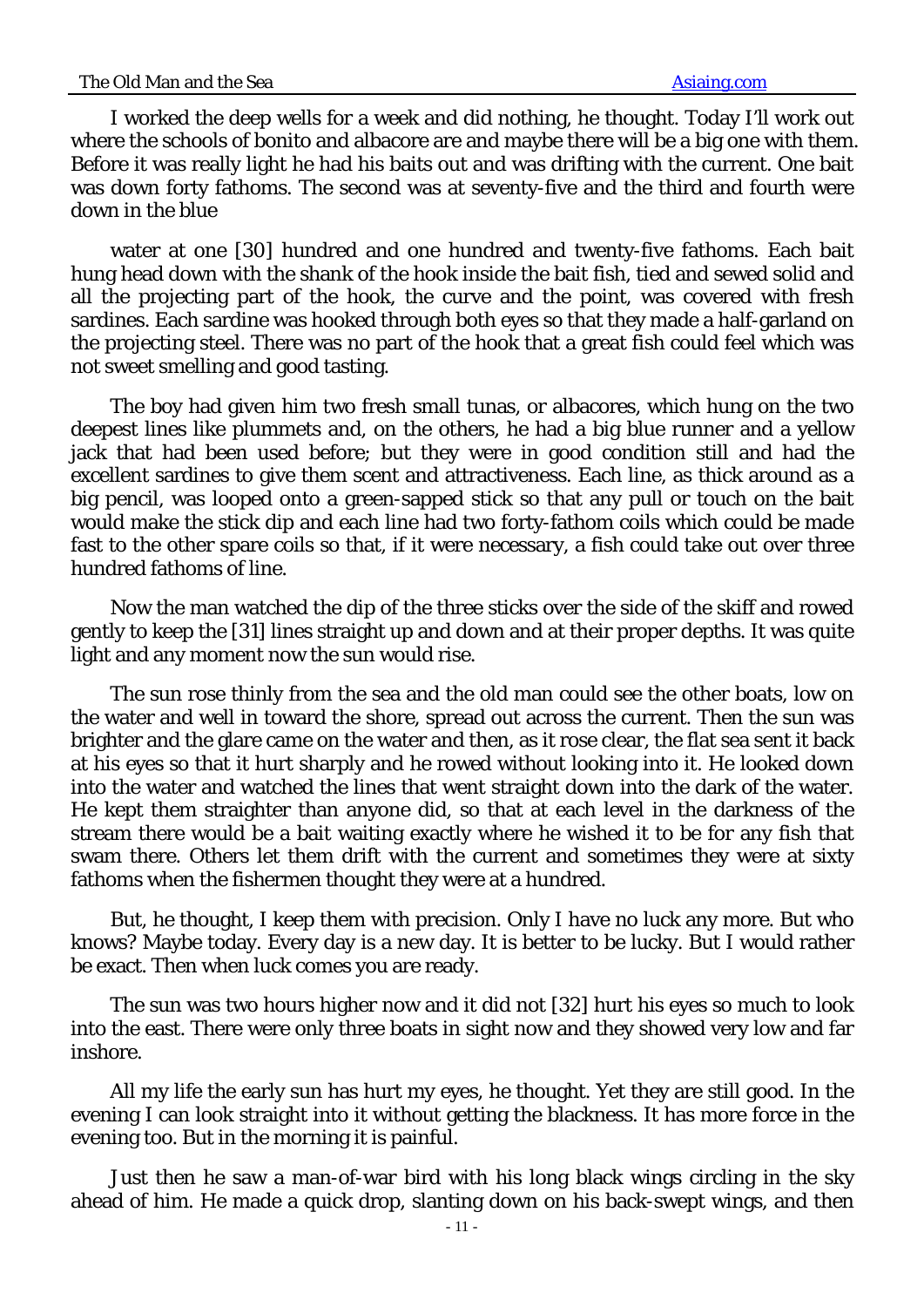I worked the deep wells for a week and did nothing, he thought. Today I'll work out where the schools of bonito and albacore are and maybe there will be a big one with them. Before it was really light he had his baits out and was drifting with the current. One bait was down forty fathoms. The second was at seventy-five and the third and fourth were down in the blue

water at one [30] hundred and one hundred and twenty-five fathoms. Each bait hung head down with the shank of the hook inside the bait fish, tied and sewed solid and all the projecting part of the hook, the curve and the point, was covered with fresh sardines. Each sardine was hooked through both eyes so that they made a half-garland on the projecting steel. There was no part of the hook that a great fish could feel which was not sweet smelling and good tasting.

The boy had given him two fresh small tunas, or albacores, which hung on the two deepest lines like plummets and, on the others, he had a big blue runner and a yellow jack that had been used before; but they were in good condition still and had the excellent sardines to give them scent and attractiveness. Each line, as thick around as a big pencil, was looped onto a green-sapped stick so that any pull or touch on the bait would make the stick dip and each line had two forty-fathom coils which could be made fast to the other spare coils so that, if it were necessary, a fish could take out over three hundred fathoms of line.

Now the man watched the dip of the three sticks over the side of the skiff and rowed gently to keep the [31] lines straight up and down and at their proper depths. It was quite light and any moment now the sun would rise.

The sun rose thinly from the sea and the old man could see the other boats, low on the water and well in toward the shore, spread out across the current. Then the sun was brighter and the glare came on the water and then, as it rose clear, the flat sea sent it back at his eyes so that it hurt sharply and he rowed without looking into it. He looked down into the water and watched the lines that went straight down into the dark of the water. He kept them straighter than anyone did, so that at each level in the darkness of the stream there would be a bait waiting exactly where he wished it to be for any fish that swam there. Others let them drift with the current and sometimes they were at sixty fathoms when the fishermen thought they were at a hundred.

But, he thought, I keep them with precision. Only I have no luck any more. But who knows? Maybe today. Every day is a new day. It is better to be lucky. But I would rather be exact. Then when luck comes you are ready.

The sun was two hours higher now and it did not [32] hurt his eyes so much to look into the east. There were only three boats in sight now and they showed very low and far inshore.

All my life the early sun has hurt my eyes, he thought. Yet they are still good. In the evening I can look straight into it without getting the blackness. It has more force in the evening too. But in the morning it is painful.

Just then he saw a man-of-war bird with his long black wings circling in the sky ahead of him. He made a quick drop, slanting down on his back-swept wings, and then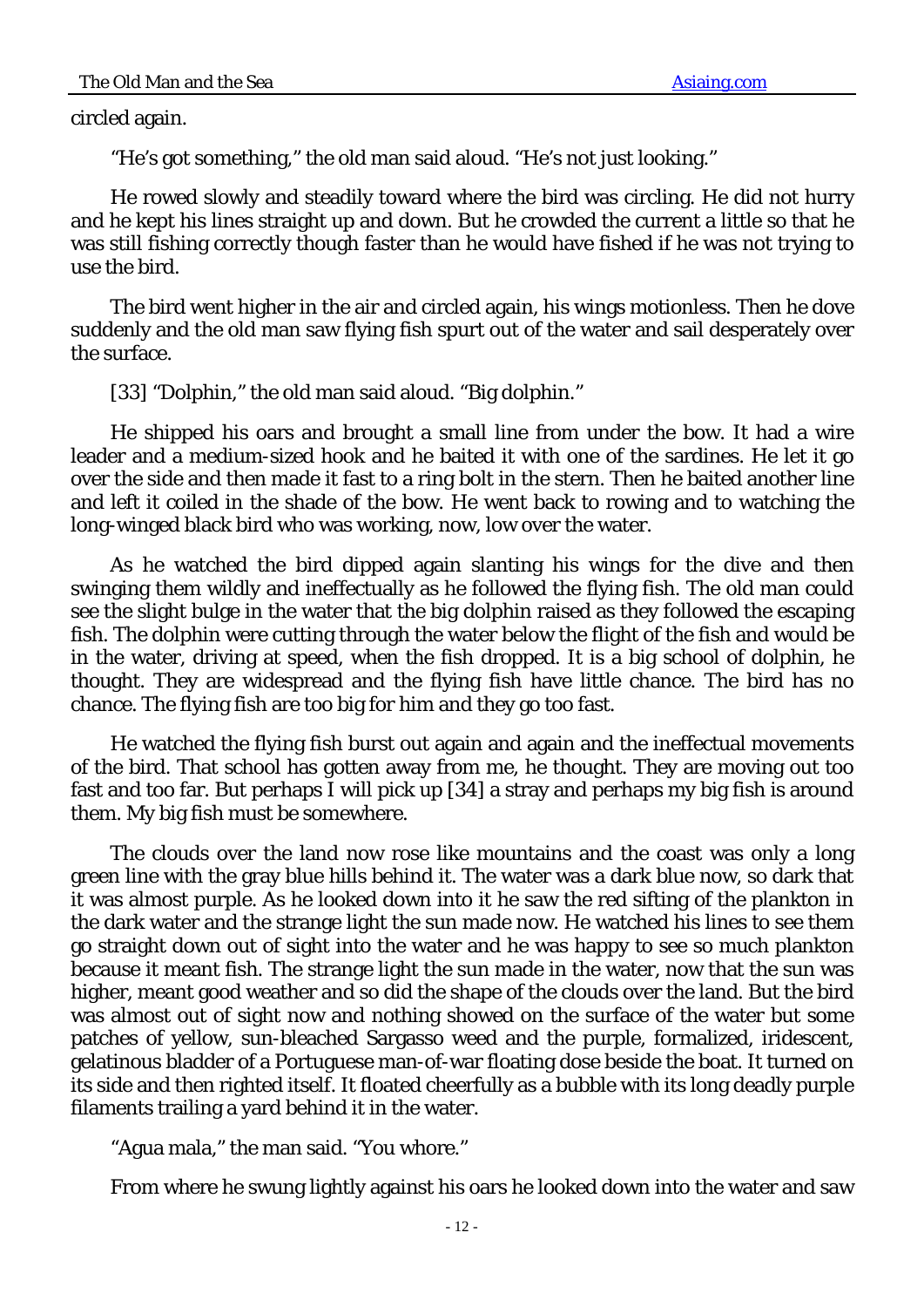circled again.

"He's got something," the old man said aloud. "He's not just looking."

He rowed slowly and steadily toward where the bird was circling. He did not hurry and he kept his lines straight up and down. But he crowded the current a little so that he was still fishing correctly though faster than he would have fished if he was not trying to use the bird.

The bird went higher in the air and circled again, his wings motionless. Then he dove suddenly and the old man saw flying fish spurt out of the water and sail desperately over the surface.

[33] "Dolphin," the old man said aloud. "Big dolphin."

He shipped his oars and brought a small line from under the bow. It had a wire leader and a medium-sized hook and he baited it with one of the sardines. He let it go over the side and then made it fast to a ring bolt in the stern. Then he baited another line and left it coiled in the shade of the bow. He went back to rowing and to watching the long-winged black bird who was working, now, low over the water.

As he watched the bird dipped again slanting his wings for the dive and then swinging them wildly and ineffectually as he followed the flying fish. The old man could see the slight bulge in the water that the big dolphin raised as they followed the escaping fish. The dolphin were cutting through the water below the flight of the fish and would be in the water, driving at speed, when the fish dropped. It is a big school of dolphin, he thought. They are widespread and the flying fish have little chance. The bird has no chance. The flying fish are too big for him and they go too fast.

He watched the flying fish burst out again and again and the ineffectual movements of the bird. That school has gotten away from me, he thought. They are moving out too fast and too far. But perhaps I will pick up [34] a stray and perhaps my big fish is around them. My big fish must be somewhere.

The clouds over the land now rose like mountains and the coast was only a long green line with the gray blue hills behind it. The water was a dark blue now, so dark that it was almost purple. As he looked down into it he saw the red sifting of the plankton in the dark water and the strange light the sun made now. He watched his lines to see them go straight down out of sight into the water and he was happy to see so much plankton because it meant fish. The strange light the sun made in the water, now that the sun was higher, meant good weather and so did the shape of the clouds over the land. But the bird was almost out of sight now and nothing showed on the surface of the water but some patches of yellow, sun-bleached Sargasso weed and the purple, formalized, iridescent, gelatinous bladder of a Portuguese man-of-war floating dose beside the boat. It turned on its side and then righted itself. It floated cheerfully as a bubble with its long deadly purple filaments trailing a yard behind it in the water.

"Agua mala," the man said. "You whore."

From where he swung lightly against his oars he looked down into the water and saw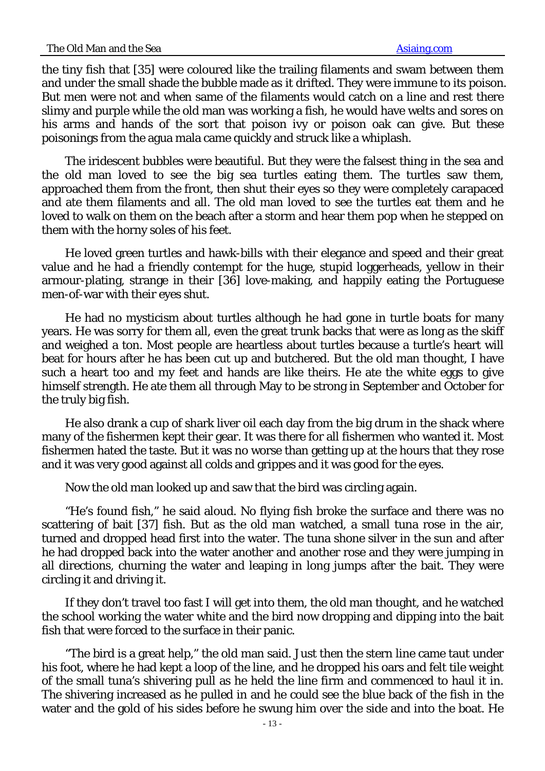the tiny fish that [35] were coloured like the trailing filaments and swam between them and under the small shade the bubble made as it drifted. They were immune to its poison. But men were not and when same of the filaments would catch on a line and rest there slimy and purple while the old man was working a fish, he would have welts and sores on his arms and hands of the sort that poison ivy or poison oak can give. But these poisonings from the agua mala came quickly and struck like a whiplash.

The iridescent bubbles were beautiful. But they were the falsest thing in the sea and the old man loved to see the big sea turtles eating them. The turtles saw them, approached them from the front, then shut their eyes so they were completely carapaced and ate them filaments and all. The old man loved to see the turtles eat them and he loved to walk on them on the beach after a storm and hear them pop when he stepped on them with the horny soles of his feet.

He loved green turtles and hawk-bills with their elegance and speed and their great value and he had a friendly contempt for the huge, stupid loggerheads, yellow in their armour-plating, strange in their [36] love-making, and happily eating the Portuguese men-of-war with their eyes shut.

He had no mysticism about turtles although he had gone in turtle boats for many years. He was sorry for them all, even the great trunk backs that were as long as the skiff and weighed a ton. Most people are heartless about turtles because a turtle's heart will beat for hours after he has been cut up and butchered. But the old man thought, I have such a heart too and my feet and hands are like theirs. He ate the white eggs to give himself strength. He ate them all through May to be strong in September and October for the truly big fish.

He also drank a cup of shark liver oil each day from the big drum in the shack where many of the fishermen kept their gear. It was there for all fishermen who wanted it. Most fishermen hated the taste. But it was no worse than getting up at the hours that they rose and it was very good against all colds and grippes and it was good for the eyes.

Now the old man looked up and saw that the bird was circling again.

"He's found fish," he said aloud. No flying fish broke the surface and there was no scattering of bait [37] fish. But as the old man watched, a small tuna rose in the air, turned and dropped head first into the water. The tuna shone silver in the sun and after he had dropped back into the water another and another rose and they were jumping in all directions, churning the water and leaping in long jumps after the bait. They were circling it and driving it.

If they don't travel too fast I will get into them, the old man thought, and he watched the school working the water white and the bird now dropping and dipping into the bait fish that were forced to the surface in their panic.

"The bird is a great help," the old man said. Just then the stern line came taut under his foot, where he had kept a loop of the line, and he dropped his oars and felt tile weight of the small tuna's shivering pull as he held the line firm and commenced to haul it in. The shivering increased as he pulled in and he could see the blue back of the fish in the water and the gold of his sides before he swung him over the side and into the boat. He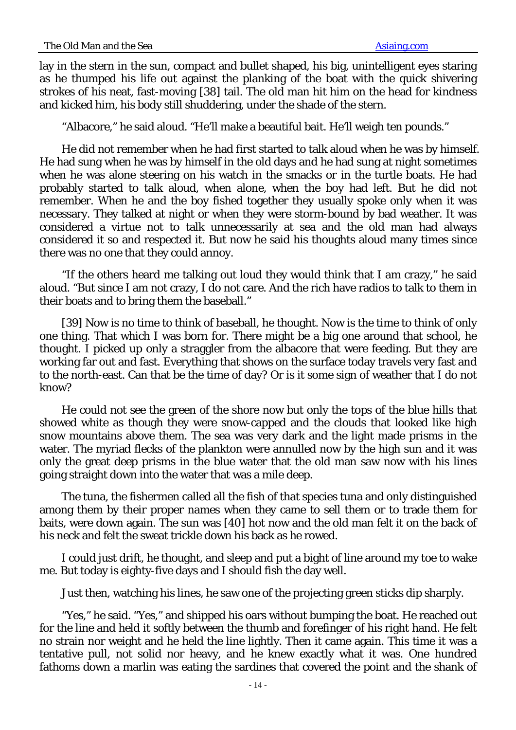lay in the stern in the sun, compact and bullet shaped, his big, unintelligent eyes staring as he thumped his life out against the planking of the boat with the quick shivering strokes of his neat, fast-moving [38] tail. The old man hit him on the head for kindness and kicked him, his body still shuddering, under the shade of the stern.

"Albacore," he said aloud. "He'll make a beautiful bait. He'll weigh ten pounds."

He did not remember when he had first started to talk aloud when he was by himself. He had sung when he was by himself in the old days and he had sung at night sometimes when he was alone steering on his watch in the smacks or in the turtle boats. He had probably started to talk aloud, when alone, when the boy had left. But he did not remember. When he and the boy fished together they usually spoke only when it was necessary. They talked at night or when they were storm-bound by bad weather. It was considered a virtue not to talk unnecessarily at sea and the old man had always considered it so and respected it. But now he said his thoughts aloud many times since there was no one that they could annoy.

"If the others heard me talking out loud they would think that I am crazy," he said aloud. "But since I am not crazy, I do not care. And the rich have radios to talk to them in their boats and to bring them the baseball."

[39] Now is no time to think of baseball, he thought. Now is the time to think of only one thing. That which I was born for. There might be a big one around that school, he thought. I picked up only a straggler from the albacore that were feeding. But they are working far out and fast. Everything that shows on the surface today travels very fast and to the north-east. Can that be the time of day? Or is it some sign of weather that I do not know?

He could not see the green of the shore now but only the tops of the blue hills that showed white as though they were snow-capped and the clouds that looked like high snow mountains above them. The sea was very dark and the light made prisms in the water. The myriad flecks of the plankton were annulled now by the high sun and it was only the great deep prisms in the blue water that the old man saw now with his lines going straight down into the water that was a mile deep.

The tuna, the fishermen called all the fish of that species tuna and only distinguished among them by their proper names when they came to sell them or to trade them for baits, were down again. The sun was [40] hot now and the old man felt it on the back of his neck and felt the sweat trickle down his back as he rowed.

I could just drift, he thought, and sleep and put a bight of line around my toe to wake me. But today is eighty-five days and I should fish the day well.

Just then, watching his lines, he saw one of the projecting green sticks dip sharply.

"Yes," he said. "Yes," and shipped his oars without bumping the boat. He reached out for the line and held it softly between the thumb and forefinger of his right hand. He felt no strain nor weight and he held the line lightly. Then it came again. This time it was a tentative pull, not solid nor heavy, and he knew exactly what it was. One hundred fathoms down a marlin was eating the sardines that covered the point and the shank of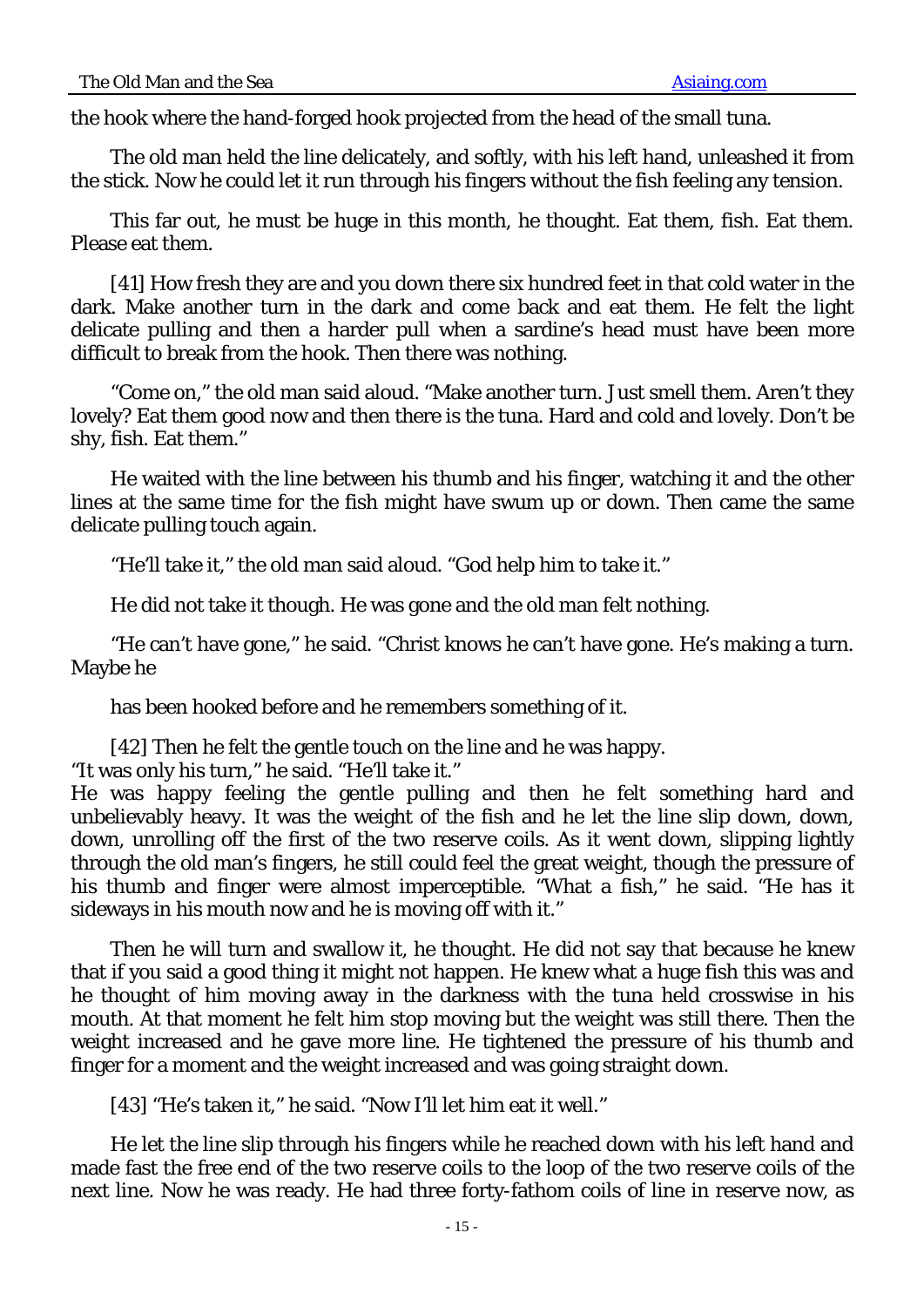the hook where the hand-forged hook projected from the head of the small tuna.

The old man held the line delicately, and softly, with his left hand, unleashed it from the stick. Now he could let it run through his fingers without the fish feeling any tension.

This far out, he must be huge in this month, he thought. Eat them, fish. Eat them. Please eat them.

[41] How fresh they are and you down there six hundred feet in that cold water in the dark. Make another turn in the dark and come back and eat them. He felt the light delicate pulling and then a harder pull when a sardine's head must have been more difficult to break from the hook. Then there was nothing.

"Come on," the old man said aloud. "Make another turn. Just smell them. Aren't they lovely? Eat them good now and then there is the tuna. Hard and cold and lovely. Don't be shy, fish. Eat them."

He waited with the line between his thumb and his finger, watching it and the other lines at the same time for the fish might have swum up or down. Then came the same delicate pulling touch again.

"He'll take it," the old man said aloud. "God help him to take it."

He did not take it though. He was gone and the old man felt nothing.

"He can't have gone," he said. "Christ knows he can't have gone. He's making a turn. Maybe he

has been hooked before and he remembers something of it.

[42] Then he felt the gentle touch on the line and he was happy.
"It was only his turn," he said. "He'll take it."
He was happy feeling the gentle pulling and then he felt something hard and unbelievably heavy. It was the weight of the fish and he let the line slip down, down, down, unrolling off the first of the two reserve coils. As it went down, slipping lightly through the old man's fingers, he still could feel the great weight, though the pressure of his thumb and finger were almost imperceptible. "What a fish," he said. "He has it sideways in his mouth now and he is moving off with it."

Then he will turn and swallow it, he thought. He did not say that because he knew that if you said a good thing it might not happen. He knew what a huge fish this was and he thought of him moving away in the darkness with the tuna held crosswise in his mouth. At that moment he felt him stop moving but the weight was still there. Then the weight increased and he gave more line. He tightened the pressure of his thumb and finger for a moment and the weight increased and was going straight down.

[43] "He's taken it," he said. "Now I'll let him eat it well."

He let the line slip through his fingers while he reached down with his left hand and made fast the free end of the two reserve coils to the loop of the two reserve coils of the next line. Now he was ready. He had three forty-fathom coils of line in reserve now, as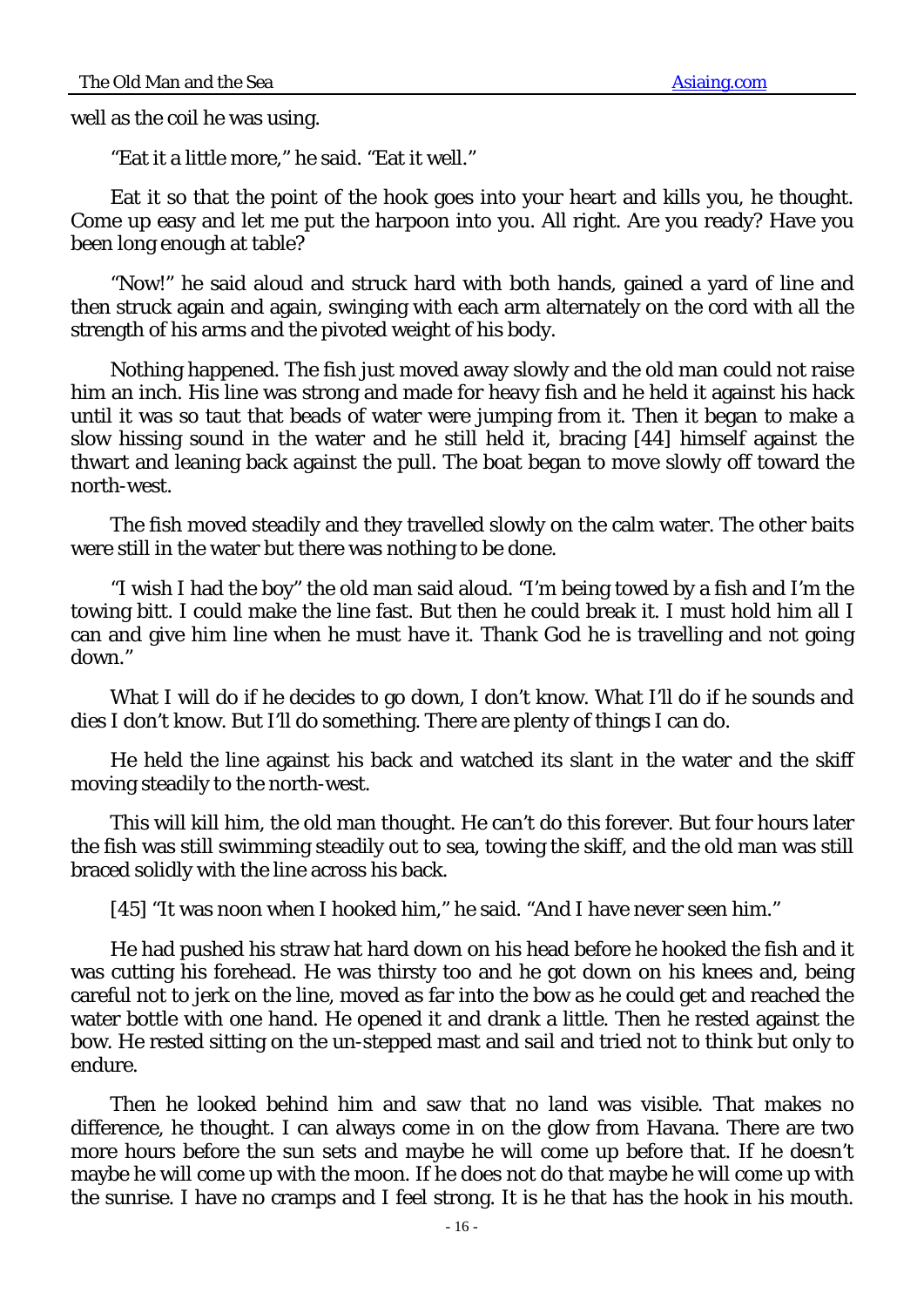well as the coil he was using.

"Eat it a little more," he said. "Eat it well."

Eat it so that the point of the hook goes into your heart and kills you, he thought. Come up easy and let me put the harpoon into you. All right. Are you ready? Have you been long enough at table?

"Now!" he said aloud and struck hard with both hands, gained a yard of line and then struck again and again, swinging with each arm alternately on the cord with all the strength of his arms and the pivoted weight of his body.

Nothing happened. The fish just moved away slowly and the old man could not raise him an inch. His line was strong and made for heavy fish and he held it against his hack until it was so taut that beads of water were jumping from it. Then it began to make a slow hissing sound in the water and he still held it, bracing [44] himself against the thwart and leaning back against the pull. The boat began to move slowly off toward the north-west.

The fish moved steadily and they travelled slowly on the calm water. The other baits were still in the water but there was nothing to be done.

"I wish I had the boy" the old man said aloud. "I'm being towed by a fish and I'm the towing bitt. I could make the line fast. But then he could break it. I must hold him all I can and give him line when he must have it. Thank God he is travelling and not going down."

What I will do if he decides to go down, I don't know. What I'll do if he sounds and dies I don't know. But I'll do something. There are plenty of things I can do.

He held the line against his back and watched its slant in the water and the skiff moving steadily to the north-west.

This will kill him, the old man thought. He can't do this forever. But four hours later the fish was still swimming steadily out to sea, towing the skiff, and the old man was still braced solidly with the line across his back.

[45] "It was noon when I hooked him," he said. "And I have never seen him."

He had pushed his straw hat hard down on his head before he hooked the fish and it was cutting his forehead. He was thirsty too and he got down on his knees and, being careful not to jerk on the line, moved as far into the bow as he could get and reached the water bottle with one hand. He opened it and drank a little. Then he rested against the bow. He rested sitting on the un-stepped mast and sail and tried not to think but only to endure.

Then he looked behind him and saw that no land was visible. That makes no difference, he thought. I can always come in on the glow from Havana. There are two more hours before the sun sets and maybe he will come up before that. If he doesn't maybe he will come up with the moon. If he does not do that maybe he will come up with the sunrise. I have no cramps and I feel strong. It is he that has the hook in his mouth.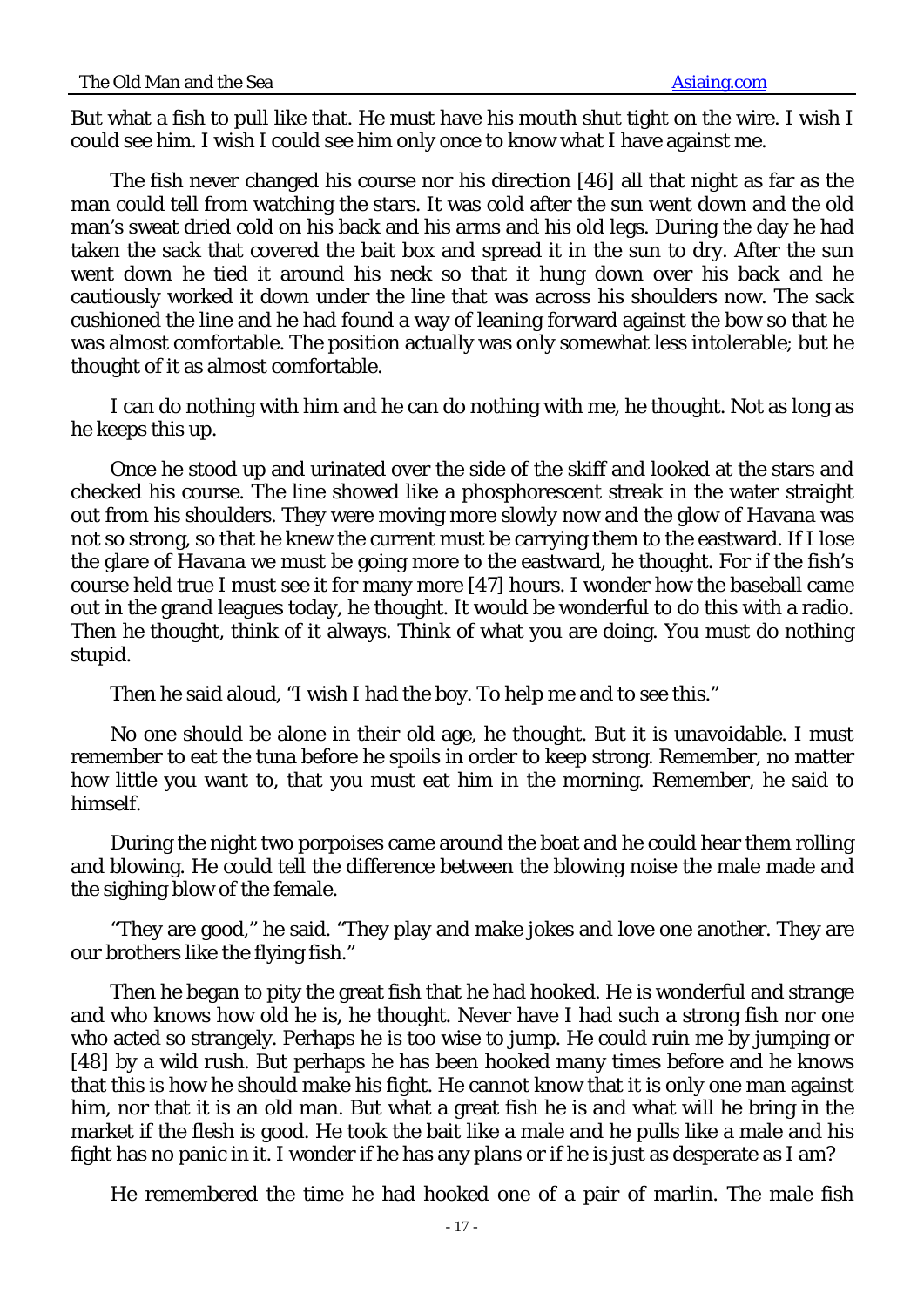But what a fish to pull like that. He must have his mouth shut tight on the wire. I wish I could see him. I wish I could see him only once to know what I have against me.

The fish never changed his course nor his direction [46] all that night as far as the man could tell from watching the stars. It was cold after the sun went down and the old man's sweat dried cold on his back and his arms and his old legs. During the day he had taken the sack that covered the bait box and spread it in the sun to dry. After the sun went down he tied it around his neck so that it hung down over his back and he cautiously worked it down under the line that was across his shoulders now. The sack cushioned the line and he had found a way of leaning forward against the bow so that he was almost comfortable. The position actually was only somewhat less intolerable; but he thought of it as almost comfortable.

I can do nothing with him and he can do nothing with me, he thought. Not as long as he keeps this up.

Once he stood up and urinated over the side of the skiff and looked at the stars and checked his course. The line showed like a phosphorescent streak in the water straight out from his shoulders. They were moving more slowly now and the glow of Havana was not so strong, so that he knew the current must be carrying them to the eastward. If I lose the glare of Havana we must be going more to the eastward, he thought. For if the fish's course held true I must see it for many more [47] hours. I wonder how the baseball came out in the grand leagues today, he thought. It would be wonderful to do this with a radio. Then he thought, think of it always. Think of what you are doing. You must do nothing stupid.

Then he said aloud, "I wish I had the boy. To help me and to see this."

No one should be alone in their old age, he thought. But it is unavoidable. I must remember to eat the tuna before he spoils in order to keep strong. Remember, no matter how little you want to, that you must eat him in the morning. Remember, he said to himself.

During the night two porpoises came around the boat and he could hear them rolling and blowing. He could tell the difference between the blowing noise the male made and the sighing blow of the female.

"They are good," he said. "They play and make jokes and love one another. They are our brothers like the flying fish."

Then he began to pity the great fish that he had hooked. He is wonderful and strange and who knows how old he is, he thought. Never have I had such a strong fish nor one who acted so strangely. Perhaps he is too wise to jump. He could ruin me by jumping or [48] by a wild rush. But perhaps he has been hooked many times before and he knows that this is how he should make his fight. He cannot know that it is only one man against him, nor that it is an old man. But what a great fish he is and what will he bring in the market if the flesh is good. He took the bait like a male and he pulls like a male and his fight has no panic in it. I wonder if he has any plans or if he is just as desperate as I am?

He remembered the time he had hooked one of a pair of marlin. The male fish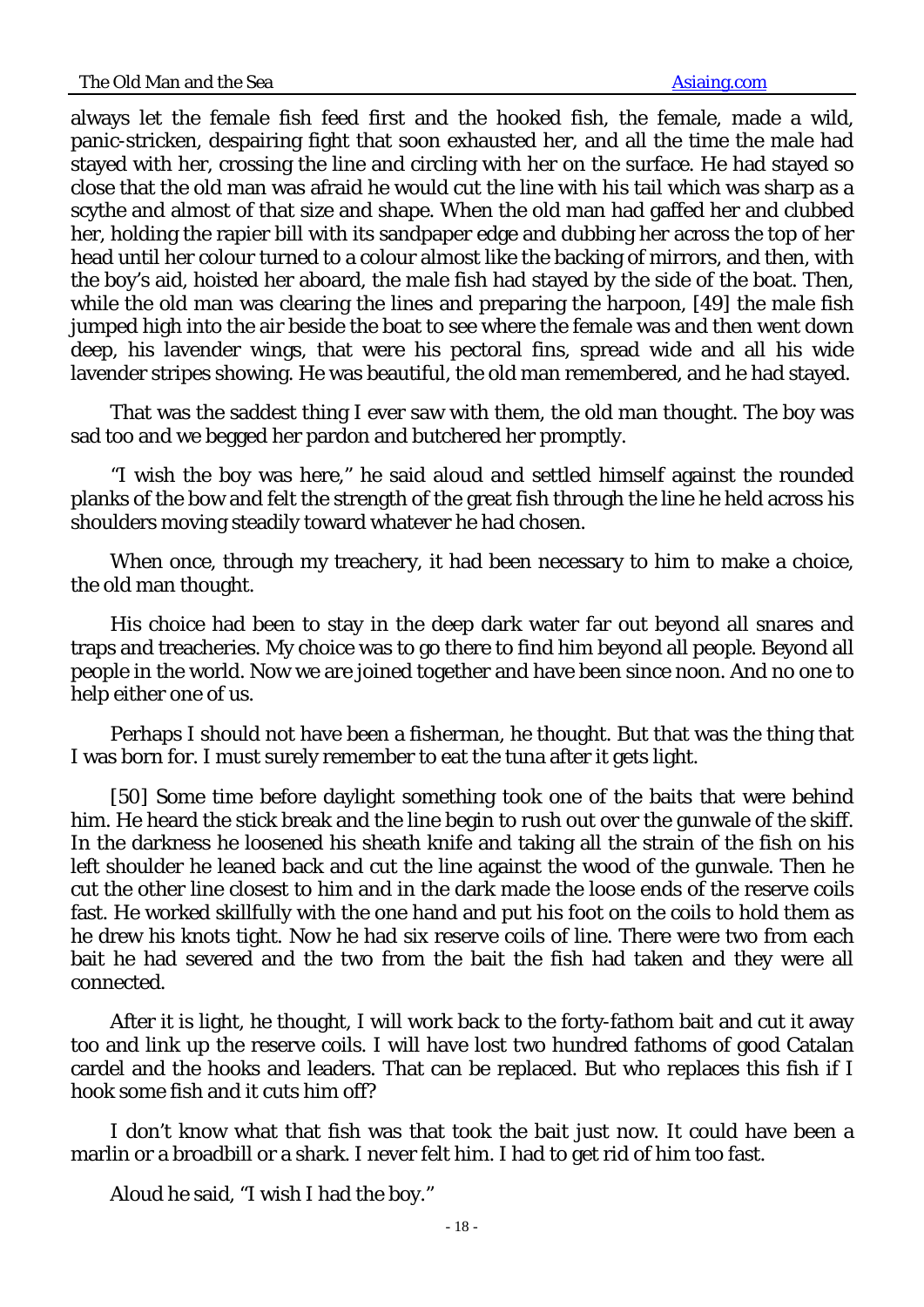always let the female fish feed first and the hooked fish, the female, made a wild, panic-stricken, despairing fight that soon exhausted her, and all the time the male had stayed with her, crossing the line and circling with her on the surface. He had stayed so close that the old man was afraid he would cut the line with his tail which was sharp as a scythe and almost of that size and shape. When the old man had gaffed her and clubbed her, holding the rapier bill with its sandpaper edge and dubbing her across the top of her head until her colour turned to a colour almost like the backing of mirrors, and then, with the boy's aid, hoisted her aboard, the male fish had stayed by the side of the boat. Then, while the old man was clearing the lines and preparing the harpoon, [49] the male fish jumped high into the air beside the boat to see where the female was and then went down deep, his lavender wings, that were his pectoral fins, spread wide and all his wide lavender stripes showing. He was beautiful, the old man remembered, and he had stayed.

That was the saddest thing I ever saw with them, the old man thought. The boy was sad too and we begged her pardon and butchered her promptly.

"I wish the boy was here," he said aloud and settled himself against the rounded planks of the bow and felt the strength of the great fish through the line he held across his shoulders moving steadily toward whatever he had chosen.

When once, through my treachery, it had been necessary to him to make a choice, the old man thought.

His choice had been to stay in the deep dark water far out beyond all snares and traps and treacheries. My choice was to go there to find him beyond all people. Beyond all people in the world. Now we are joined together and have been since noon. And no one to help either one of us.

Perhaps I should not have been a fisherman, he thought. But that was the thing that I was born for. I must surely remember to eat the tuna after it gets light.

[50] Some time before daylight something took one of the baits that were behind him. He heard the stick break and the line begin to rush out over the gunwale of the skiff. In the darkness he loosened his sheath knife and taking all the strain of the fish on his left shoulder he leaned back and cut the line against the wood of the gunwale. Then he cut the other line closest to him and in the dark made the loose ends of the reserve coils fast. He worked skillfully with the one hand and put his foot on the coils to hold them as he drew his knots tight. Now he had six reserve coils of line. There were two from each bait he had severed and the two from the bait the fish had taken and they were all connected.

After it is light, he thought, I will work back to the forty-fathom bait and cut it away too and link up the reserve coils. I will have lost two hundred fathoms of good Catalan cardel and the hooks and leaders. That can be replaced. But who replaces this fish if I hook some fish and it cuts him off?

I don't know what that fish was that took the bait just now. It could have been a marlin or a broadbill or a shark. I never felt him. I had to get rid of him too fast.

Aloud he said, "I wish I had the boy."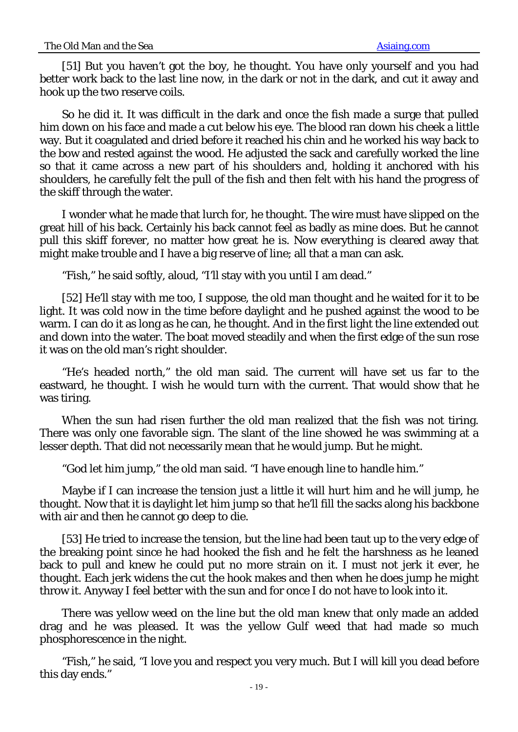[51] But you haven't got the boy, he thought. You have only yourself and you had better work back to the last line now, in the dark or not in the dark, and cut it away and hook up the two reserve coils.

So he did it. It was difficult in the dark and once the fish made a surge that pulled him down on his face and made a cut below his eye. The blood ran down his cheek a little way. But it coagulated and dried before it reached his chin and he worked his way back to the bow and rested against the wood. He adjusted the sack and carefully worked the line so that it came across a new part of his shoulders and, holding it anchored with his shoulders, he carefully felt the pull of the fish and then felt with his hand the progress of the skiff through the water.

I wonder what he made that lurch for, he thought. The wire must have slipped on the great hill of his back. Certainly his back cannot feel as badly as mine does. But he cannot pull this skiff forever, no matter how great he is. Now everything is cleared away that might make trouble and I have a big reserve of line; all that a man can ask.

"Fish," he said softly, aloud, "I'll stay with you until I am dead."

[52] He'll stay with me too, I suppose, the old man thought and he waited for it to be light. It was cold now in the time before daylight and he pushed against the wood to be warm. I can do it as long as he can, he thought. And in the first light the line extended out and down into the water. The boat moved steadily and when the first edge of the sun rose it was on the old man's right shoulder.

"He's headed north," the old man said. The current will have set us far to the eastward, he thought. I wish he would turn with the current. That would show that he was tiring.

When the sun had risen further the old man realized that the fish was not tiring. There was only one favorable sign. The slant of the line showed he was swimming at a lesser depth. That did not necessarily mean that he would jump. But he might.

"God let him jump," the old man said. "I have enough line to handle him."

Maybe if I can increase the tension just a little it will hurt him and he will jump, he thought. Now that it is daylight let him jump so that he'll fill the sacks along his backbone with air and then he cannot go deep to die.

[53] He tried to increase the tension, but the line had been taut up to the very edge of the breaking point since he had hooked the fish and he felt the harshness as he leaned back to pull and knew he could put no more strain on it. I must not jerk it ever, he thought. Each jerk widens the cut the hook makes and then when he does jump he might throw it. Anyway I feel better with the sun and for once I do not have to look into it.

There was yellow weed on the line but the old man knew that only made an added drag and he was pleased. It was the yellow Gulf weed that had made so much phosphorescence in the night.

"Fish," he said, "I love you and respect you very much. But I will kill you dead before this day ends."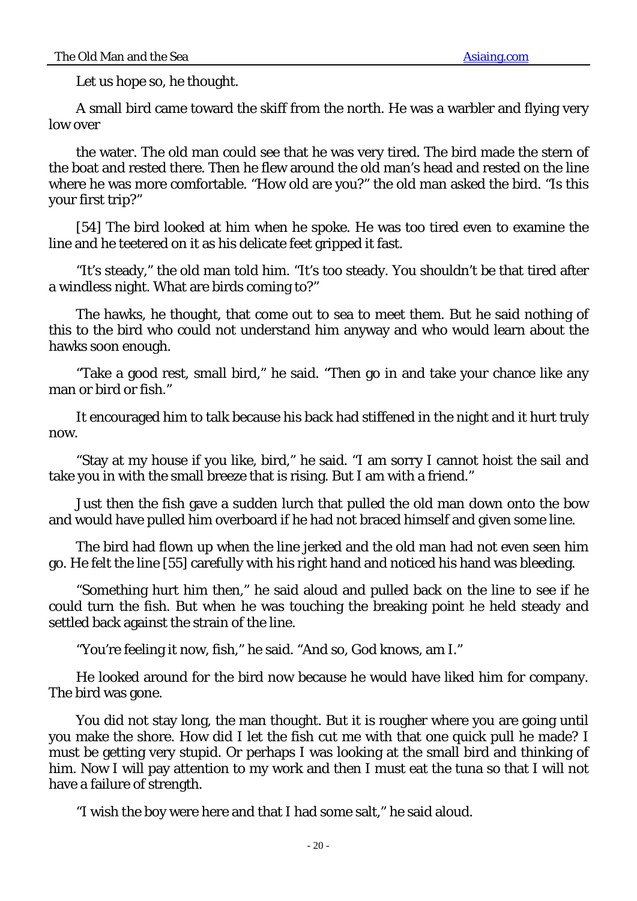Let us hope so, he thought.

A small bird came toward the skiff from the north. He was a warbler and flying very low over

the water. The old man could see that he was very tired. The bird made the stern of the boat and rested there. Then he flew around the old man's head and rested on the line where he was more comfortable. "How old are you?" the old man asked the bird. "Is this your first trip?"

[54] The bird looked at him when he spoke. He was too tired even to examine the line and he teetered on it as his delicate feet gripped it fast.

"It's steady," the old man told him. "It's too steady. You shouldn't be that tired after a windless night. What are birds coming to?"

The hawks, he thought, that come out to sea to meet them. But he said nothing of this to the bird who could not understand him anyway and who would learn about the hawks soon enough.

"Take a good rest, small bird," he said. "Then go in and take your chance like any man or bird or fish."

It encouraged him to talk because his back had stiffened in the night and it hurt truly now.

"Stay at my house if you like, bird," he said. "I am sorry I cannot hoist the sail and take you in with the small breeze that is rising. But I am with a friend."

Just then the fish gave a sudden lurch that pulled the old man down onto the bow and would have pulled him overboard if he had not braced himself and given some line.

The bird had flown up when the line jerked and the old man had not even seen him go. He felt the line [55] carefully with his right hand and noticed his hand was bleeding.

"Something hurt him then," he said aloud and pulled back on the line to see if he could turn the fish. But when he was touching the breaking point he held steady and settled back against the strain of the line.

"You're feeling it now, fish," he said. "And so, God knows, am I."

He looked around for the bird now because he would have liked him for company. The bird was gone.

You did not stay long, the man thought. But it is rougher where you are going until you make the shore. How did I let the fish cut me with that one quick pull he made? I must be getting very stupid. Or perhaps I was looking at the small bird and thinking of him. Now I will pay attention to my work and then I must eat the tuna so that I will not have a failure of strength.

"I wish the boy were here and that I had some salt," he said aloud.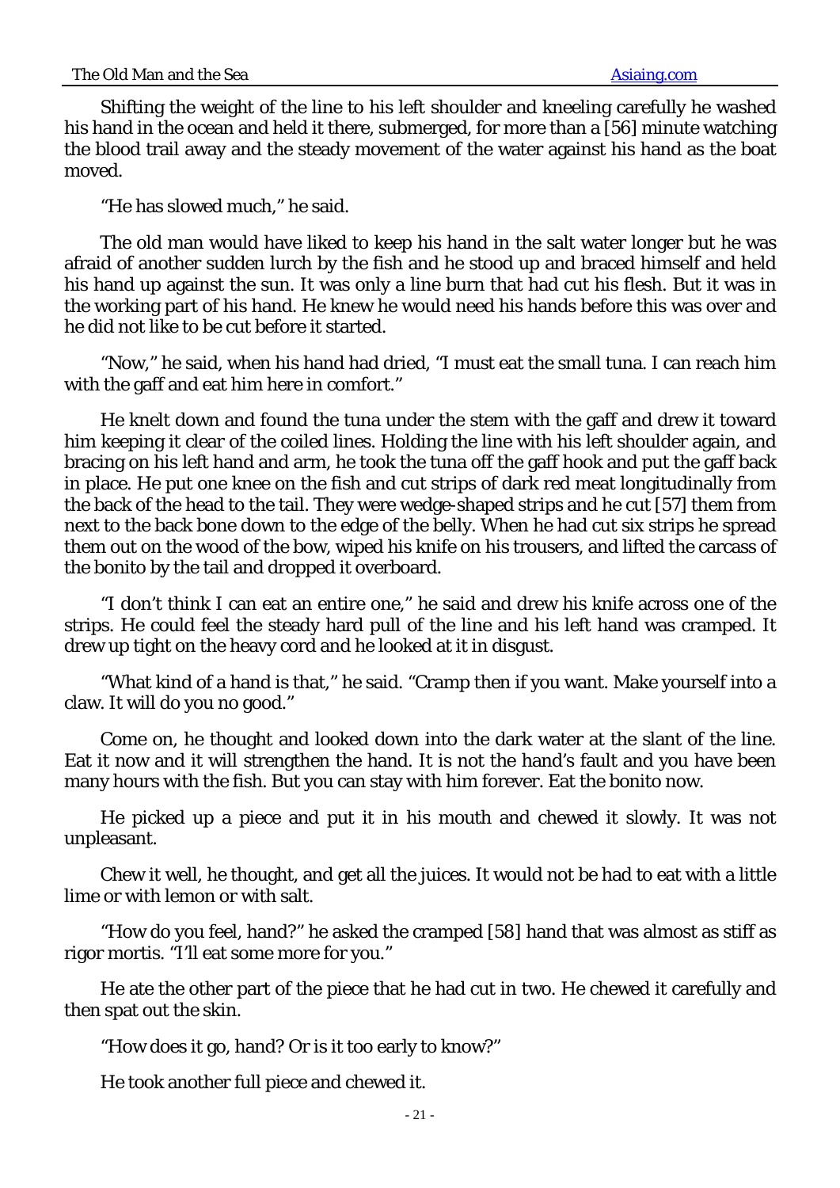Shifting the weight of the line to his left shoulder and kneeling carefully he washed his hand in the ocean and held it there, submerged, for more than a [56] minute watching the blood trail away and the steady movement of the water against his hand as the boat moved.

"He has slowed much," he said.

The old man would have liked to keep his hand in the salt water longer but he was afraid of another sudden lurch by the fish and he stood up and braced himself and held his hand up against the sun. It was only a line burn that had cut his flesh. But it was in the working part of his hand. He knew he would need his hands before this was over and he did not like to be cut before it started.

"Now," he said, when his hand had dried, "I must eat the small tuna. I can reach him with the gaff and eat him here in comfort."

He knelt down and found the tuna under the stem with the gaff and drew it toward him keeping it clear of the coiled lines. Holding the line with his left shoulder again, and bracing on his left hand and arm, he took the tuna off the gaff hook and put the gaff back in place. He put one knee on the fish and cut strips of dark red meat longitudinally from the back of the head to the tail. They were wedge-shaped strips and he cut [57] them from next to the back bone down to the edge of the belly. When he had cut six strips he spread them out on the wood of the bow, wiped his knife on his trousers, and lifted the carcass of the bonito by the tail and dropped it overboard.

"I don't think I can eat an entire one," he said and drew his knife across one of the strips. He could feel the steady hard pull of the line and his left hand was cramped. It drew up tight on the heavy cord and he looked at it in disgust.

"What kind of a hand is that," he said. "Cramp then if you want. Make yourself into a claw. It will do you no good."

Come on, he thought and looked down into the dark water at the slant of the line. Eat it now and it will strengthen the hand. It is not the hand's fault and you have been many hours with the fish. But you can stay with him forever. Eat the bonito now.

He picked up a piece and put it in his mouth and chewed it slowly. It was not unpleasant.

Chew it well, he thought, and get all the juices. It would not be had to eat with a little lime or with lemon or with salt.

"How do you feel, hand?" he asked the cramped [58] hand that was almost as stiff as rigor mortis. "I'll eat some more for you."

He ate the other part of the piece that he had cut in two. He chewed it carefully and then spat out the skin.

"How does it go, hand? Or is it too early to know?"

He took another full piece and chewed it.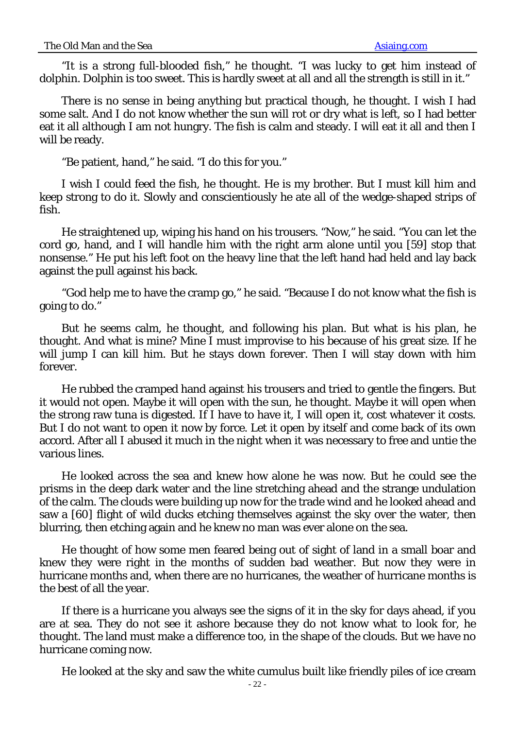"It is a strong full-blooded fish," he thought. "I was lucky to get him instead of dolphin. Dolphin is too sweet. This is hardly sweet at all and all the strength is still in it."

There is no sense in being anything but practical though, he thought. I wish I had some salt. And I do not know whether the sun will rot or dry what is left, so I had better eat it all although I am not hungry. The fish is calm and steady. I will eat it all and then I will be ready.

"Be patient, hand," he said. "I do this for you."

I wish I could feed the fish, he thought. He is my brother. But I must kill him and keep strong to do it. Slowly and conscientiously he ate all of the wedge-shaped strips of fish.

He straightened up, wiping his hand on his trousers. "Now," he said. "You can let the cord go, hand, and I will handle him with the right arm alone until you [59] stop that nonsense." He put his left foot on the heavy line that the left hand had held and lay back against the pull against his back.

"God help me to have the cramp go," he said. "Because I do not know what the fish is going to do."

But he seems calm, he thought, and following his plan. But what is his plan, he thought. And what is mine? Mine I must improvise to his because of his great size. If he will jump I can kill him. But he stays down forever. Then I will stay down with him forever.

He rubbed the cramped hand against his trousers and tried to gentle the fingers. But it would not open. Maybe it will open with the sun, he thought. Maybe it will open when the strong raw tuna is digested. If I have to have it, I will open it, cost whatever it costs. But I do not want to open it now by force. Let it open by itself and come back of its own accord. After all I abused it much in the night when it was necessary to free and untie the various lines.

He looked across the sea and knew how alone he was now. But he could see the prisms in the deep dark water and the line stretching ahead and the strange undulation of the calm. The clouds were building up now for the trade wind and he looked ahead and saw a [60] flight of wild ducks etching themselves against the sky over the water, then blurring, then etching again and he knew no man was ever alone on the sea.

He thought of how some men feared being out of sight of land in a small boar and knew they were right in the months of sudden bad weather. But now they were in hurricane months and, when there are no hurricanes, the weather of hurricane months is the best of all the year.

If there is a hurricane you always see the signs of it in the sky for days ahead, if you are at sea. They do not see it ashore because they do not know what to look for, he thought. The land must make a difference too, in the shape of the clouds. But we have no hurricane coming now.

He looked at the sky and saw the white cumulus built like friendly piles of ice cream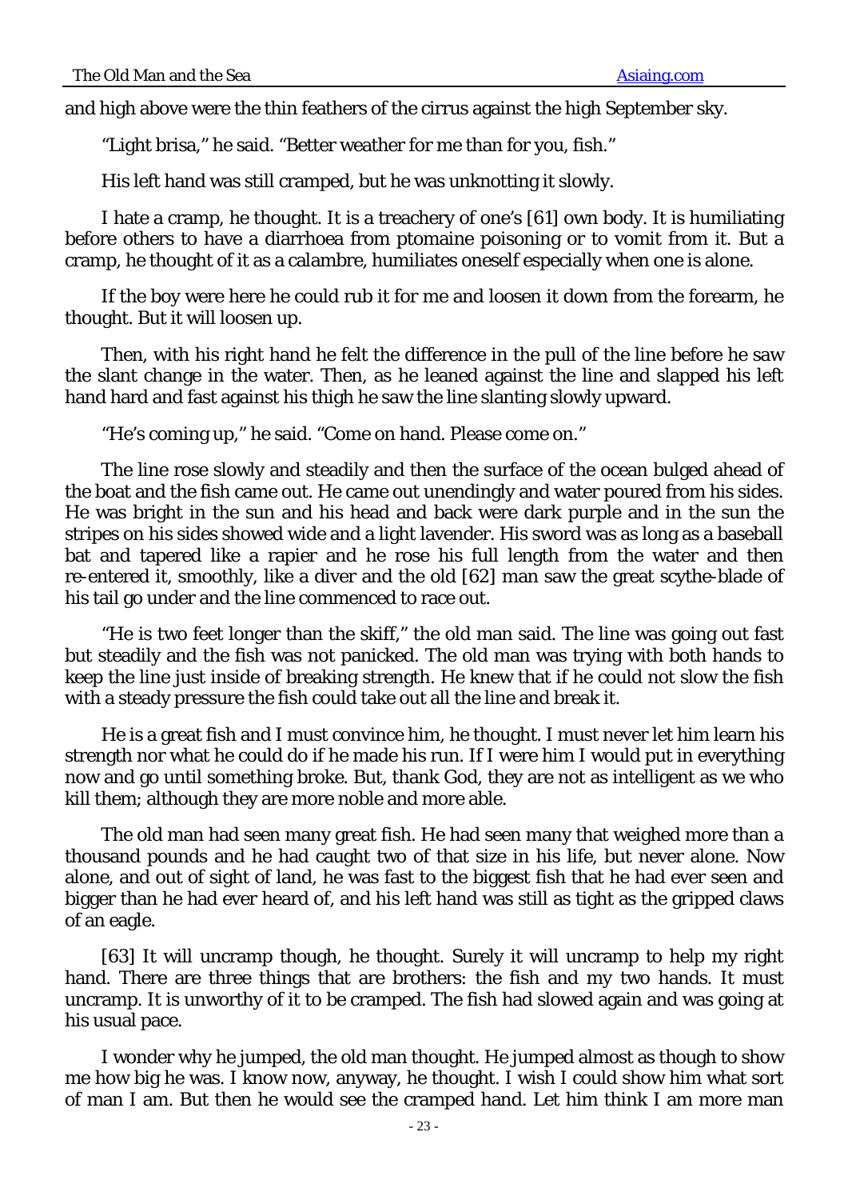and high above were the thin feathers of the cirrus against the high September sky.

"Light brisa," he said. "Better weather for me than for you, fish."

His left hand was still cramped, but he was unknotting it slowly.

I hate a cramp, he thought. It is a treachery of one's [61] own body. It is humiliating before others to have a diarrhoea from ptomaine poisoning or to vomit from it. But a cramp, he thought of it as a calambre, humiliates oneself especially when one is alone.

If the boy were here he could rub it for me and loosen it down from the forearm, he thought. But it will loosen up.

Then, with his right hand he felt the difference in the pull of the line before he saw the slant change in the water. Then, as he leaned against the line and slapped his left hand hard and fast against his thigh he saw the line slanting slowly upward.

"He's coming up," he said. "Come on hand. Please come on."

The line rose slowly and steadily and then the surface of the ocean bulged ahead of the boat and the fish came out. He came out unendingly and water poured from his sides. He was bright in the sun and his head and back were dark purple and in the sun the stripes on his sides showed wide and a light lavender. His sword was as long as a baseball bat and tapered like a rapier and he rose his full length from the water and then re-entered it, smoothly, like a diver and the old [62] man saw the great scythe-blade of his tail go under and the line commenced to race out.

"He is two feet longer than the skiff," the old man said. The line was going out fast but steadily and the fish was not panicked. The old man was trying with both hands to keep the line just inside of breaking strength. He knew that if he could not slow the fish with a steady pressure the fish could take out all the line and break it.

He is a great fish and I must convince him, he thought. I must never let him learn his strength nor what he could do if he made his run. If I were him I would put in everything now and go until something broke. But, thank God, they are not as intelligent as we who kill them; although they are more noble and more able.

The old man had seen many great fish. He had seen many that weighed more than a thousand pounds and he had caught two of that size in his life, but never alone. Now alone, and out of sight of land, he was fast to the biggest fish that he had ever seen and bigger than he had ever heard of, and his left hand was still as tight as the gripped claws of an eagle.

[63] It will uncramp though, he thought. Surely it will uncramp to help my right hand. There are three things that are brothers: the fish and my two hands. It must uncramp. It is unworthy of it to be cramped. The fish had slowed again and was going at his usual pace.

I wonder why he jumped, the old man thought. He jumped almost as though to show me how big he was. I know now, anyway, he thought. I wish I could show him what sort of man I am. But then he would see the cramped hand. Let him think I am more man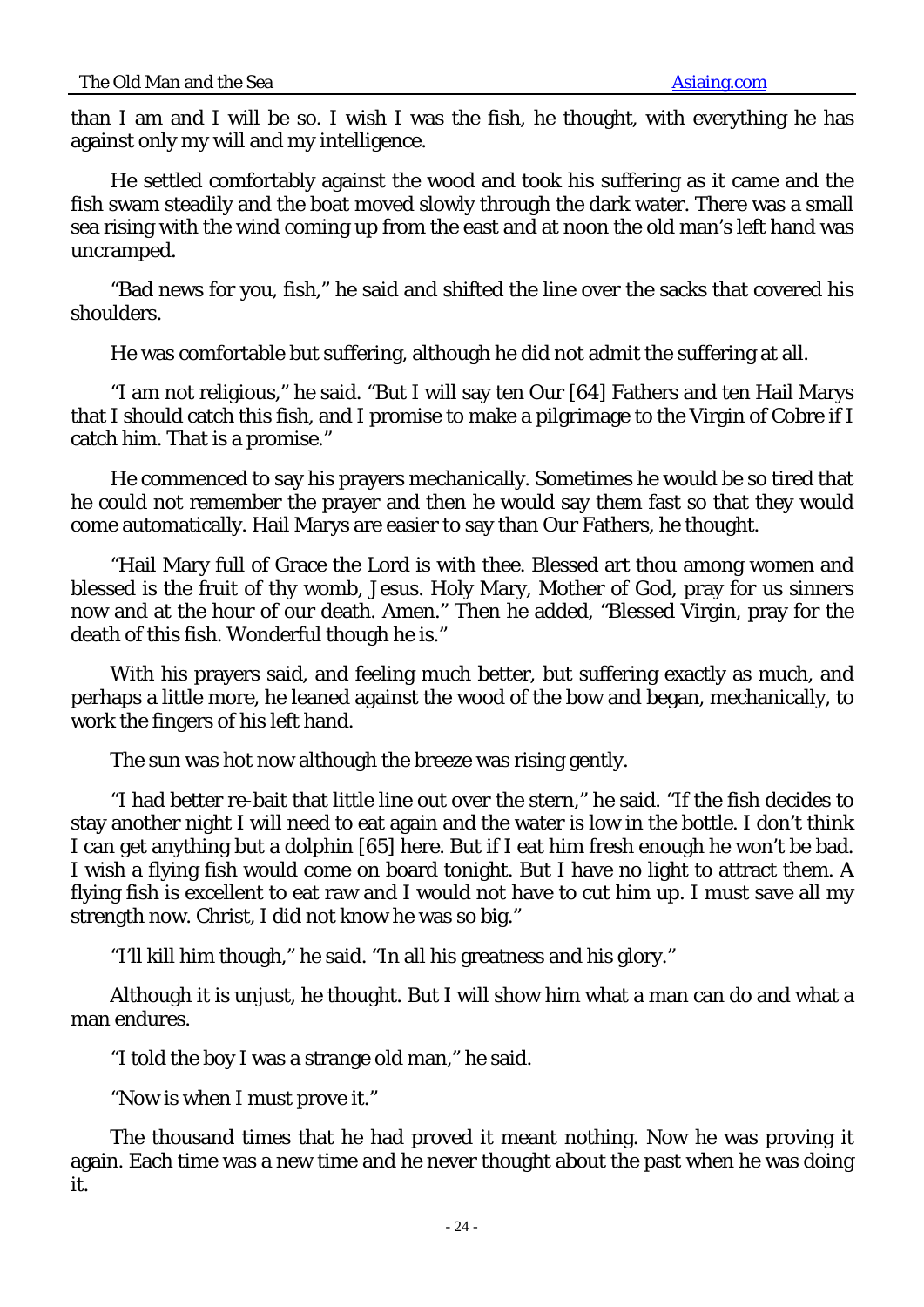than I am and I will be so. I wish I was the fish, he thought, with everything he has against only my will and my intelligence.

He settled comfortably against the wood and took his suffering as it came and the fish swam steadily and the boat moved slowly through the dark water. There was a small sea rising with the wind coming up from the east and at noon the old man's left hand was uncramped.

"Bad news for you, fish," he said and shifted the line over the sacks that covered his shoulders.

He was comfortable but suffering, although he did not admit the suffering at all.

"I am not religious," he said. "But I will say ten Our [64] Fathers and ten Hail Marys that I should catch this fish, and I promise to make a pilgrimage to the Virgin of Cobre if I catch him. That is a promise."

He commenced to say his prayers mechanically. Sometimes he would be so tired that he could not remember the prayer and then he would say them fast so that they would come automatically. Hail Marys are easier to say than Our Fathers, he thought.

"Hail Mary full of Grace the Lord is with thee. Blessed art thou among women and blessed is the fruit of thy womb, Jesus. Holy Mary, Mother of God, pray for us sinners now and at the hour of our death. Amen." Then he added, "Blessed Virgin, pray for the death of this fish. Wonderful though he is."

With his prayers said, and feeling much better, but suffering exactly as much, and perhaps a little more, he leaned against the wood of the bow and began, mechanically, to work the fingers of his left hand.

The sun was hot now although the breeze was rising gently.

"I had better re-bait that little line out over the stern," he said. "If the fish decides to stay another night I will need to eat again and the water is low in the bottle. I don't think I can get anything but a dolphin [65] here. But if I eat him fresh enough he won't be bad. I wish a flying fish would come on board tonight. But I have no light to attract them. A flying fish is excellent to eat raw and I would not have to cut him up. I must save all my strength now. Christ, I did not know he was so big."

"I'll kill him though," he said. "In all his greatness and his glory."

Although it is unjust, he thought. But I will show him what a man can do and what a man endures.

"I told the boy I was a strange old man," he said.

"Now is when I must prove it."

The thousand times that he had proved it meant nothing. Now he was proving it again. Each time was a new time and he never thought about the past when he was doing it.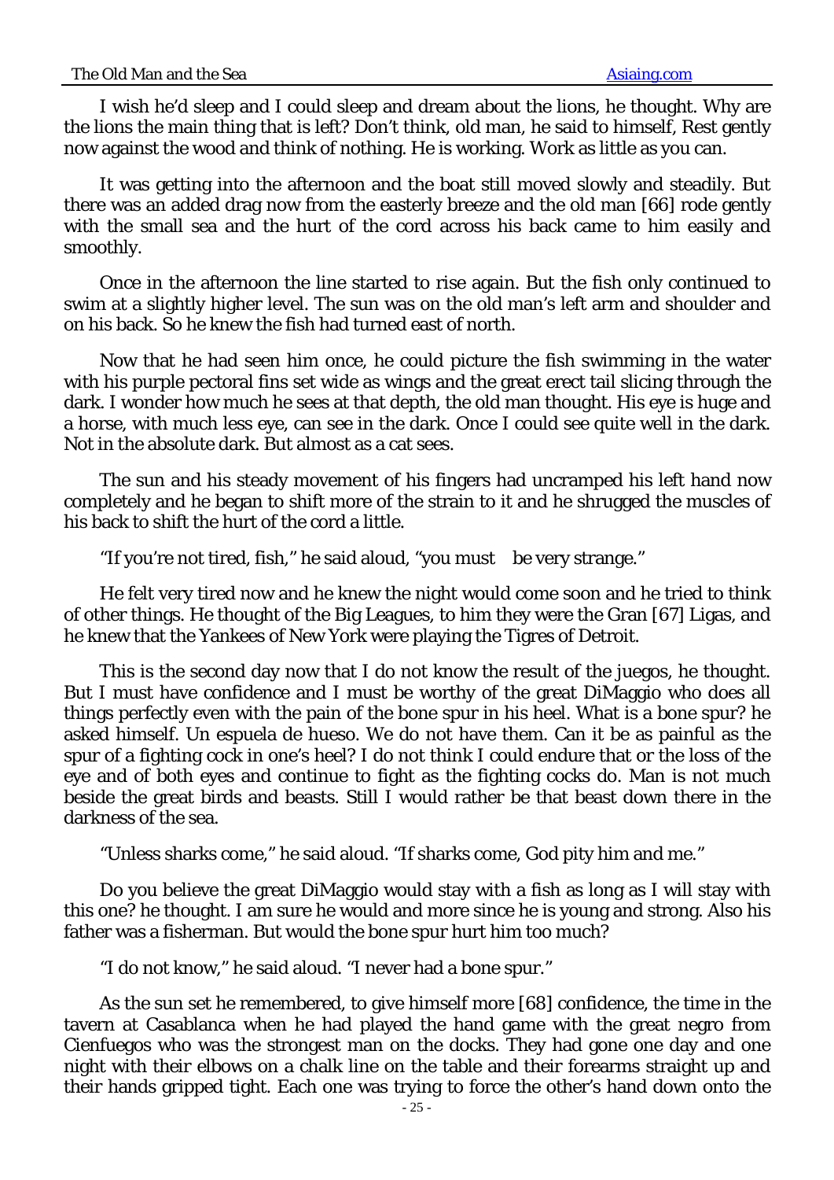I wish he'd sleep and I could sleep and dream about the lions, he thought. Why are the lions the main thing that is left? Don't think, old man, he said to himself, Rest gently now against the wood and think of nothing. He is working. Work as little as you can.

It was getting into the afternoon and the boat still moved slowly and steadily. But there was an added drag now from the easterly breeze and the old man [66] rode gently with the small sea and the hurt of the cord across his back came to him easily and smoothly.

Once in the afternoon the line started to rise again. But the fish only continued to swim at a slightly higher level. The sun was on the old man's left arm and shoulder and on his back. So he knew the fish had turned east of north.

Now that he had seen him once, he could picture the fish swimming in the water with his purple pectoral fins set wide as wings and the great erect tail slicing through the dark. I wonder how much he sees at that depth, the old man thought. His eye is huge and a horse, with much less eye, can see in the dark. Once I could see quite well in the dark. Not in the absolute dark. But almost as a cat sees.

The sun and his steady movement of his fingers had uncramped his left hand now completely and he began to shift more of the strain to it and he shrugged the muscles of his back to shift the hurt of the cord a little.

"If you're not tired, fish," he said aloud, "you must be very strange."

He felt very tired now and he knew the night would come soon and he tried to think of other things. He thought of the Big Leagues, to him they were the Gran [67] Ligas, and he knew that the Yankees of New York were playing the Tigres of Detroit.

This is the second day now that I do not know the result of the juegos, he thought. But I must have confidence and I must be worthy of the great DiMaggio who does all things perfectly even with the pain of the bone spur in his heel. What is a bone spur? he asked himself. Un espuela de hueso. We do not have them. Can it be as painful as the spur of a fighting cock in one's heel? I do not think I could endure that or the loss of the eye and of both eyes and continue to fight as the fighting cocks do. Man is not much beside the great birds and beasts. Still I would rather be that beast down there in the darkness of the sea.

"Unless sharks come," he said aloud. "If sharks come, God pity him and me."

Do you believe the great DiMaggio would stay with a fish as long as I will stay with this one? he thought. I am sure he would and more since he is young and strong. Also his father was a fisherman. But would the bone spur hurt him too much?

"I do not know," he said aloud. "I never had a bone spur."

As the sun set he remembered, to give himself more [68] confidence, the time in the tavern at Casablanca when he had played the hand game with the great negro from Cienfuegos who was the strongest man on the docks. They had gone one day and one night with their elbows on a chalk line on the table and their forearms straight up and their hands gripped tight. Each one was trying to force the other's hand down onto the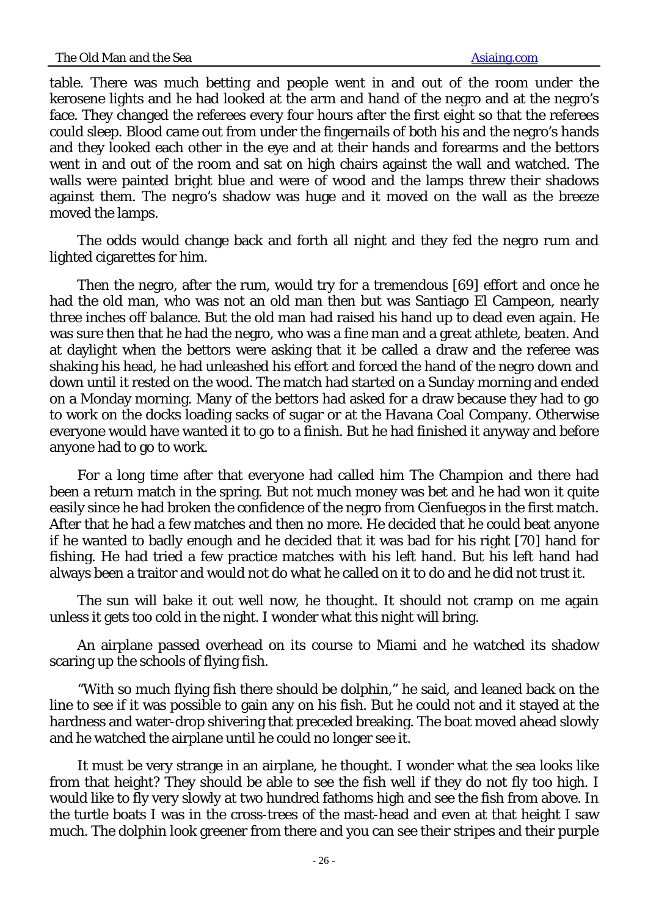table. There was much betting and people went in and out of the room under the kerosene lights and he had looked at the arm and hand of the negro and at the negro's face. They changed the referees every four hours after the first eight so that the referees could sleep. Blood came out from under the fingernails of both his and the negro's hands and they looked each other in the eye and at their hands and forearms and the bettors went in and out of the room and sat on high chairs against the wall and watched. The walls were painted bright blue and were of wood and the lamps threw their shadows against them. The negro's shadow was huge and it moved on the wall as the breeze moved the lamps.

The odds would change back and forth all night and they fed the negro rum and lighted cigarettes for him.

Then the negro, after the rum, would try for a tremendous [69] effort and once he had the old man, who was not an old man then but was Santiago El Campeon, nearly three inches off balance. But the old man had raised his hand up to dead even again. He was sure then that he had the negro, who was a fine man and a great athlete, beaten. And at daylight when the bettors were asking that it be called a draw and the referee was shaking his head, he had unleashed his effort and forced the hand of the negro down and down until it rested on the wood. The match had started on a Sunday morning and ended on a Monday morning. Many of the bettors had asked for a draw because they had to go to work on the docks loading sacks of sugar or at the Havana Coal Company. Otherwise everyone would have wanted it to go to a finish. But he had finished it anyway and before anyone had to go to work.

For a long time after that everyone had called him The Champion and there had been a return match in the spring. But not much money was bet and he had won it quite easily since he had broken the confidence of the negro from Cienfuegos in the first match. After that he had a few matches and then no more. He decided that he could beat anyone if he wanted to badly enough and he decided that it was bad for his right [70] hand for fishing. He had tried a few practice matches with his left hand. But his left hand had always been a traitor and would not do what he called on it to do and he did not trust it.

The sun will bake it out well now, he thought. It should not cramp on me again unless it gets too cold in the night. I wonder what this night will bring.

An airplane passed overhead on its course to Miami and he watched its shadow scaring up the schools of flying fish.

"With so much flying fish there should be dolphin," he said, and leaned back on the line to see if it was possible to gain any on his fish. But he could not and it stayed at the hardness and water-drop shivering that preceded breaking. The boat moved ahead slowly and he watched the airplane until he could no longer see it.

It must be very strange in an airplane, he thought. I wonder what the sea looks like from that height? They should be able to see the fish well if they do not fly too high. I would like to fly very slowly at two hundred fathoms high and see the fish from above. In the turtle boats I was in the cross-trees of the mast-head and even at that height I saw much. The dolphin look greener from there and you can see their stripes and their purple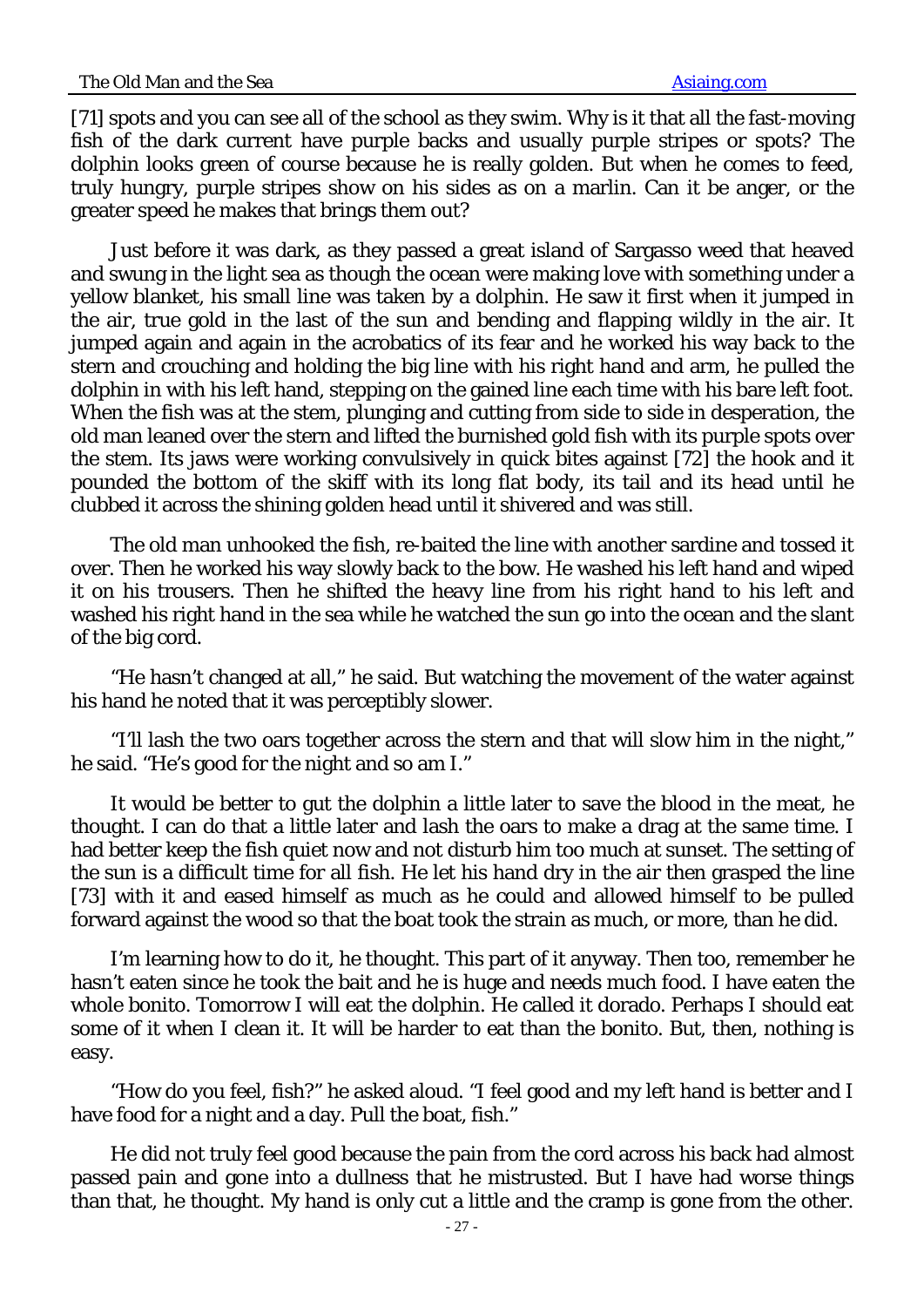[71] spots and you can see all of the school as they swim. Why is it that all the fast-moving fish of the dark current have purple backs and usually purple stripes or spots? The dolphin looks green of course because he is really golden. But when he comes to feed, truly hungry, purple stripes show on his sides as on a marlin. Can it be anger, or the greater speed he makes that brings them out?

Just before it was dark, as they passed a great island of Sargasso weed that heaved and swung in the light sea as though the ocean were making love with something under a yellow blanket, his small line was taken by a dolphin. He saw it first when it jumped in the air, true gold in the last of the sun and bending and flapping wildly in the air. It jumped again and again in the acrobatics of its fear and he worked his way back to the stern and crouching and holding the big line with his right hand and arm, he pulled the dolphin in with his left hand, stepping on the gained line each time with his bare left foot. When the fish was at the stem, plunging and cutting from side to side in desperation, the old man leaned over the stern and lifted the burnished gold fish with its purple spots over the stem. Its jaws were working convulsively in quick bites against [72] the hook and it pounded the bottom of the skiff with its long flat body, its tail and its head until he clubbed it across the shining golden head until it shivered and was still.

The old man unhooked the fish, re-baited the line with another sardine and tossed it over. Then he worked his way slowly back to the bow. He washed his left hand and wiped it on his trousers. Then he shifted the heavy line from his right hand to his left and washed his right hand in the sea while he watched the sun go into the ocean and the slant of the big cord.

"He hasn't changed at all," he said. But watching the movement of the water against his hand he noted that it was perceptibly slower.

"I'll lash the two oars together across the stern and that will slow him in the night," he said. "He's good for the night and so am I."

It would be better to gut the dolphin a little later to save the blood in the meat, he thought. I can do that a little later and lash the oars to make a drag at the same time. I had better keep the fish quiet now and not disturb him too much at sunset. The setting of the sun is a difficult time for all fish. He let his hand dry in the air then grasped the line [73] with it and eased himself as much as he could and allowed himself to be pulled forward against the wood so that the boat took the strain as much, or more, than he did.

I'm learning how to do it, he thought. This part of it anyway. Then too, remember he hasn't eaten since he took the bait and he is huge and needs much food. I have eaten the whole bonito. Tomorrow I will eat the dolphin. He called it dorado. Perhaps I should eat some of it when I clean it. It will be harder to eat than the bonito. But, then, nothing is easy.

"How do you feel, fish?" he asked aloud. "I feel good and my left hand is better and I have food for a night and a day. Pull the boat, fish."

He did not truly feel good because the pain from the cord across his back had almost passed pain and gone into a dullness that he mistrusted. But I have had worse things than that, he thought. My hand is only cut a little and the cramp is gone from the other.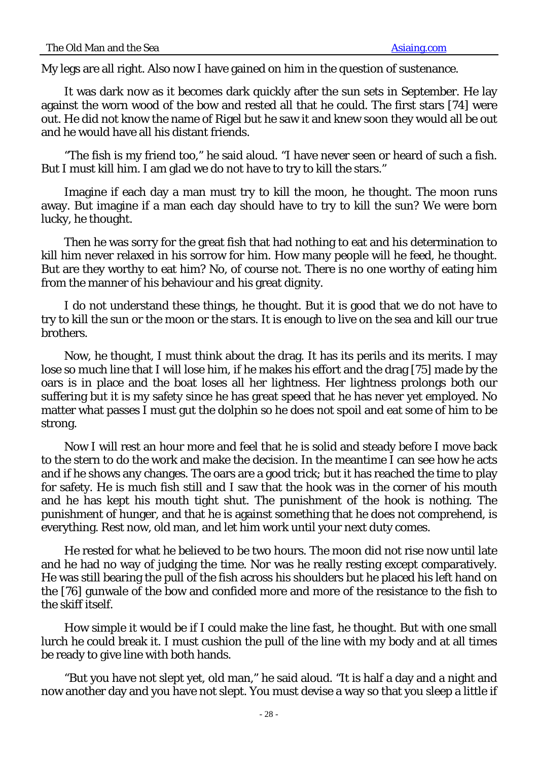My legs are all right. Also now I have gained on him in the question of sustenance.

It was dark now as it becomes dark quickly after the sun sets in September. He lay against the worn wood of the bow and rested all that he could. The first stars [74] were out. He did not know the name of Rigel but he saw it and knew soon they would all be out and he would have all his distant friends.

"The fish is my friend too," he said aloud. "I have never seen or heard of such a fish. But I must kill him. I am glad we do not have to try to kill the stars."

Imagine if each day a man must try to kill the moon, he thought. The moon runs away. But imagine if a man each day should have to try to kill the sun? We were born lucky, he thought.

Then he was sorry for the great fish that had nothing to eat and his determination to kill him never relaxed in his sorrow for him. How many people will he feed, he thought. But are they worthy to eat him? No, of course not. There is no one worthy of eating him from the manner of his behaviour and his great dignity.

I do not understand these things, he thought. But it is good that we do not have to try to kill the sun or the moon or the stars. It is enough to live on the sea and kill our true brothers.

Now, he thought, I must think about the drag. It has its perils and its merits. I may lose so much line that I will lose him, if he makes his effort and the drag [75] made by the oars is in place and the boat loses all her lightness. Her lightness prolongs both our suffering but it is my safety since he has great speed that he has never yet employed. No matter what passes I must gut the dolphin so he does not spoil and eat some of him to be strong.

Now I will rest an hour more and feel that he is solid and steady before I move back to the stern to do the work and make the decision. In the meantime I can see how he acts and if he shows any changes. The oars are a good trick; but it has reached the time to play for safety. He is much fish still and I saw that the hook was in the corner of his mouth and he has kept his mouth tight shut. The punishment of the hook is nothing. The punishment of hunger, and that he is against something that he does not comprehend, is everything. Rest now, old man, and let him work until your next duty comes.

He rested for what he believed to be two hours. The moon did not rise now until late and he had no way of judging the time. Nor was he really resting except comparatively. He was still bearing the pull of the fish across his shoulders but he placed his left hand on the [76] gunwale of the bow and confided more and more of the resistance to the fish to the skiff itself.

How simple it would be if I could make the line fast, he thought. But with one small lurch he could break it. I must cushion the pull of the line with my body and at all times be ready to give line with both hands.

"But you have not slept yet, old man," he said aloud. "It is half a day and a night and now another day and you have not slept. You must devise a way so that you sleep a little if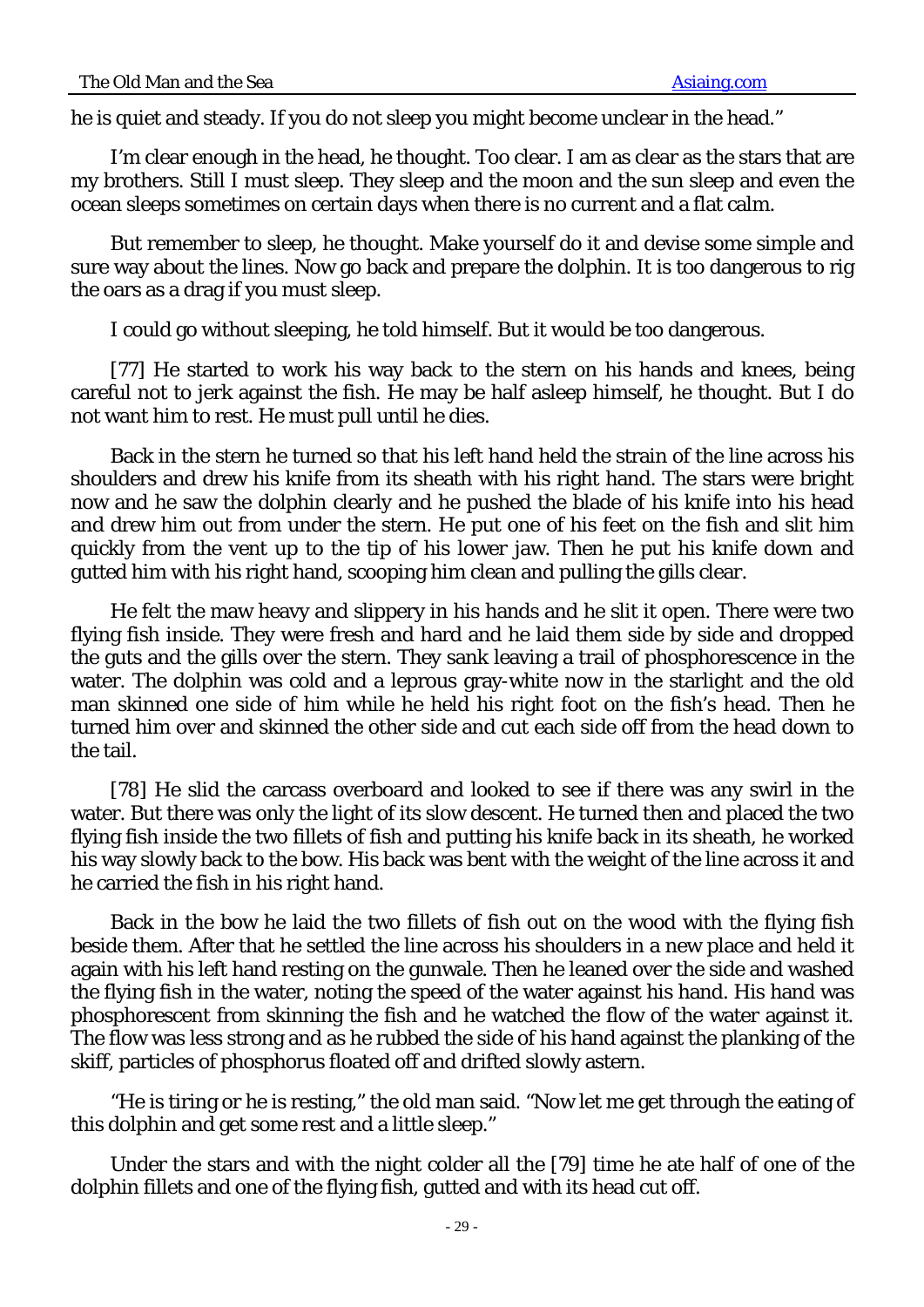he is quiet and steady. If you do not sleep you might become unclear in the head."

I'm clear enough in the head, he thought. Too clear. I am as clear as the stars that are my brothers. Still I must sleep. They sleep and the moon and the sun sleep and even the ocean sleeps sometimes on certain days when there is no current and a flat calm.

But remember to sleep, he thought. Make yourself do it and devise some simple and sure way about the lines. Now go back and prepare the dolphin. It is too dangerous to rig the oars as a drag if you must sleep.

I could go without sleeping, he told himself. But it would be too dangerous.

[77] He started to work his way back to the stern on his hands and knees, being careful not to jerk against the fish. He may be half asleep himself, he thought. But I do not want him to rest. He must pull until he dies.

Back in the stern he turned so that his left hand held the strain of the line across his shoulders and drew his knife from its sheath with his right hand. The stars were bright now and he saw the dolphin clearly and he pushed the blade of his knife into his head and drew him out from under the stern. He put one of his feet on the fish and slit him quickly from the vent up to the tip of his lower jaw. Then he put his knife down and gutted him with his right hand, scooping him clean and pulling the gills clear.

He felt the maw heavy and slippery in his hands and he slit it open. There were two flying fish inside. They were fresh and hard and he laid them side by side and dropped the guts and the gills over the stern. They sank leaving a trail of phosphorescence in the water. The dolphin was cold and a leprous gray-white now in the starlight and the old man skinned one side of him while he held his right foot on the fish's head. Then he turned him over and skinned the other side and cut each side off from the head down to the tail.

[78] He slid the carcass overboard and looked to see if there was any swirl in the water. But there was only the light of its slow descent. He turned then and placed the two flying fish inside the two fillets of fish and putting his knife back in its sheath, he worked his way slowly back to the bow. His back was bent with the weight of the line across it and he carried the fish in his right hand.

Back in the bow he laid the two fillets of fish out on the wood with the flying fish beside them. After that he settled the line across his shoulders in a new place and held it again with his left hand resting on the gunwale. Then he leaned over the side and washed the flying fish in the water, noting the speed of the water against his hand. His hand was phosphorescent from skinning the fish and he watched the flow of the water against it. The flow was less strong and as he rubbed the side of his hand against the planking of the skiff, particles of phosphorus floated off and drifted slowly astern.

"He is tiring or he is resting," the old man said. "Now let me get through the eating of this dolphin and get some rest and a little sleep."

Under the stars and with the night colder all the [79] time he ate half of one of the dolphin fillets and one of the flying fish, gutted and with its head cut off.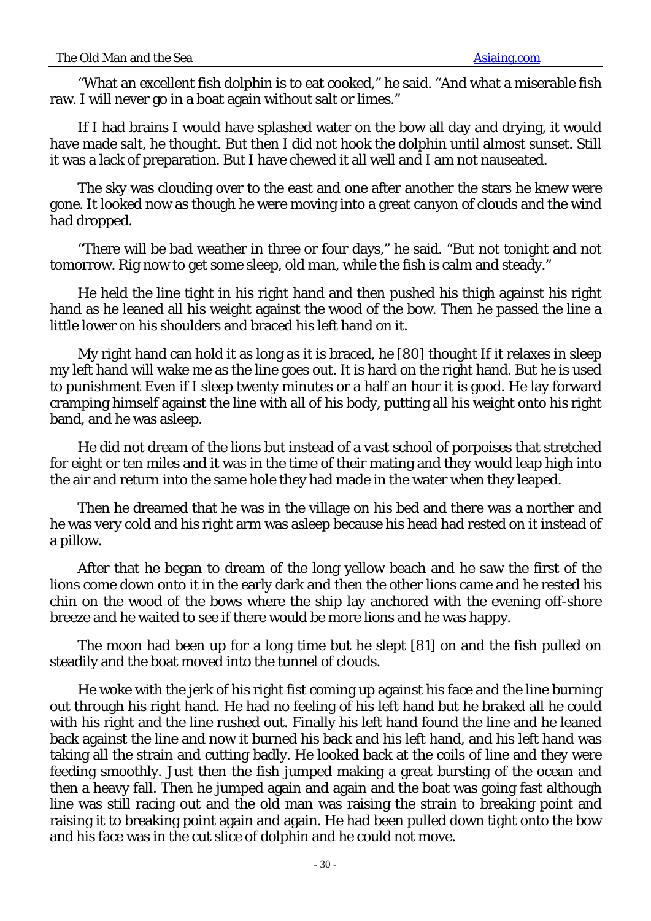"What an excellent fish dolphin is to eat cooked," he said. "And what a miserable fish raw. I will never go in a boat again without salt or limes."

If I had brains I would have splashed water on the bow all day and drying, it would have made salt, he thought. But then I did not hook the dolphin until almost sunset. Still it was a lack of preparation. But I have chewed it all well and I am not nauseated.

The sky was clouding over to the east and one after another the stars he knew were gone. It looked now as though he were moving into a great canyon of clouds and the wind had dropped.

"There will be bad weather in three or four days," he said. "But not tonight and not tomorrow. Rig now to get some sleep, old man, while the fish is calm and steady."

He held the line tight in his right hand and then pushed his thigh against his right hand as he leaned all his weight against the wood of the bow. Then he passed the line a little lower on his shoulders and braced his left hand on it.

My right hand can hold it as long as it is braced, he [80] thought If it relaxes in sleep my left hand will wake me as the line goes out. It is hard on the right hand. But he is used to punishment Even if I sleep twenty minutes or a half an hour it is good. He lay forward cramping himself against the line with all of his body, putting all his weight onto his right band, and he was asleep.

He did not dream of the lions but instead of a vast school of porpoises that stretched for eight or ten miles and it was in the time of their mating and they would leap high into the air and return into the same hole they had made in the water when they leaped.

Then he dreamed that he was in the village on his bed and there was a norther and he was very cold and his right arm was asleep because his head had rested on it instead of a pillow.

After that he began to dream of the long yellow beach and he saw the first of the lions come down onto it in the early dark and then the other lions came and he rested his chin on the wood of the bows where the ship lay anchored with the evening off-shore breeze and he waited to see if there would be more lions and he was happy.

The moon had been up for a long time but he slept [81] on and the fish pulled on steadily and the boat moved into the tunnel of clouds.

He woke with the jerk of his right fist coming up against his face and the line burning out through his right hand. He had no feeling of his left hand but he braked all he could with his right and the line rushed out. Finally his left hand found the line and he leaned back against the line and now it burned his back and his left hand, and his left hand was taking all the strain and cutting badly. He looked back at the coils of line and they were feeding smoothly. Just then the fish jumped making a great bursting of the ocean and then a heavy fall. Then he jumped again and again and the boat was going fast although line was still racing out and the old man was raising the strain to breaking point and raising it to breaking point again and again. He had been pulled down tight onto the bow and his face was in the cut slice of dolphin and he could not move.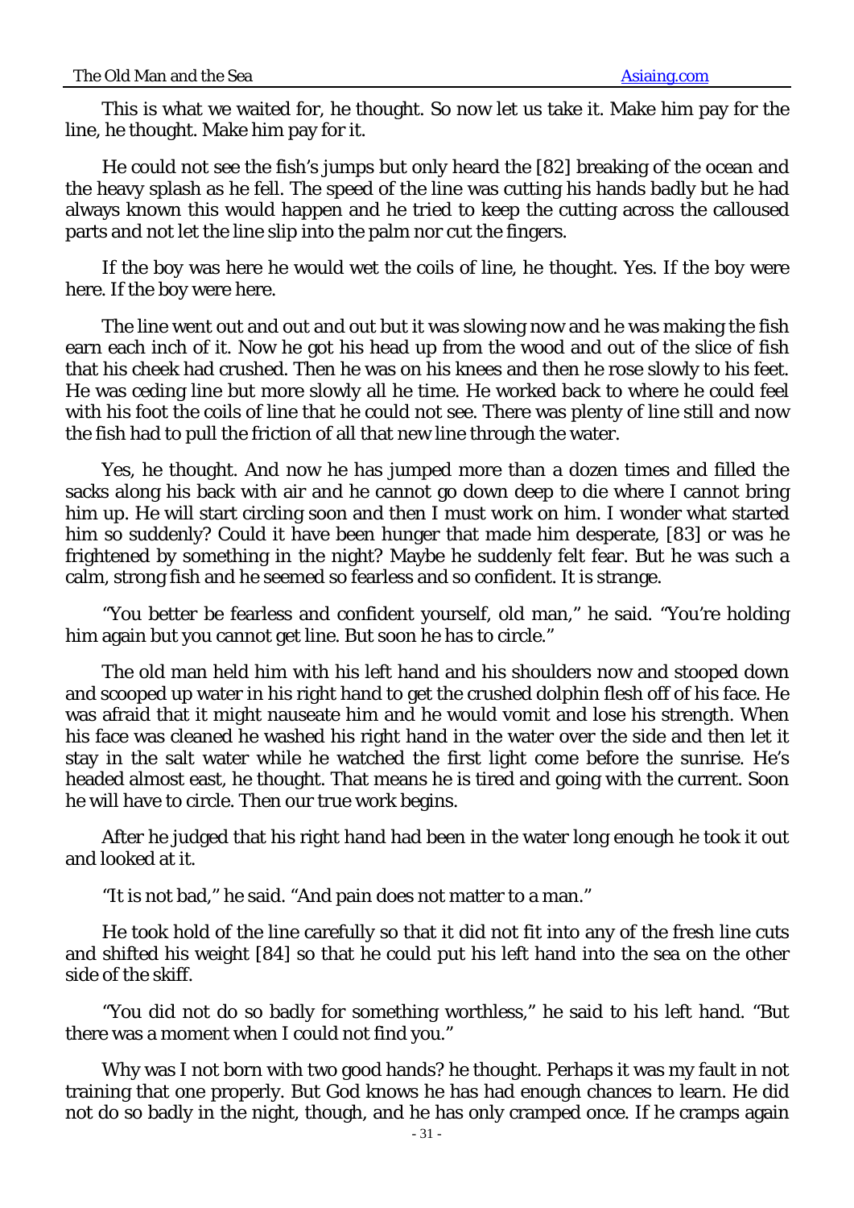This is what we waited for, he thought. So now let us take it. Make him pay for the line, he thought. Make him pay for it.

He could not see the fish's jumps but only heard the [82] breaking of the ocean and the heavy splash as he fell. The speed of the line was cutting his hands badly but he had always known this would happen and he tried to keep the cutting across the calloused parts and not let the line slip into the palm nor cut the fingers.

If the boy was here he would wet the coils of line, he thought. Yes. If the boy were here. If the boy were here.

The line went out and out and out but it was slowing now and he was making the fish earn each inch of it. Now he got his head up from the wood and out of the slice of fish that his cheek had crushed. Then he was on his knees and then he rose slowly to his feet. He was ceding line but more slowly all he time. He worked back to where he could feel with his foot the coils of line that he could not see. There was plenty of line still and now the fish had to pull the friction of all that new line through the water.

Yes, he thought. And now he has jumped more than a dozen times and filled the sacks along his back with air and he cannot go down deep to die where I cannot bring him up. He will start circling soon and then I must work on him. I wonder what started him so suddenly? Could it have been hunger that made him desperate, [83] or was he frightened by something in the night? Maybe he suddenly felt fear. But he was such a calm, strong fish and he seemed so fearless and so confident. It is strange.

"You better be fearless and confident yourself, old man," he said. "You're holding him again but you cannot get line. But soon he has to circle."

The old man held him with his left hand and his shoulders now and stooped down and scooped up water in his right hand to get the crushed dolphin flesh off of his face. He was afraid that it might nauseate him and he would vomit and lose his strength. When his face was cleaned he washed his right hand in the water over the side and then let it stay in the salt water while he watched the first light come before the sunrise. He's headed almost east, he thought. That means he is tired and going with the current. Soon he will have to circle. Then our true work begins.

After he judged that his right hand had been in the water long enough he took it out and looked at it.

"It is not bad," he said. "And pain does not matter to a man."

He took hold of the line carefully so that it did not fit into any of the fresh line cuts and shifted his weight [84] so that he could put his left hand into the sea on the other side of the skiff.

"You did not do so badly for something worthless," he said to his left hand. "But there was a moment when I could not find you."

Why was I not born with two good hands? he thought. Perhaps it was my fault in not training that one properly. But God knows he has had enough chances to learn. He did not do so badly in the night, though, and he has only cramped once. If he cramps again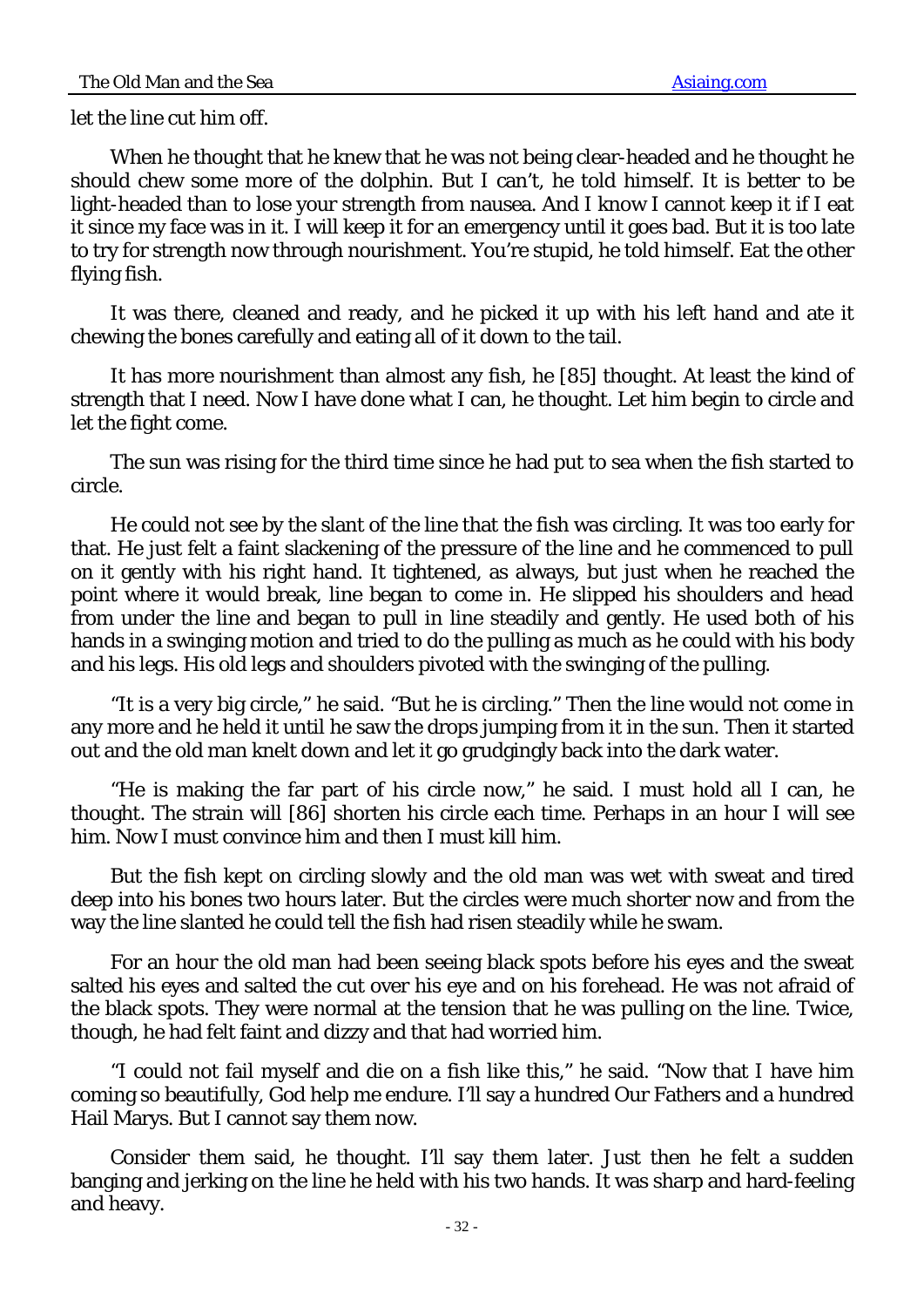let the line cut him off.

When he thought that he knew that he was not being clear-headed and he thought he should chew some more of the dolphin. But I can’t, he told himself. It is better to be light-headed than to lose your strength from nausea. And I know I cannot keep it if I eat it since my face was in it. I will keep it for an emergency until it goes bad. But it is too late to try for strength now through nourishment. You’re stupid, he told himself. Eat the other flying fish.

It was there, cleaned and ready, and he picked it up with his left hand and ate it chewing the bones carefully and eating all of it down to the tail.

It has more nourishment than almost any fish, he [85] thought. At least the kind of strength that I need. Now I have done what I can, he thought. Let him begin to circle and let the fight come.

The sun was rising for the third time since he had put to sea when the fish started to circle.

He could not see by the slant of the line that the fish was circling. It was too early for that. He just felt a faint slackening of the pressure of the line and he commenced to pull on it gently with his right hand. It tightened, as always, but just when he reached the point where it would break, line began to come in. He slipped his shoulders and head from under the line and began to pull in line steadily and gently. He used both of his hands in a swinging motion and tried to do the pulling as much as he could with his body and his legs. His old legs and shoulders pivoted with the swinging of the pulling.

“It is a very big circle,” he said. “But he is circling.” Then the line would not come in any more and he held it until he saw the drops jumping from it in the sun. Then it started out and the old man knelt down and let it go grudgingly back into the dark water.

“He is making the far part of his circle now,” he said. I must hold all I can, he thought. The strain will [86] shorten his circle each time. Perhaps in an hour I will see him. Now I must convince him and then I must kill him.

But the fish kept on circling slowly and the old man was wet with sweat and tired deep into his bones two hours later. But the circles were much shorter now and from the way the line slanted he could tell the fish had risen steadily while he swam.

For an hour the old man had been seeing black spots before his eyes and the sweat salted his eyes and salted the cut over his eye and on his forehead. He was not afraid of the black spots. They were normal at the tension that he was pulling on the line. Twice, though, he had felt faint and dizzy and that had worried him.

“I could not fail myself and die on a fish like this,” he said. “Now that I have him coming so beautifully, God help me endure. I’ll say a hundred Our Fathers and a hundred Hail Marys. But I cannot say them now.

Consider them said, he thought. I’ll say them later. Just then he felt a sudden banging and jerking on the line he held with his two hands. It was sharp and hard-feeling and heavy.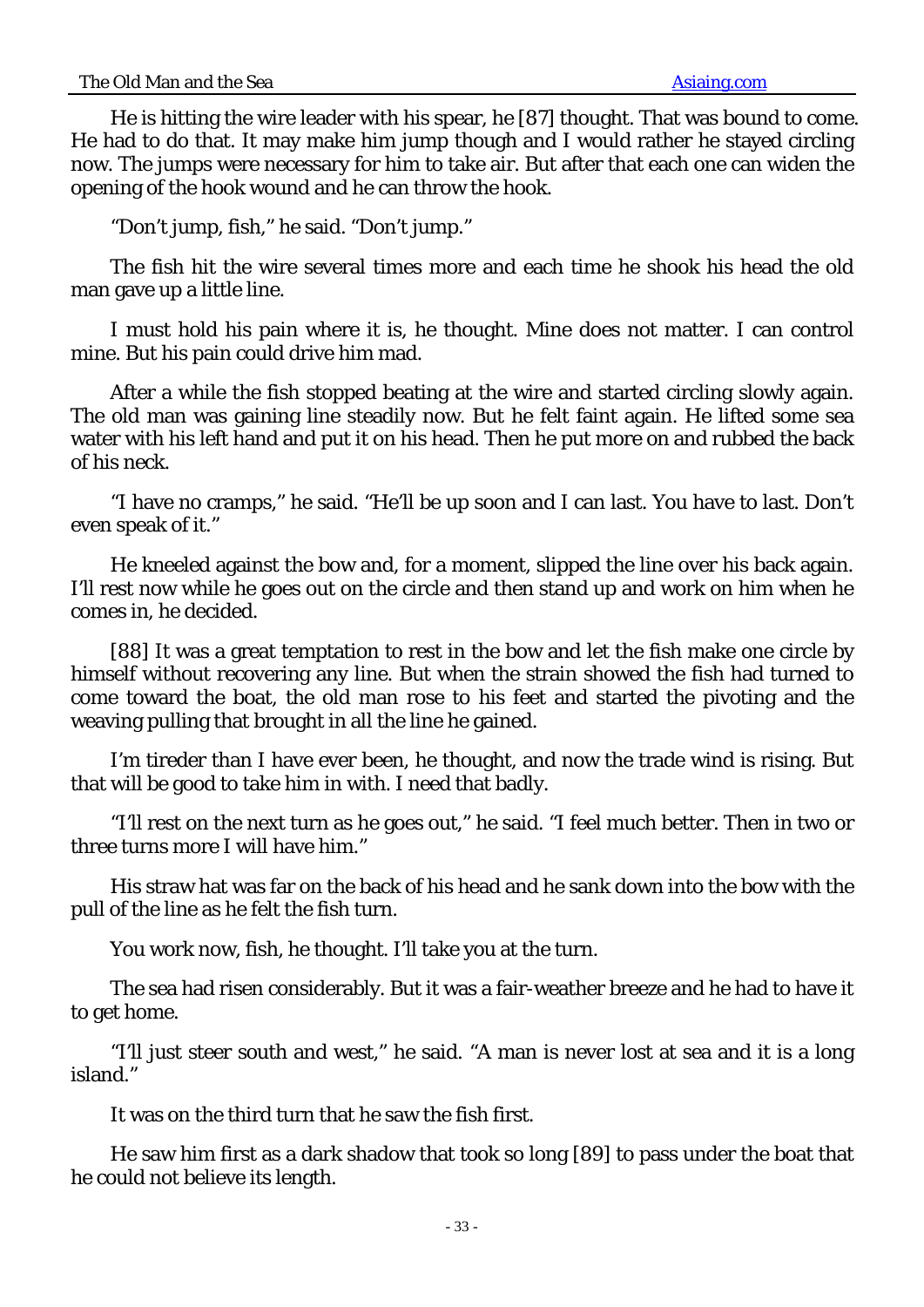He is hitting the wire leader with his spear, he [87] thought. That was bound to come. He had to do that. It may make him jump though and I would rather he stayed circling now. The jumps were necessary for him to take air. But after that each one can widen the opening of the hook wound and he can throw the hook.

"Don't jump, fish," he said. "Don't jump."

The fish hit the wire several times more and each time he shook his head the old man gave up a little line.

I must hold his pain where it is, he thought. Mine does not matter. I can control mine. But his pain could drive him mad.

After a while the fish stopped beating at the wire and started circling slowly again. The old man was gaining line steadily now. But he felt faint again. He lifted some sea water with his left hand and put it on his head. Then he put more on and rubbed the back of his neck.

"I have no cramps," he said. "He'll be up soon and I can last. You have to last. Don't even speak of it."

He kneeled against the bow and, for a moment, slipped the line over his back again. I'll rest now while he goes out on the circle and then stand up and work on him when he comes in, he decided.

[88] It was a great temptation to rest in the bow and let the fish make one circle by himself without recovering any line. But when the strain showed the fish had turned to come toward the boat, the old man rose to his feet and started the pivoting and the weaving pulling that brought in all the line he gained.

I'm tireder than I have ever been, he thought, and now the trade wind is rising. But that will be good to take him in with. I need that badly.

"I'll rest on the next turn as he goes out," he said. "I feel much better. Then in two or three turns more I will have him."

His straw hat was far on the back of his head and he sank down into the bow with the pull of the line as he felt the fish turn.

You work now, fish, he thought. I'll take you at the turn.

The sea had risen considerably. But it was a fair-weather breeze and he had to have it to get home.

"I'll just steer south and west," he said. "A man is never lost at sea and it is a long island."

It was on the third turn that he saw the fish first.

He saw him first as a dark shadow that took so long [89] to pass under the boat that he could not believe its length.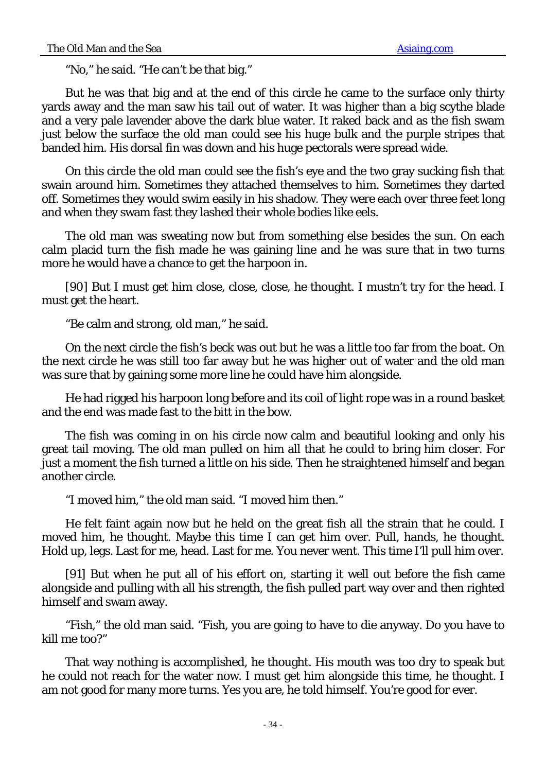"No," he said. "He can't be that big."

But he was that big and at the end of this circle he came to the surface only thirty yards away and the man saw his tail out of water. It was higher than a big scythe blade and a very pale lavender above the dark blue water. It raked back and as the fish swam just below the surface the old man could see his huge bulk and the purple stripes that banded him. His dorsal fin was down and his huge pectorals were spread wide.

On this circle the old man could see the fish's eye and the two gray sucking fish that swain around him. Sometimes they attached themselves to him. Sometimes they darted off. Sometimes they would swim easily in his shadow. They were each over three feet long and when they swam fast they lashed their whole bodies like eels.

The old man was sweating now but from something else besides the sun. On each calm placid turn the fish made he was gaining line and he was sure that in two turns more he would have a chance to get the harpoon in.

[90] But I must get him close, close, close, he thought. I mustn't try for the head. I must get the heart.

"Be calm and strong, old man," he said.

On the next circle the fish's beck was out but he was a little too far from the boat. On the next circle he was still too far away but he was higher out of water and the old man was sure that by gaining some more line he could have him alongside.

He had rigged his harpoon long before and its coil of light rope was in a round basket and the end was made fast to the bitt in the bow.

The fish was coming in on his circle now calm and beautiful looking and only his great tail moving. The old man pulled on him all that he could to bring him closer. For just a moment the fish turned a little on his side. Then he straightened himself and began another circle.

"I moved him," the old man said. "I moved him then."

He felt faint again now but he held on the great fish all the strain that he could. I moved him, he thought. Maybe this time I can get him over. Pull, hands, he thought. Hold up, legs. Last for me, head. Last for me. You never went. This time I'll pull him over.

[91] But when he put all of his effort on, starting it well out before the fish came alongside and pulling with all his strength, the fish pulled part way over and then righted himself and swam away.

"Fish," the old man said. "Fish, you are going to have to die anyway. Do you have to kill me too?"

That way nothing is accomplished, he thought. His mouth was too dry to speak but he could not reach for the water now. I must get him alongside this time, he thought. I am not good for many more turns. Yes you are, he told himself. You're good for ever.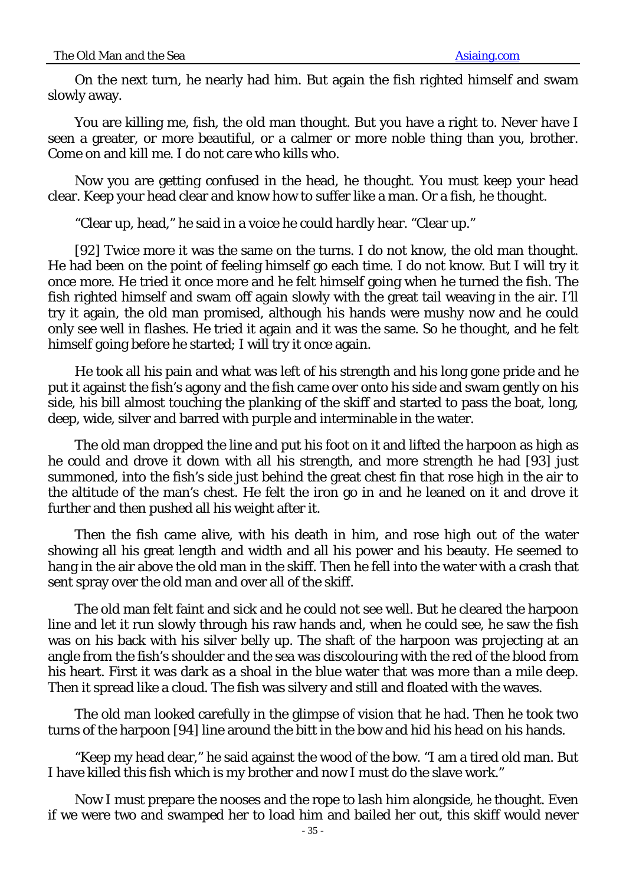On the next turn, he nearly had him. But again the fish righted himself and swam slowly away.

You are killing me, fish, the old man thought. But you have a right to. Never have I seen a greater, or more beautiful, or a calmer or more noble thing than you, brother. Come on and kill me. I do not care who kills who.

Now you are getting confused in the head, he thought. You must keep your head clear. Keep your head clear and know how to suffer like a man. Or a fish, he thought.

"Clear up, head," he said in a voice he could hardly hear. "Clear up."

[92] Twice more it was the same on the turns. I do not know, the old man thought. He had been on the point of feeling himself go each time. I do not know. But I will try it once more. He tried it once more and he felt himself going when he turned the fish. The fish righted himself and swam off again slowly with the great tail weaving in the air. I'll try it again, the old man promised, although his hands were mushy now and he could only see well in flashes. He tried it again and it was the same. So he thought, and he felt himself going before he started; I will try it once again.

He took all his pain and what was left of his strength and his long gone pride and he put it against the fish's agony and the fish came over onto his side and swam gently on his side, his bill almost touching the planking of the skiff and started to pass the boat, long, deep, wide, silver and barred with purple and interminable in the water.

The old man dropped the line and put his foot on it and lifted the harpoon as high as he could and drove it down with all his strength, and more strength he had [93] just summoned, into the fish's side just behind the great chest fin that rose high in the air to the altitude of the man's chest. He felt the iron go in and he leaned on it and drove it further and then pushed all his weight after it.

Then the fish came alive, with his death in him, and rose high out of the water showing all his great length and width and all his power and his beauty. He seemed to hang in the air above the old man in the skiff. Then he fell into the water with a crash that sent spray over the old man and over all of the skiff.

The old man felt faint and sick and he could not see well. But he cleared the harpoon line and let it run slowly through his raw hands and, when he could see, he saw the fish was on his back with his silver belly up. The shaft of the harpoon was projecting at an angle from the fish's shoulder and the sea was discolouring with the red of the blood from his heart. First it was dark as a shoal in the blue water that was more than a mile deep. Then it spread like a cloud. The fish was silvery and still and floated with the waves.

The old man looked carefully in the glimpse of vision that he had. Then he took two turns of the harpoon [94] line around the bitt in the bow and hid his head on his hands.

"Keep my head dear," he said against the wood of the bow. "I am a tired old man. But I have killed this fish which is my brother and now I must do the slave work."

Now I must prepare the nooses and the rope to lash him alongside, he thought. Even if we were two and swamped her to load him and bailed her out, this skiff would never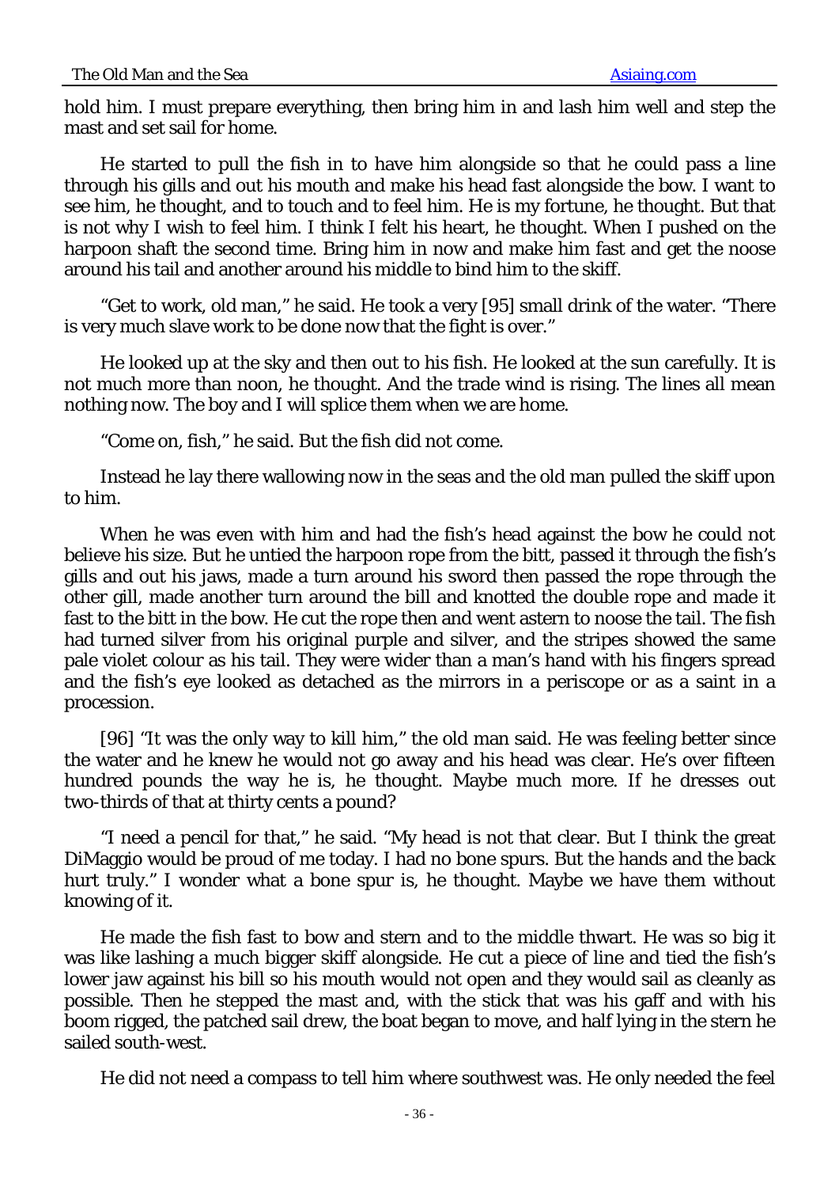hold him. I must prepare everything, then bring him in and lash him well and step the mast and set sail for home.

He started to pull the fish in to have him alongside so that he could pass a line through his gills and out his mouth and make his head fast alongside the bow. I want to see him, he thought, and to touch and to feel him. He is my fortune, he thought. But that is not why I wish to feel him. I think I felt his heart, he thought. When I pushed on the harpoon shaft the second time. Bring him in now and make him fast and get the noose around his tail and another around his middle to bind him to the skiff.

"Get to work, old man," he said. He took a very [95] small drink of the water. "There is very much slave work to be done now that the fight is over."

He looked up at the sky and then out to his fish. He looked at the sun carefully. It is not much more than noon, he thought. And the trade wind is rising. The lines all mean nothing now. The boy and I will splice them when we are home.

"Come on, fish," he said. But the fish did not come.

Instead he lay there wallowing now in the seas and the old man pulled the skiff upon to him.

When he was even with him and had the fish's head against the bow he could not believe his size. But he untied the harpoon rope from the bitt, passed it through the fish's gills and out his jaws, made a turn around his sword then passed the rope through the other gill, made another turn around the bill and knotted the double rope and made it fast to the bitt in the bow. He cut the rope then and went astern to noose the tail. The fish had turned silver from his original purple and silver, and the stripes showed the same pale violet colour as his tail. They were wider than a man's hand with his fingers spread and the fish's eye looked as detached as the mirrors in a periscope or as a saint in a procession.

[96] "It was the only way to kill him," the old man said. He was feeling better since the water and he knew he would not go away and his head was clear. He's over fifteen hundred pounds the way he is, he thought. Maybe much more. If he dresses out two-thirds of that at thirty cents a pound?

"I need a pencil for that," he said. "My head is not that clear. But I think the great DiMaggio would be proud of me today. I had no bone spurs. But the hands and the back hurt truly." I wonder what a bone spur is, he thought. Maybe we have them without knowing of it.

He made the fish fast to bow and stern and to the middle thwart. He was so big it was like lashing a much bigger skiff alongside. He cut a piece of line and tied the fish's lower jaw against his bill so his mouth would not open and they would sail as cleanly as possible. Then he stepped the mast and, with the stick that was his gaff and with his boom rigged, the patched sail drew, the boat began to move, and half lying in the stern he sailed south-west.

He did not need a compass to tell him where southwest was. He only needed the feel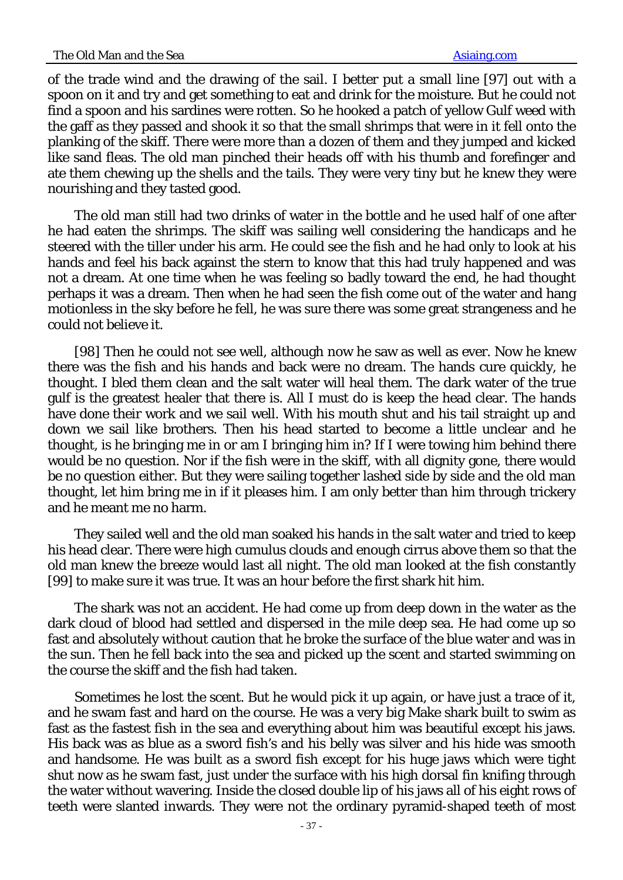of the trade wind and the drawing of the sail. I better put a small line [97] out with a spoon on it and try and get something to eat and drink for the moisture. But he could not find a spoon and his sardines were rotten. So he hooked a patch of yellow Gulf weed with the gaff as they passed and shook it so that the small shrimps that were in it fell onto the planking of the skiff. There were more than a dozen of them and they jumped and kicked like sand fleas. The old man pinched their heads off with his thumb and forefinger and ate them chewing up the shells and the tails. They were very tiny but he knew they were nourishing and they tasted good.

The old man still had two drinks of water in the bottle and he used half of one after he had eaten the shrimps. The skiff was sailing well considering the handicaps and he steered with the tiller under his arm. He could see the fish and he had only to look at his hands and feel his back against the stern to know that this had truly happened and was not a dream. At one time when he was feeling so badly toward the end, he had thought perhaps it was a dream. Then when he had seen the fish come out of the water and hang motionless in the sky before he fell, he was sure there was some great strangeness and he could not believe it.

[98] Then he could not see well, although now he saw as well as ever. Now he knew there was the fish and his hands and back were no dream. The hands cure quickly, he thought. I bled them clean and the salt water will heal them. The dark water of the true gulf is the greatest healer that there is. All I must do is keep the head clear. The hands have done their work and we sail well. With his mouth shut and his tail straight up and down we sail like brothers. Then his head started to become a little unclear and he thought, is he bringing me in or am I bringing him in? If I were towing him behind there would be no question. Nor if the fish were in the skiff, with all dignity gone, there would be no question either. But they were sailing together lashed side by side and the old man thought, let him bring me in if it pleases him. I am only better than him through trickery and he meant me no harm.

They sailed well and the old man soaked his hands in the salt water and tried to keep his head clear. There were high cumulus clouds and enough cirrus above them so that the old man knew the breeze would last all night. The old man looked at the fish constantly [99] to make sure it was true. It was an hour before the first shark hit him.

The shark was not an accident. He had come up from deep down in the water as the dark cloud of blood had settled and dispersed in the mile deep sea. He had come up so fast and absolutely without caution that he broke the surface of the blue water and was in the sun. Then he fell back into the sea and picked up the scent and started swimming on the course the skiff and the fish had taken.

Sometimes he lost the scent. But he would pick it up again, or have just a trace of it, and he swam fast and hard on the course. He was a very big Mako shark built to swim as fast as the fastest fish in the sea and everything about him was beautiful except his jaws. His back was as blue as a sword fish's and his belly was silver and his hide was smooth and handsome. He was built as a sword fish except for his huge jaws which were tight shut now as he swam fast, just under the surface with his high dorsal fin knifing through the water without wavering. Inside the closed double lip of his jaws all of his eight rows of teeth were slanted inwards. They were not the ordinary pyramid-shaped teeth of most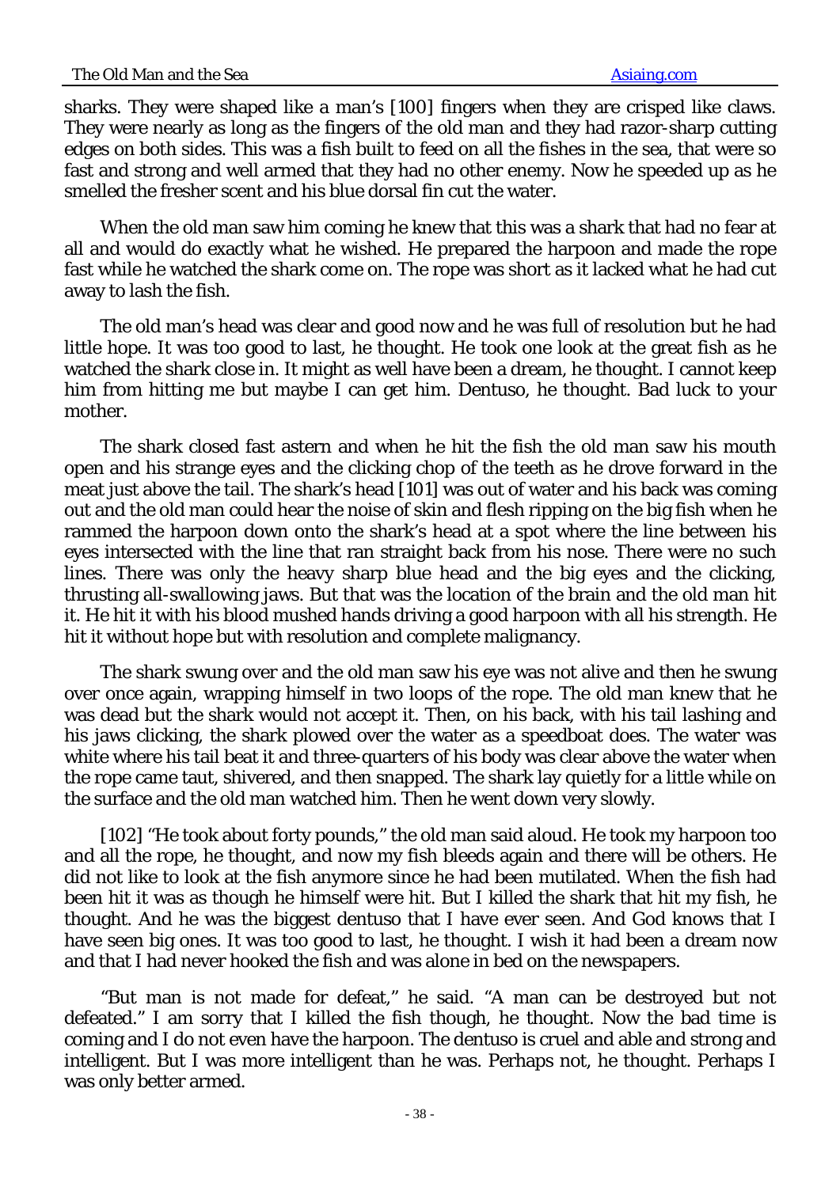sharks. They were shaped like a man's [100] fingers when they are crisped like claws. They were nearly as long as the fingers of the old man and they had razor-sharp cutting edges on both sides. This was a fish built to feed on all the fishes in the sea, that were so fast and strong and well armed that they had no other enemy. Now he speeded up as he smelled the fresher scent and his blue dorsal fin cut the water.

When the old man saw him coming he knew that this was a shark that had no fear at all and would do exactly what he wished. He prepared the harpoon and made the rope fast while he watched the shark come on. The rope was short as it lacked what he had cut away to lash the fish.

The old man's head was clear and good now and he was full of resolution but he had little hope. It was too good to last, he thought. He took one look at the great fish as he watched the shark close in. It might as well have been a dream, he thought. I cannot keep him from hitting me but maybe I can get him. Dentuso, he thought. Bad luck to your mother.

The shark closed fast astern and when he hit the fish the old man saw his mouth open and his strange eyes and the clicking chop of the teeth as he drove forward in the meat just above the tail. The shark's head [101] was out of water and his back was coming out and the old man could hear the noise of skin and flesh ripping on the big fish when he rammed the harpoon down onto the shark's head at a spot where the line between his eyes intersected with the line that ran straight back from his nose. There were no such lines. There was only the heavy sharp blue head and the big eyes and the clicking, thrusting all-swallowing jaws. But that was the location of the brain and the old man hit it. He hit it with his blood mushed hands driving a good harpoon with all his strength. He hit it without hope but with resolution and complete malignancy.

The shark swung over and the old man saw his eye was not alive and then he swung over once again, wrapping himself in two loops of the rope. The old man knew that he was dead but the shark would not accept it. Then, on his back, with his tail lashing and his jaws clicking, the shark plowed over the water as a speedboat does. The water was white where his tail beat it and three-quarters of his body was clear above the water when the rope came taut, shivered, and then snapped. The shark lay quietly for a little while on the surface and the old man watched him. Then he went down very slowly.

[102] "He took about forty pounds," the old man said aloud. He took my harpoon too and all the rope, he thought, and now my fish bleeds again and there will be others. He did not like to look at the fish anymore since he had been mutilated. When the fish had been hit it was as though he himself were hit. But I killed the shark that hit my fish, he thought. And he was the biggest dentuso that I have ever seen. And God knows that I have seen big ones. It was too good to last, he thought. I wish it had been a dream now and that I had never hooked the fish and was alone in bed on the newspapers.

"But man is not made for defeat," he said. "A man can be destroyed but not defeated." I am sorry that I killed the fish though, he thought. Now the bad time is coming and I do not even have the harpoon. The dentuso is cruel and able and strong and intelligent. But I was more intelligent than he was. Perhaps not, he thought. Perhaps I was only better armed.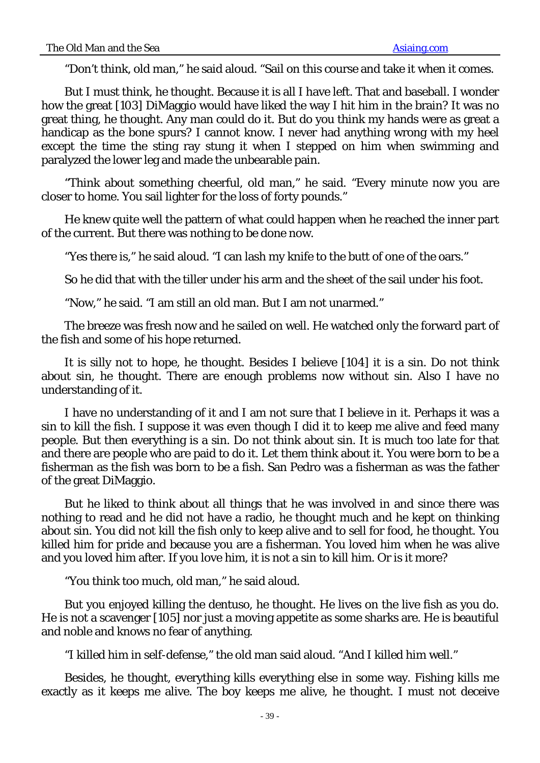"Don't think, old man," he said aloud. "Sail on this course and take it when it comes.

But I must think, he thought. Because it is all I have left. That and baseball. I wonder how the great [103] DiMaggio would have liked the way I hit him in the brain? It was no great thing, he thought. Any man could do it. But do you think my hands were as great a handicap as the bone spurs? I cannot know. I never had anything wrong with my heel except the time the sting ray stung it when I stepped on him when swimming and paralyzed the lower leg and made the unbearable pain.

"Think about something cheerful, old man," he said. "Every minute now you are closer to home. You sail lighter for the loss of forty pounds."

He knew quite well the pattern of what could happen when he reached the inner part of the current. But there was nothing to be done now.

"Yes there is," he said aloud. "I can lash my knife to the butt of one of the oars."

So he did that with the tiller under his arm and the sheet of the sail under his foot.

"Now," he said. "I am still an old man. But I am not unarmed."

The breeze was fresh now and he sailed on well. He watched only the forward part of the fish and some of his hope returned.

It is silly not to hope, he thought. Besides I believe [104] it is a sin. Do not think about sin, he thought. There are enough problems now without sin. Also I have no understanding of it.

I have no understanding of it and I am not sure that I believe in it. Perhaps it was a sin to kill the fish. I suppose it was even though I did it to keep me alive and feed many people. But then everything is a sin. Do not think about sin. It is much too late for that and there are people who are paid to do it. Let them think about it. You were born to be a fisherman as the fish was born to be a fish. San Pedro was a fisherman as was the father of the great DiMaggio.

But he liked to think about all things that he was involved in and since there was nothing to read and he did not have a radio, he thought much and he kept on thinking about sin. You did not kill the fish only to keep alive and to sell for food, he thought. You killed him for pride and because you are a fisherman. You loved him when he was alive and you loved him after. If you love him, it is not a sin to kill him. Or is it more?

"You think too much, old man," he said aloud.

But you enjoyed killing the dentuso, he thought. He lives on the live fish as you do. He is not a scavenger [105] nor just a moving appetite as some sharks are. He is beautiful and noble and knows no fear of anything.

"I killed him in self-defense," the old man said aloud. "And I killed him well."

Besides, he thought, everything kills everything else in some way. Fishing kills me exactly as it keeps me alive. The boy keeps me alive, he thought. I must not deceive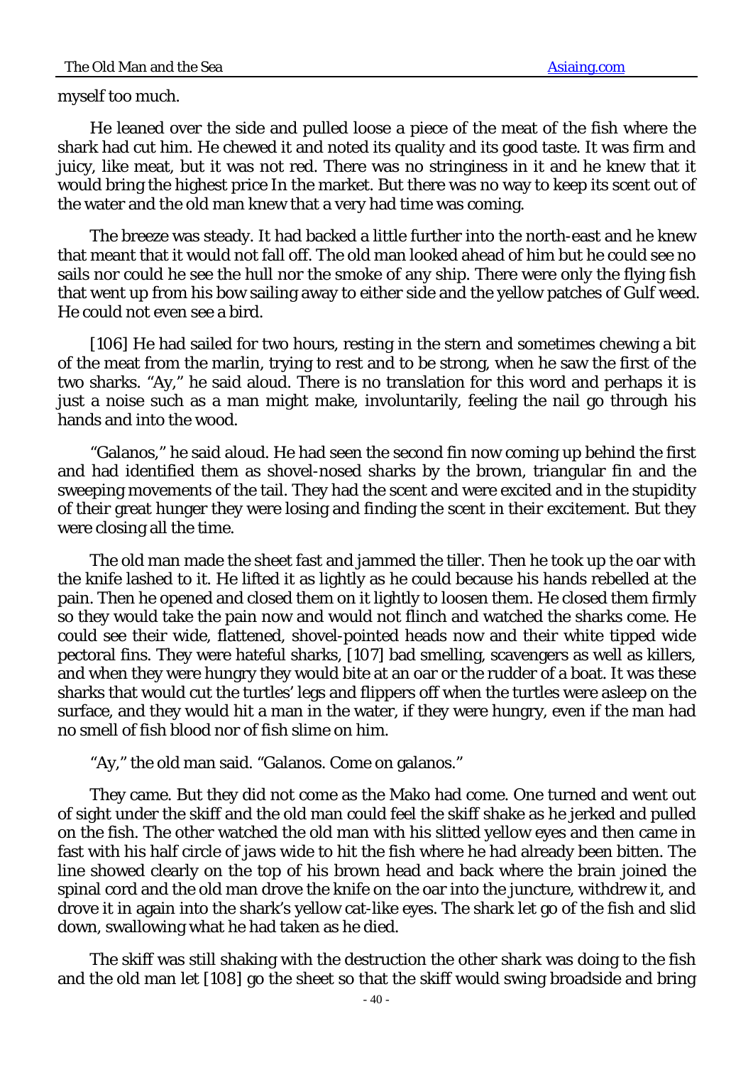myself too much.

He leaned over the side and pulled loose a piece of the meat of the fish where the shark had cut him. He chewed it and noted its quality and its good taste. It was firm and juicy, like meat, but it was not red. There was no stringiness in it and he knew that it would bring the highest price In the market. But there was no way to keep its scent out of the water and the old man knew that a very had time was coming.

The breeze was steady. It had backed a little further into the north-east and he knew that meant that it would not fall off. The old man looked ahead of him but he could see no sails nor could he see the hull nor the smoke of any ship. There were only the flying fish that went up from his bow sailing away to either side and the yellow patches of Gulf weed. He could not even see a bird.

[106] He had sailed for two hours, resting in the stern and sometimes chewing a bit of the meat from the marlin, trying to rest and to be strong, when he saw the first of the two sharks. "Ay," he said aloud. There is no translation for this word and perhaps it is just a noise such as a man might make, involuntarily, feeling the nail go through his hands and into the wood.

"Galanos," he said aloud. He had seen the second fin now coming up behind the first and had identified them as shovel-nosed sharks by the brown, triangular fin and the sweeping movements of the tail. They had the scent and were excited and in the stupidity of their great hunger they were losing and finding the scent in their excitement. But they were closing all the time.

The old man made the sheet fast and jammed the tiller. Then he took up the oar with the knife lashed to it. He lifted it as lightly as he could because his hands rebelled at the pain. Then he opened and closed them on it lightly to loosen them. He closed them firmly so they would take the pain now and would not flinch and watched the sharks come. He could see their wide, flattened, shovel-pointed heads now and their white tipped wide pectoral fins. They were hateful sharks, [107] bad smelling, scavengers as well as killers, and when they were hungry they would bite at an oar or the rudder of a boat. It was these sharks that would cut the turtles' legs and flippers off when the turtles were asleep on the surface, and they would hit a man in the water, if they were hungry, even if the man had no smell of fish blood nor of fish slime on him.

"Ay," the old man said. "Galanos. Come on galanos."

They came. But they did not come as the Mako had come. One turned and went out of sight under the skiff and the old man could feel the skiff shake as he jerked and pulled on the fish. The other watched the old man with his slitted yellow eyes and then came in fast with his half circle of jaws wide to hit the fish where he had already been bitten. The line showed clearly on the top of his brown head and back where the brain joined the spinal cord and the old man drove the knife on the oar into the juncture, withdrew it, and drove it in again into the shark's yellow cat-like eyes. The shark let go of the fish and slid down, swallowing what he had taken as he died.

The skiff was still shaking with the destruction the other shark was doing to the fish and the old man let [108] go the sheet so that the skiff would swing broadside and bring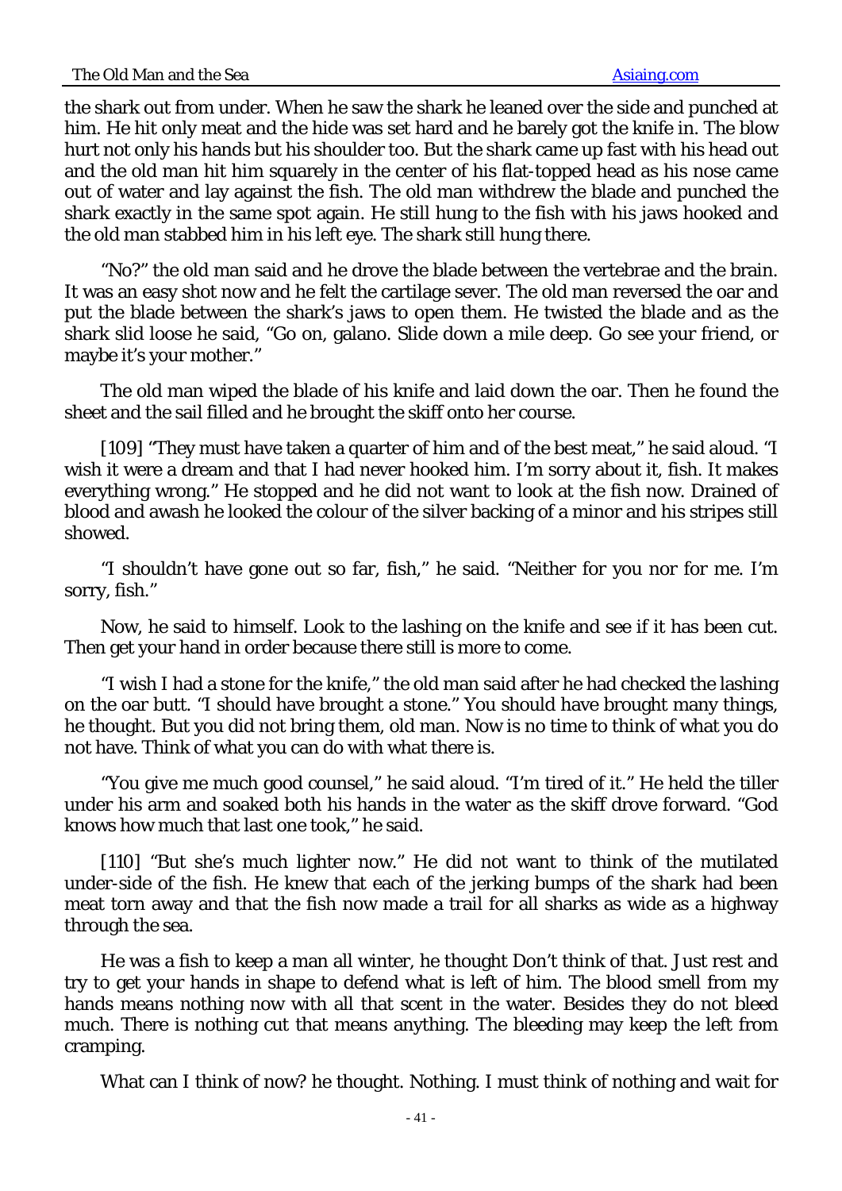the shark out from under. When he saw the shark he leaned over the side and punched at him. He hit only meat and the hide was set hard and he barely got the knife in. The blow hurt not only his hands but his shoulder too. But the shark came up fast with his head out and the old man hit him squarely in the center of his flat-topped head as his nose came out of water and lay against the fish. The old man withdrew the blade and punched the shark exactly in the same spot again. He still hung to the fish with his jaws hooked and the old man stabbed him in his left eye. The shark still hung there.

"No?" the old man said and he drove the blade between the vertebrae and the brain. It was an easy shot now and he felt the cartilage sever. The old man reversed the oar and put the blade between the shark's jaws to open them. He twisted the blade and as the shark slid loose he said, "Go on, galano. Slide down a mile deep. Go see your friend, or maybe it's your mother."

The old man wiped the blade of his knife and laid down the oar. Then he found the sheet and the sail filled and he brought the skiff onto her course.

[109] "They must have taken a quarter of him and of the best meat," he said aloud. "I wish it were a dream and that I had never hooked him. I'm sorry about it, fish. It makes everything wrong." He stopped and he did not want to look at the fish now. Drained of blood and awash he looked the colour of the silver backing of a minor and his stripes still showed.

"I shouldn't have gone out so far, fish," he said. "Neither for you nor for me. I'm sorry, fish."

Now, he said to himself. Look to the lashing on the knife and see if it has been cut. Then get your hand in order because there still is more to come.

"I wish I had a stone for the knife," the old man said after he had checked the lashing on the oar butt. "I should have brought a stone." You should have brought many things, he thought. But you did not bring them, old man. Now is no time to think of what you do not have. Think of what you can do with what there is.

"You give me much good counsel," he said aloud. "I'm tired of it." He held the tiller under his arm and soaked both his hands in the water as the skiff drove forward. "God knows how much that last one took," he said.

[110] "But she's much lighter now." He did not want to think of the mutilated under-side of the fish. He knew that each of the jerking bumps of the shark had been meat torn away and that the fish now made a trail for all sharks as wide as a highway through the sea.

He was a fish to keep a man all winter, he thought Don't think of that. Just rest and try to get your hands in shape to defend what is left of him. The blood smell from my hands means nothing now with all that scent in the water. Besides they do not bleed much. There is nothing cut that means anything. The bleeding may keep the left from cramping.

What can I think of now? he thought. Nothing. I must think of nothing and wait for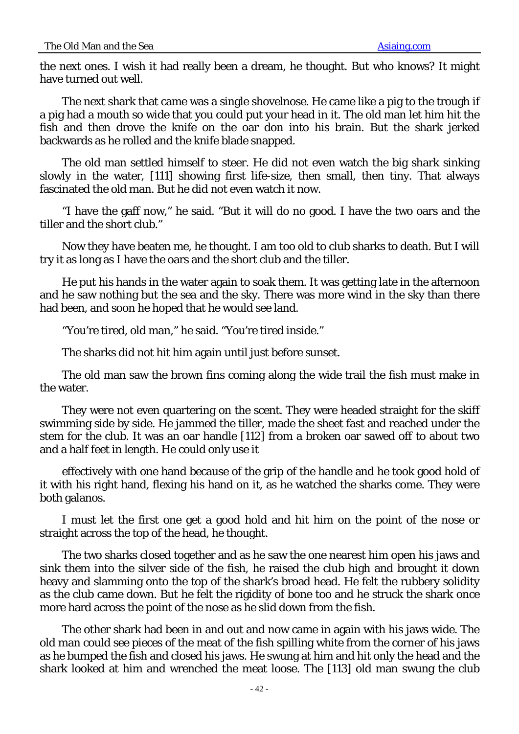the next ones. I wish it had really been a dream, he thought. But who knows? It might have turned out well.

The next shark that came was a single shovelnose. He came like a pig to the trough if a pig had a mouth so wide that you could put your head in it. The old man let him hit the fish and then drove the knife on the oar don into his brain. But the shark jerked backwards as he rolled and the knife blade snapped.

The old man settled himself to steer. He did not even watch the big shark sinking slowly in the water, [111] showing first life-size, then small, then tiny. That always fascinated the old man. But he did not even watch it now.

"I have the gaff now," he said. "But it will do no good. I have the two oars and the tiller and the short club."

Now they have beaten me, he thought. I am too old to club sharks to death. But I will try it as long as I have the oars and the short club and the tiller.

He put his hands in the water again to soak them. It was getting late in the afternoon and he saw nothing but the sea and the sky. There was more wind in the sky than there had been, and soon he hoped that he would see land.

"You're tired, old man," he said. "You're tired inside."

The sharks did not hit him again until just before sunset.

The old man saw the brown fins coming along the wide trail the fish must make in the water.

They were not even quartering on the scent. They were headed straight for the skiff swimming side by side. He jammed the tiller, made the sheet fast and reached under the stem for the club. It was an oar handle [112] from a broken oar sawed off to about two and a half feet in length. He could only use it

effectively with one hand because of the grip of the handle and he took good hold of it with his right hand, flexing his hand on it, as he watched the sharks come. They were both galanos.

I must let the first one get a good hold and hit him on the point of the nose or straight across the top of the head, he thought.

The two sharks closed together and as he saw the one nearest him open his jaws and sink them into the silver side of the fish, he raised the club high and brought it down heavy and slamming onto the top of the shark's broad head. He felt the rubbery solidity as the club came down. But he felt the rigidity of bone too and he struck the shark once more hard across the point of the nose as he slid down from the fish.

The other shark had been in and out and now came in again with his jaws wide. The old man could see pieces of the meat of the fish spilling white from the corner of his jaws as he bumped the fish and closed his jaws. He swung at him and hit only the head and the shark looked at him and wrenched the meat loose. The [113] old man swung the club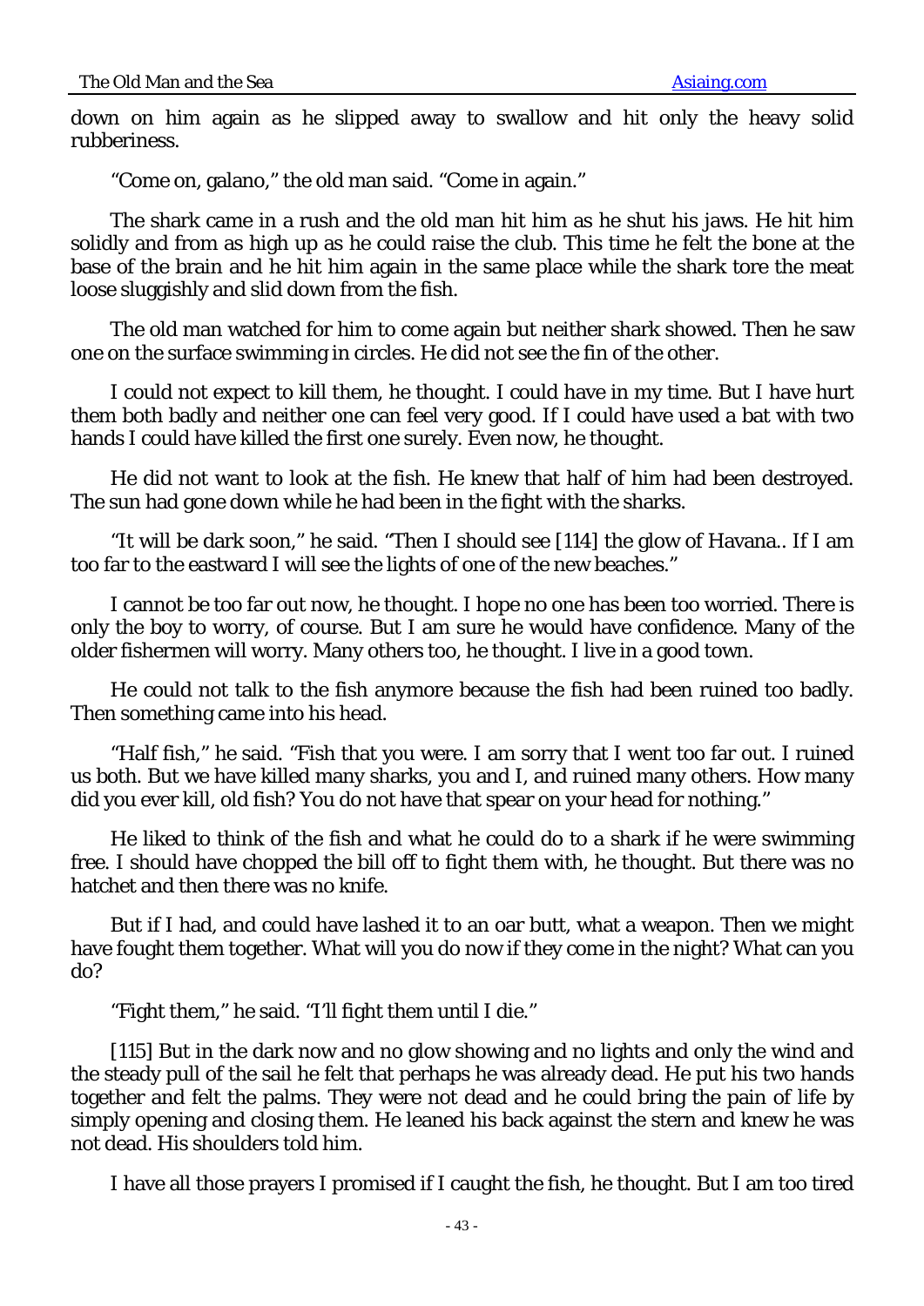down on him again as he slipped away to swallow and hit only the heavy solid rubberiness.

"Come on, galano," the old man said. "Come in again."

The shark came in a rush and the old man hit him as he shut his jaws. He hit him solidly and from as high up as he could raise the club. This time he felt the bone at the base of the brain and he hit him again in the same place while the shark tore the meat loose sluggishly and slid down from the fish.

The old man watched for him to come again but neither shark showed. Then he saw one on the surface swimming in circles. He did not see the fin of the other.

I could not expect to kill them, he thought. I could have in my time. But I have hurt them both badly and neither one can feel very good. If I could have used a bat with two hands I could have killed the first one surely. Even now, he thought.

He did not want to look at the fish. He knew that half of him had been destroyed. The sun had gone down while he had been in the fight with the sharks.

"It will be dark soon," he said. "Then I should see [114] the glow of Havana.. If I am too far to the eastward I will see the lights of one of the new beaches."

I cannot be too far out now, he thought. I hope no one has been too worried. There is only the boy to worry, of course. But I am sure he would have confidence. Many of the older fishermen will worry. Many others too, he thought. I live in a good town.

He could not talk to the fish anymore because the fish had been ruined too badly. Then something came into his head.

"Half fish," he said. "Fish that you were. I am sorry that I went too far out. I ruined us both. But we have killed many sharks, you and I, and ruined many others. How many did you ever kill, old fish? You do not have that spear on your head for nothing."

He liked to think of the fish and what he could do to a shark if he were swimming free. I should have chopped the bill off to fight them with, he thought. But there was no hatchet and then there was no knife.

But if I had, and could have lashed it to an oar butt, what a weapon. Then we might have fought them together. What will you do now if they come in the night? What can you do?

"Fight them," he said. "I'll fight them until I die."

[115] But in the dark now and no glow showing and no lights and only the wind and the steady pull of the sail he felt that perhaps he was already dead. He put his two hands together and felt the palms. They were not dead and he could bring the pain of life by simply opening and closing them. He leaned his back against the stern and knew he was not dead. His shoulders told him.

I have all those prayers I promised if I caught the fish, he thought. But I am too tired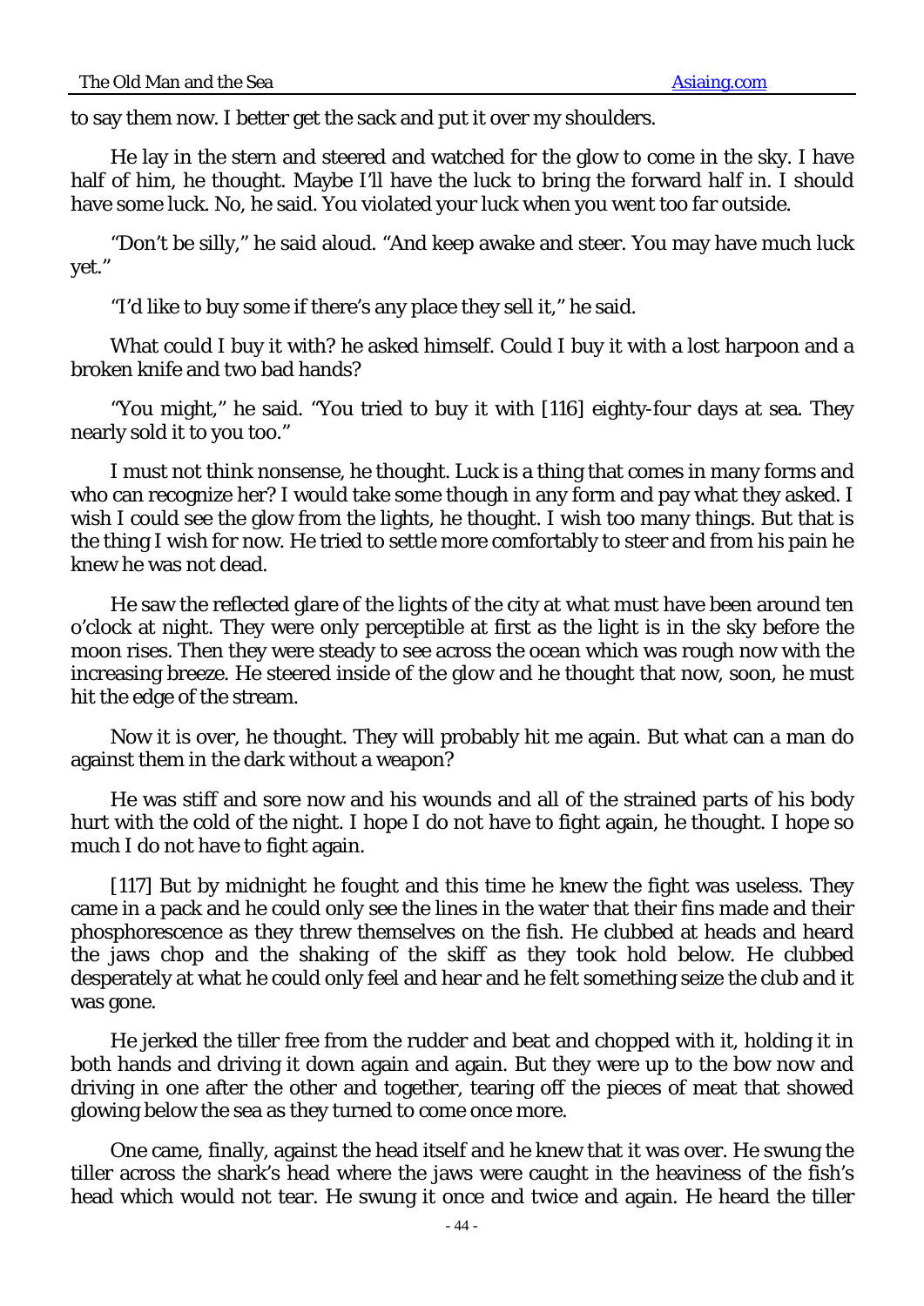to say them now. I better get the sack and put it over my shoulders.

He lay in the stern and steered and watched for the glow to come in the sky. I have half of him, he thought. Maybe I'll have the luck to bring the forward half in. I should have some luck. No, he said. You violated your luck when you went too far outside.

"Don't be silly," he said aloud. "And keep awake and steer. You may have much luck yet."

"I'd like to buy some if there's any place they sell it," he said.

What could I buy it with? he asked himself. Could I buy it with a lost harpoon and a broken knife and two bad hands?

"You might," he said. "You tried to buy it with [116] eighty-four days at sea. They nearly sold it to you too."

I must not think nonsense, he thought. Luck is a thing that comes in many forms and who can recognize her? I would take some though in any form and pay what they asked. I wish I could see the glow from the lights, he thought. I wish too many things. But that is the thing I wish for now. He tried to settle more comfortably to steer and from his pain he knew he was not dead.

He saw the reflected glare of the lights of the city at what must have been around ten o'clock at night. They were only perceptible at first as the light is in the sky before the moon rises. Then they were steady to see across the ocean which was rough now with the increasing breeze. He steered inside of the glow and he thought that now, soon, he must hit the edge of the stream.

Now it is over, he thought. They will probably hit me again. But what can a man do against them in the dark without a weapon?

He was stiff and sore now and his wounds and all of the strained parts of his body hurt with the cold of the night. I hope I do not have to fight again, he thought. I hope so much I do not have to fight again.

[117] But by midnight he fought and this time he knew the fight was useless. They came in a pack and he could only see the lines in the water that their fins made and their phosphorescence as they threw themselves on the fish. He clubbed at heads and heard the jaws chop and the shaking of the skiff as they took hold below. He clubbed desperately at what he could only feel and hear and he felt something seize the club and it was gone.

He jerked the tiller free from the rudder and beat and chopped with it, holding it in both hands and driving it down again and again. But they were up to the bow now and driving in one after the other and together, tearing off the pieces of meat that showed glowing below the sea as they turned to come once more.

One came, finally, against the head itself and he knew that it was over. He swung the tiller across the shark's head where the jaws were caught in the heaviness of the fish's head which would not tear. He swung it once and twice and again. He heard the tiller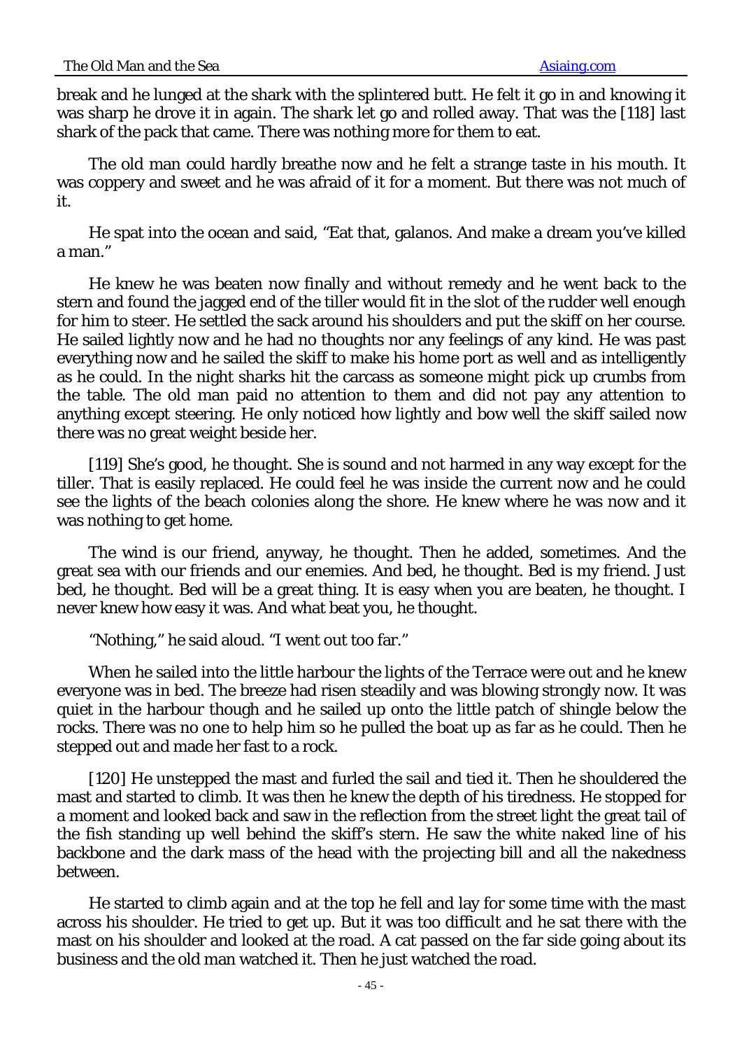break and he lunged at the shark with the splintered butt. He felt it go in and knowing it was sharp he drove it in again. The shark let go and rolled away. That was the [118] last shark of the pack that came. There was nothing more for them to eat.

The old man could hardly breathe now and he felt a strange taste in his mouth. It was coppery and sweet and he was afraid of it for a moment. But there was not much of it.

He spat into the ocean and said, "Eat that, galanos. And make a dream you've killed a man."

He knew he was beaten now finally and without remedy and he went back to the stern and found the jagged end of the tiller would fit in the slot of the rudder well enough for him to steer. He settled the sack around his shoulders and put the skiff on her course. He sailed lightly now and he had no thoughts nor any feelings of any kind. He was past everything now and he sailed the skiff to make his home port as well and as intelligently as he could. In the night sharks hit the carcass as someone might pick up crumbs from the table. The old man paid no attention to them and did not pay any attention to anything except steering. He only noticed how lightly and bow well the skiff sailed now there was no great weight beside her.

[119] She's good, he thought. She is sound and not harmed in any way except for the tiller. That is easily replaced. He could feel he was inside the current now and he could see the lights of the beach colonies along the shore. He knew where he was now and it was nothing to get home.

The wind is our friend, anyway, he thought. Then he added, sometimes. And the great sea with our friends and our enemies. And bed, he thought. Bed is my friend. Just bed, he thought. Bed will be a great thing. It is easy when you are beaten, he thought. I never knew how easy it was. And what beat you, he thought.

"Nothing," he said aloud. "I went out too far."

When he sailed into the little harbour the lights of the Terrace were out and he knew everyone was in bed. The breeze had risen steadily and was blowing strongly now. It was quiet in the harbour though and he sailed up onto the little patch of shingle below the rocks. There was no one to help him so he pulled the boat up as far as he could. Then he stepped out and made her fast to a rock.

[120] He unstepped the mast and furled the sail and tied it. Then he shouldered the mast and started to climb. It was then he knew the depth of his tiredness. He stopped for a moment and looked back and saw in the reflection from the street light the great tail of the fish standing up well behind the skiff's stern. He saw the white naked line of his backbone and the dark mass of the head with the projecting bill and all the nakedness between.

He started to climb again and at the top he fell and lay for some time with the mast across his shoulder. He tried to get up. But it was too difficult and he sat there with the mast on his shoulder and looked at the road. A cat passed on the far side going about its business and the old man watched it. Then he just watched the road.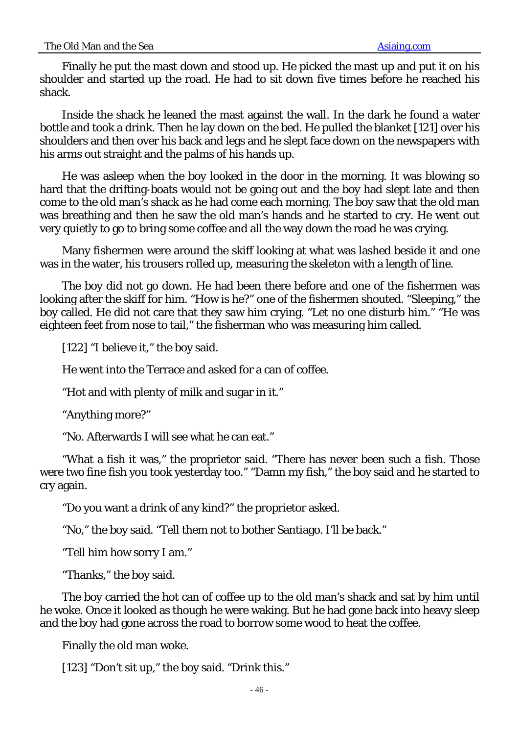Finally he put the mast down and stood up. He picked the mast up and put it on his shoulder and started up the road. He had to sit down five times before he reached his shack.

Inside the shack he leaned the mast against the wall. In the dark he found a water bottle and took a drink. Then he lay down on the bed. He pulled the blanket [121] over his shoulders and then over his back and legs and he slept face down on the newspapers with his arms out straight and the palms of his hands up.

He was asleep when the boy looked in the door in the morning. It was blowing so hard that the drifting-boats would not be going out and the boy had slept late and then come to the old man's shack as he had come each morning. The boy saw that the old man was breathing and then he saw the old man's hands and he started to cry. He went out very quietly to go to bring some coffee and all the way down the road he was crying.

Many fishermen were around the skiff looking at what was lashed beside it and one was in the water, his trousers rolled up, measuring the skeleton with a length of line.

The boy did not go down. He had been there before and one of the fishermen was looking after the skiff for him. "How is he?" one of the fishermen shouted. "Sleeping," the boy called. He did not care that they saw him crying. "Let no one disturb him." "He was eighteen feet from nose to tail," the fisherman who was measuring him called.

[122] "I believe it," the boy said.

He went into the Terrace and asked for a can of coffee.

"Hot and with plenty of milk and sugar in it."

"Anything more?"

"No. Afterwards I will see what he can eat."

"What a fish it was," the proprietor said. "There has never been such a fish. Those were two fine fish you took yesterday too." "Damn my fish," the boy said and he started to cry again.

"Do you want a drink of any kind?" the proprietor asked.

"No," the boy said. "Tell them not to bother Santiago. I'll be back."

"Tell him how sorry I am."

"Thanks," the boy said.

The boy carried the hot can of coffee up to the old man's shack and sat by him until he woke. Once it looked as though he were waking. But he had gone back into heavy sleep and the boy had gone across the road to borrow some wood to heat the coffee.

Finally the old man woke.

[123] "Don't sit up," the boy said. "Drink this."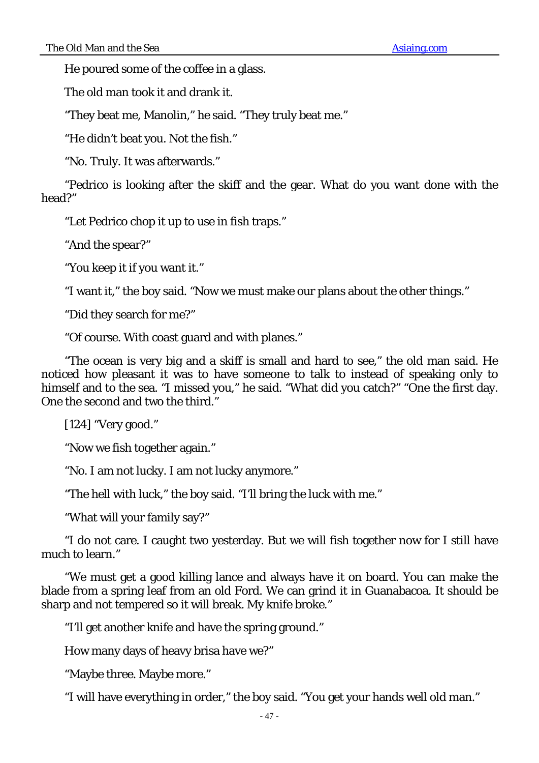He poured some of the coffee in a glass.

The old man took it and drank it.

“They beat me, Manolin,” he said. “They truly beat me.”

“He didn’t beat you. Not the fish.”

“No. Truly. It was afterwards.”

“Pedrico is looking after the skiff and the gear. What do you want done with the head?”

“Let Pedrico chop it up to use in fish traps.”

“And the spear?”

“You keep it if you want it.”

“I want it,” the boy said. “Now we must make our plans about the other things.”

“Did they search for me?”

“Of course. With coast guard and with planes.”

“The ocean is very big and a skiff is small and hard to see,” the old man said. He noticed how pleasant it was to have someone to talk to instead of speaking only to himself and to the sea. “I missed you,” he said. “What did you catch?” “One the first day. One the second and two the third.”

[124] “Very good.”

“Now we fish together again.”

“No. I am not lucky. I am not lucky anymore.”

“The hell with luck,” the boy said. “I’ll bring the luck with me.”

“What will your family say?”

“I do not care. I caught two yesterday. But we will fish together now for I still have much to learn.”

“We must get a good killing lance and always have it on board. You can make the blade from a spring leaf from an old Ford. We can grind it in Guanabacoa. It should be sharp and not tempered so it will break. My knife broke.”

“I’ll get another knife and have the spring ground.”

How many days of heavy brisa have we?”

“Maybe three. Maybe more.”

“I will have everything in order,” the boy said. “You get your hands well old man.”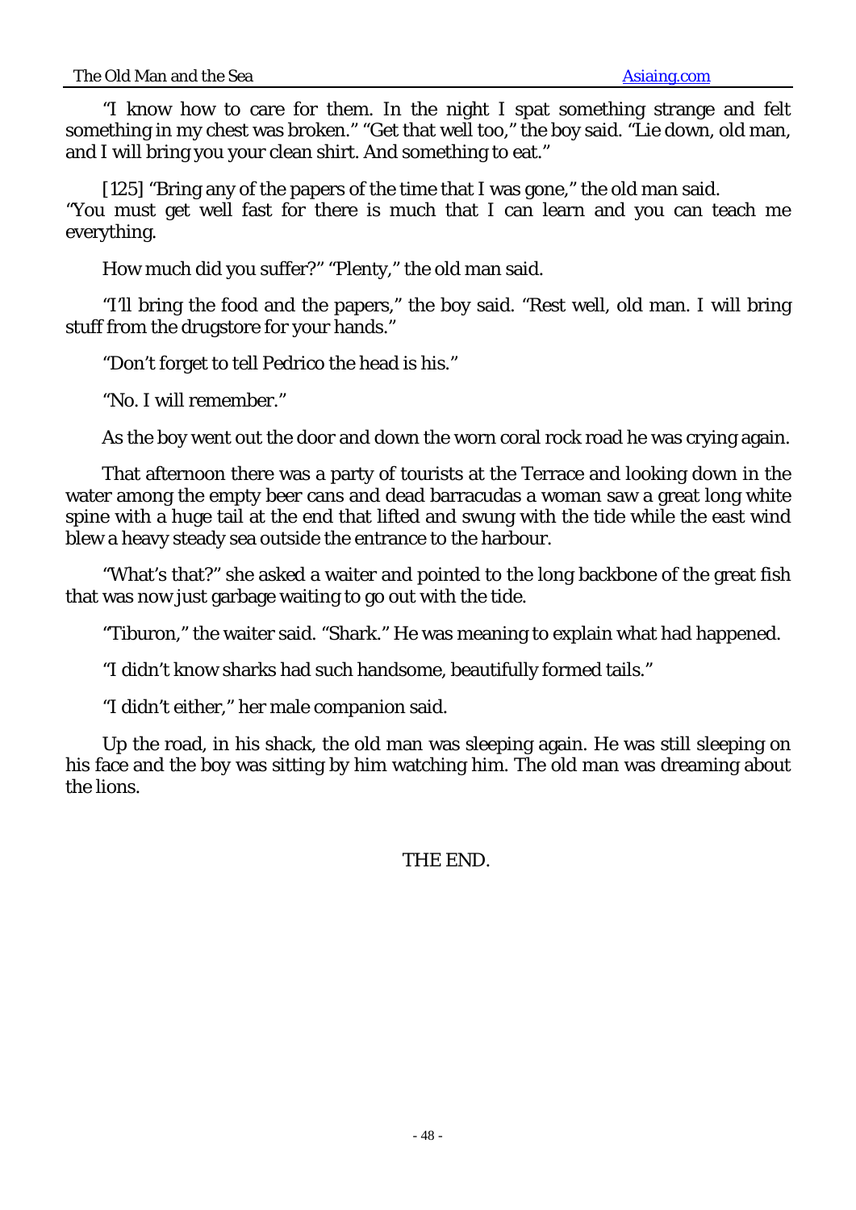"I know how to care for them. In the night I spat something strange and felt something in my chest was broken." "Get that well too," the boy said. "Lie down, old man, and I will bring you your clean shirt. And something to eat."

[125] "Bring any of the papers of the time that I was gone," the old man said. "You must get well fast for there is much that I can learn and you can teach me everything.

How much did you suffer?" "Plenty," the old man said.

"I'll bring the food and the papers," the boy said. "Rest well, old man. I will bring stuff from the drugstore for your hands."

"Don't forget to tell Pedrico the head is his."

"No. I will remember."

As the boy went out the door and down the worn coral rock road he was crying again.

That afternoon there was a party of tourists at the Terrace and looking down in the water among the empty beer cans and dead barracudas a woman saw a great long white spine with a huge tail at the end that lifted and swung with the tide while the east wind blew a heavy steady sea outside the entrance to the harbour.

"What's that?" she asked a waiter and pointed to the long backbone of the great fish that was now just garbage waiting to go out with the tide.

"Tiburon," the waiter said. "Shark." He was meaning to explain what had happened.

"I didn't know sharks had such handsome, beautifully formed tails."

"I didn't either," her male companion said.

Up the road, in his shack, the old man was sleeping again. He was still sleeping on his face and the boy was sitting by him watching him. The old man was dreaming about the lions.

THE END.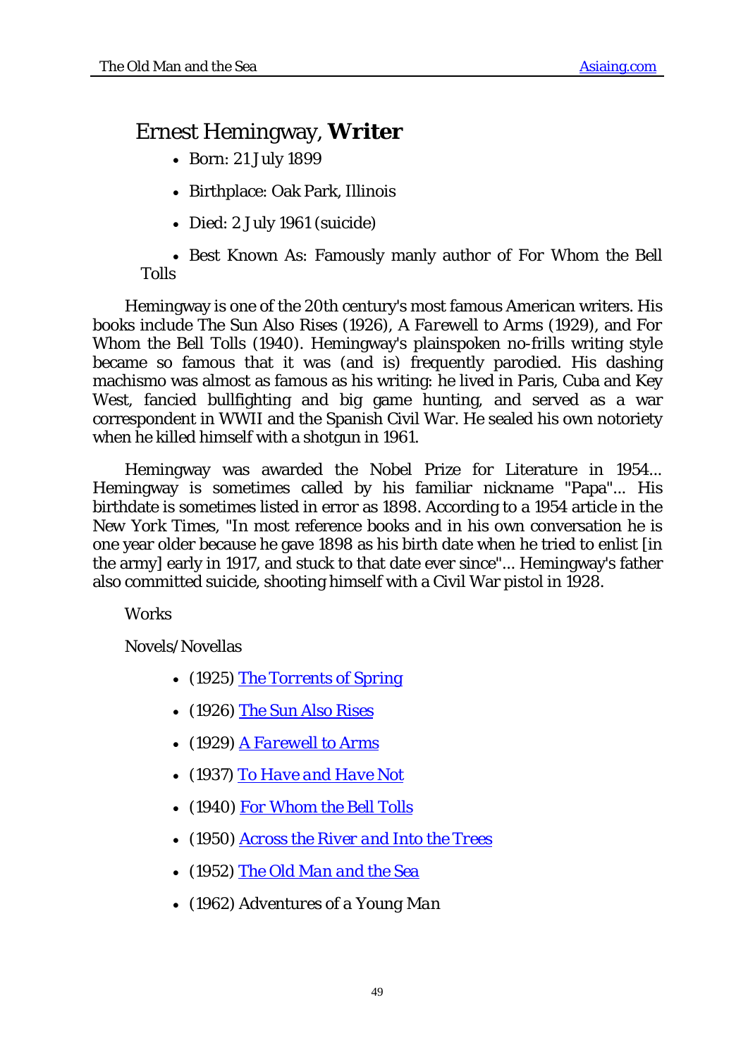# Ernest Hemingway, **Writer**

- Born: 21 July 1899
- Birthplace: Oak Park, Illinois
- Died: 2 July 1961 (suicide)
- Best Known As: Famously manly author of For Whom the Bell Tolls

Hemingway is one of the 20th century's most famous American writers. His books include The Sun Also Rises (1926), *A Farewell to Arms* (1929), and For Whom the Bell Tolls (1940). Hemingway's plainspoken no-frills writing style became so famous that it was (and is) frequently parodied. His dashing machismo was almost as famous as his writing: he lived in Paris, Cuba and Key West, fancied bullfighting and big game hunting, and served as a war correspondent in WWII and the Spanish Civil War. He sealed his own notoriety when he killed himself with a shotgun in 1961.

Hemingway was awarded the Nobel Prize for Literature in 1954... Hemingway is sometimes called by his familiar nickname "Papa"... His birthdate is sometimes listed in error as 1898. According to a 1954 article in the New York Times, "In most reference books and in his own conversation he is one year older because he gave 1898 as his birth date when he tried to enlist [in the army] early in 1917, and stuck to that date ever since"... Hemingway's father also committed suicide, shooting himself with a Civil War pistol in 1928.

Works

Novels/Novellas

- (1925) The Torrents of Spring
- (1926) The Sun Also Rises
- (1929) *A Farewell to Arms*
- (1937) *To Have and Have Not*
- (1940) For Whom the Bell Tolls
- (1950) *Across the River and Into the Trees*
- (1952) *The Old Man and the Sea*
- (1962) Adventures of a Young *Man*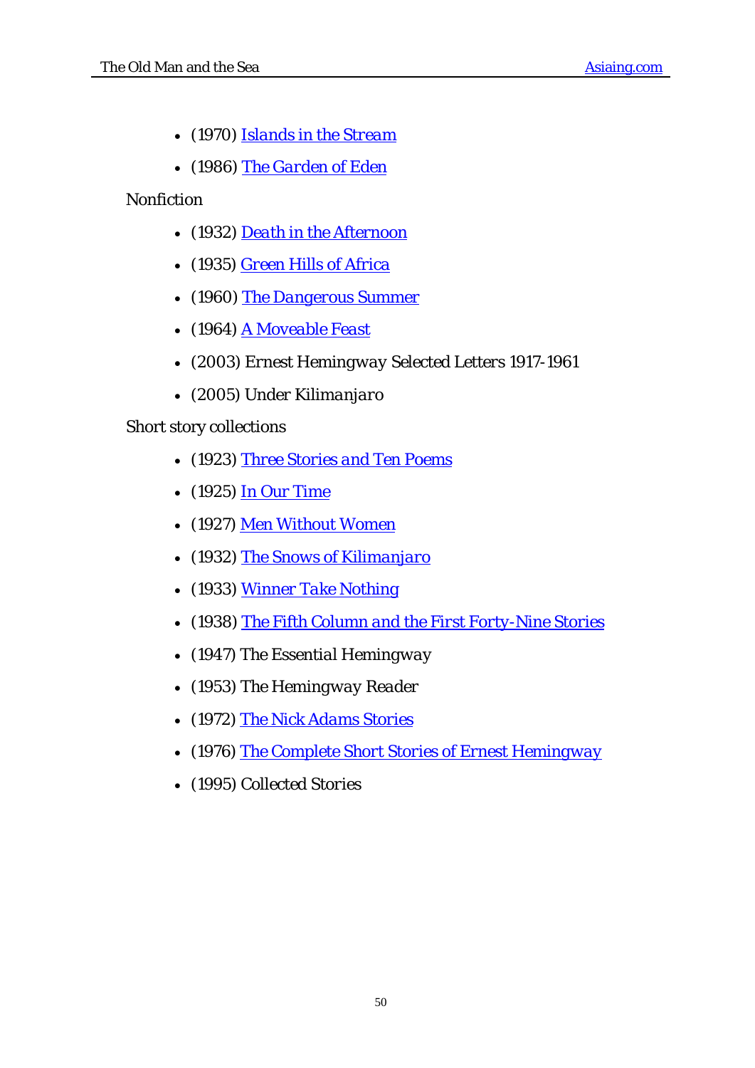- (1970) *Islands in the Stream*
- (1986) *The Garden of Eden*

Nonfiction

- (1932) *Death in the Afternoon*
- (1935) *Green Hills of Africa*
- (1960) *The Dangerous Summer*
- (1964) *A Moveable Feast*
- (2003) Ernest Hemingway Selected Letters 1917-1961
- (2005) Under Kilimanjaro

Short story collections

- (1923) *Three Stories and Ten Poems*
- (1925) *In Our Time*
- (1927) *Men Without Women*
- (1932) *The Snows of Kilimanjaro*
- (1933) *Winner Take Nothing*
- (1938) *The Fifth Column and the First Forty-Nine Stories*
- (1947) The Essential Hemingway
- (1953) The Hemingway Reader
- (1972) *The Nick Adams Stories*
- (1976) *The Complete Short Stories of Ernest Hemingway*
- (1995) Collected Stories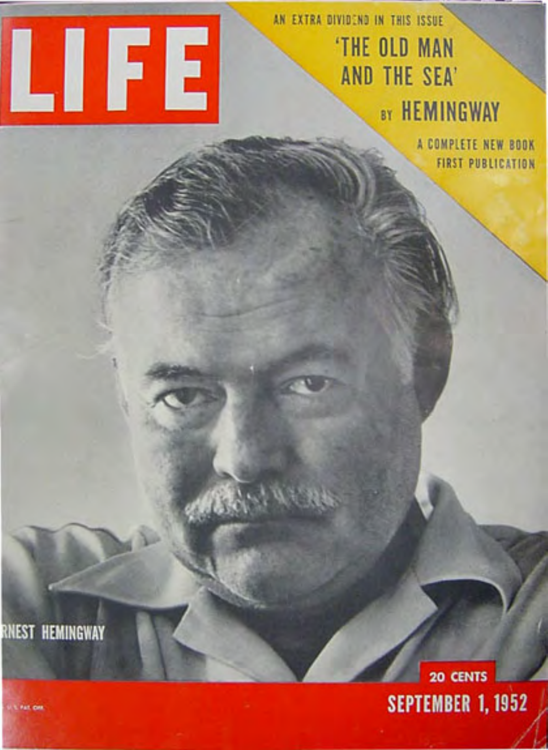# LIFE

AN EXTRA DIVIDEND IN THIS ISSUE

## 'THE OLD MAN AND THE SEA'

BY HEMINGWAY

A COMPLETE NEW BOOK
FIRST PUBLICATION

RNEST HEMINGWAY

20 CENTS

SEPTEMBER 1, 1952